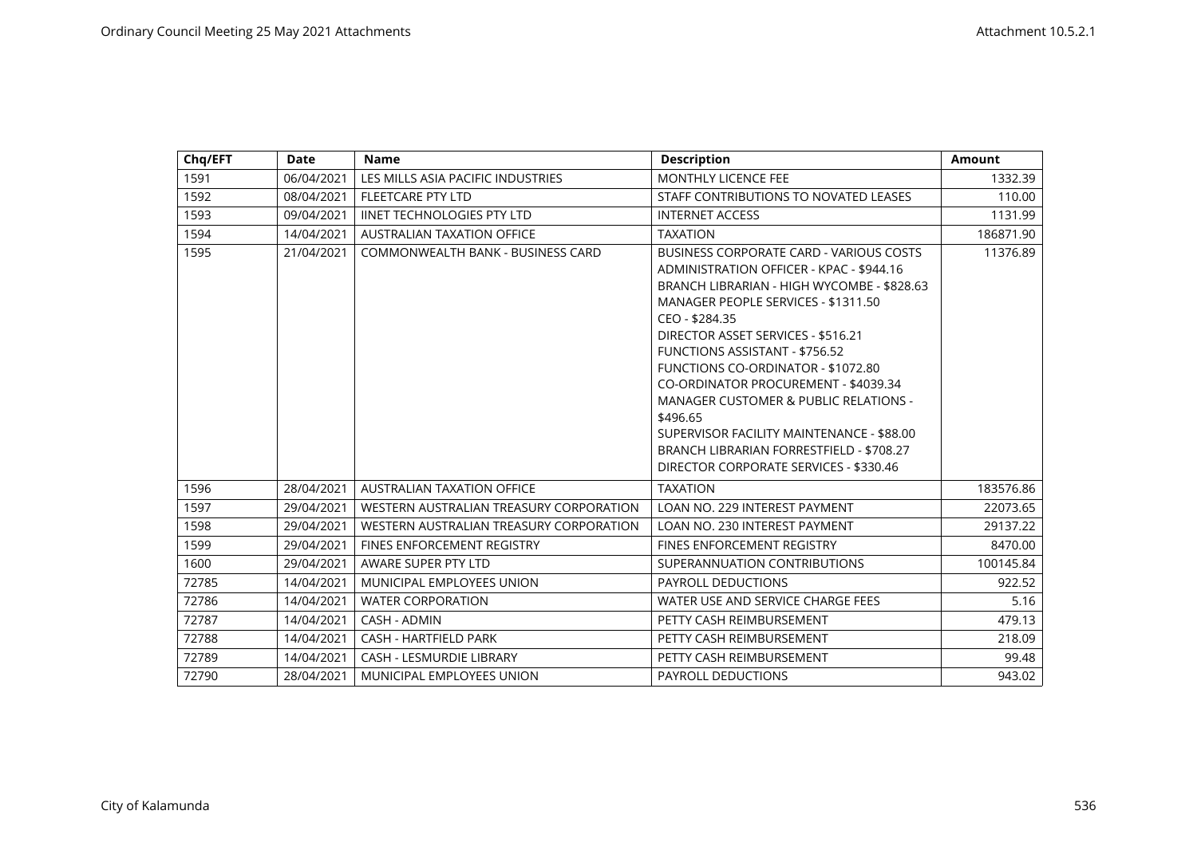| Chq/EFT | Date | Name | Description | Amount |
|---|---|---|---|---|
| 1591 | 06/04/2021 | LES MILLS ASIA PACIFIC INDUSTRIES | MONTHLY LICENCE FEE | 1332.39 |
| 1592 | 08/04/2021 | FLEETCARE PTY LTD | STAFF CONTRIBUTIONS TO NOVATED LEASES | 110.00 |
| 1593 | 09/04/2021 | IINET TECHNOLOGIES PTY LTD | INTERNET ACCESS | 1131.99 |
| 1594 | 14/04/2021 | AUSTRALIAN TAXATION OFFICE | TAXATION | 186871.90 |
| 1595 | 21/04/2021 | COMMONWEALTH BANK - BUSINESS CARD | BUSINESS CORPORATE CARD - VARIOUS COSTS<br>ADMINISTRATION OFFICER - KPAC - $944.16<br>BRANCH LIBRARIAN - HIGH WYCOMBE - $828.63<br>MANAGER PEOPLE SERVICES - $1311.50<br>CEO - $284.35<br>DIRECTOR ASSET SERVICES - $516.21<br>FUNCTIONS ASSISTANT - $756.52<br>FUNCTIONS CO-ORDINATOR - $1072.80<br>CO-ORDINATOR PROCUREMENT - $4039.34<br>MANAGER CUSTOMER & PUBLIC RELATIONS - $496.65<br>SUPERVISOR FACILITY MAINTENANCE - $88.00<br>BRANCH LIBRARIAN FORRESTFIELD - $708.27<br>DIRECTOR CORPORATE SERVICES - $330.46 | 11376.89 |
| 1596 | 28/04/2021 | AUSTRALIAN TAXATION OFFICE | TAXATION | 183576.86 |
| 1597 | 29/04/2021 | WESTERN AUSTRALIAN TREASURY CORPORATION | LOAN NO. 229 INTEREST PAYMENT | 22073.65 |
| 1598 | 29/04/2021 | WESTERN AUSTRALIAN TREASURY CORPORATION | LOAN NO. 230 INTEREST PAYMENT | 29137.22 |
| 1599 | 29/04/2021 | FINES ENFORCEMENT REGISTRY | FINES ENFORCEMENT REGISTRY | 8470.00 |
| 1600 | 29/04/2021 | AWARE SUPER PTY LTD | SUPERANNUATION CONTRIBUTIONS | 100145.84 |
| 72785 | 14/04/2021 | MUNICIPAL EMPLOYEES UNION | PAYROLL DEDUCTIONS | 922.52 |
| 72786 | 14/04/2021 | WATER CORPORATION | WATER USE AND SERVICE CHARGE FEES | 5.16 |
| 72787 | 14/04/2021 | CASH - ADMIN | PETTY CASH REIMBURSEMENT | 479.13 |
| 72788 | 14/04/2021 | CASH - HARTFIELD PARK | PETTY CASH REIMBURSEMENT | 218.09 |
| 72789 | 14/04/2021 | CASH - LESMURDIE LIBRARY | PETTY CASH REIMBURSEMENT | 99.48 |
| 72790 | 28/04/2021 | MUNICIPAL EMPLOYEES UNION | PAYROLL DEDUCTIONS | 943.02 |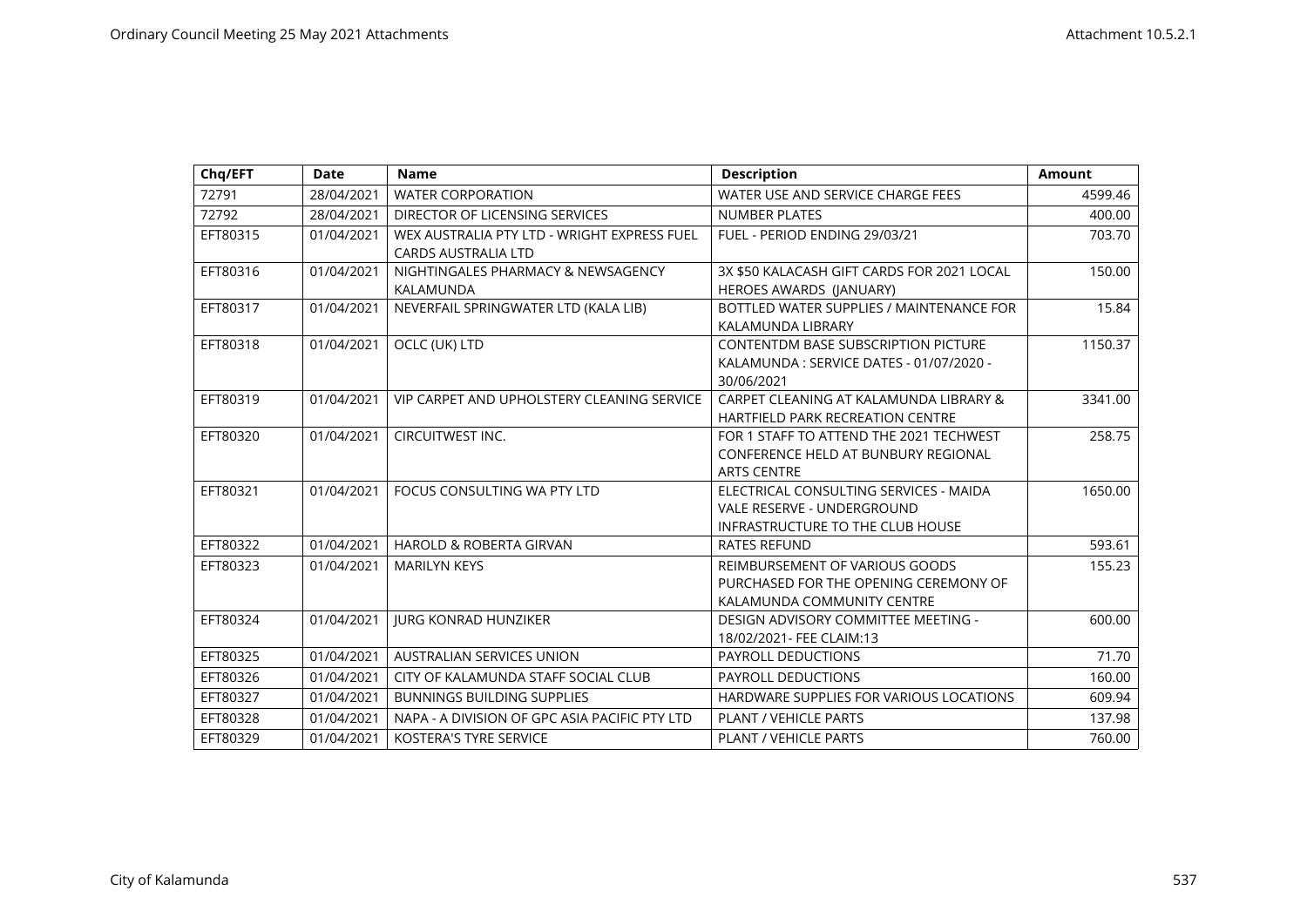| Chq/EFT | Date | Name | Description | Amount |
|---|---|---|---|---|
| 72791 | 28/04/2021 | WATER CORPORATION | WATER USE AND SERVICE CHARGE FEES | 4599.46 |
| 72792 | 28/04/2021 | DIRECTOR OF LICENSING SERVICES | NUMBER PLATES | 400.00 |
| EFT80315 | 01/04/2021 | WEX AUSTRALIA PTY LTD - WRIGHT EXPRESS FUEL CARDS AUSTRALIA LTD | FUEL - PERIOD ENDING 29/03/21 | 703.70 |
| EFT80316 | 01/04/2021 | NIGHTINGALES PHARMACY & NEWSAGENCY KALAMUNDA | 3X $50 KALACASH GIFT CARDS FOR 2021 LOCAL HEROES AWARDS (JANUARY) | 150.00 |
| EFT80317 | 01/04/2021 | NEVERFAIL SPRINGWATER LTD (KALA LIB) | BOTTLED WATER SUPPLIES / MAINTENANCE FOR KALAMUNDA LIBRARY | 15.84 |
| EFT80318 | 01/04/2021 | OCLC (UK) LTD | CONTENTDM BASE SUBSCRIPTION PICTURE KALAMUNDA : SERVICE DATES - 01/07/2020 - 30/06/2021 | 1150.37 |
| EFT80319 | 01/04/2021 | VIP CARPET AND UPHOLSTERY CLEANING SERVICE | CARPET CLEANING AT KALAMUNDA LIBRARY & HARTFIELD PARK RECREATION CENTRE | 3341.00 |
| EFT80320 | 01/04/2021 | CIRCUITWEST INC. | FOR 1 STAFF TO ATTEND THE 2021 TECHWEST CONFERENCE HELD AT BUNBURY REGIONAL ARTS CENTRE | 258.75 |
| EFT80321 | 01/04/2021 | FOCUS CONSULTING WA PTY LTD | ELECTRICAL CONSULTING SERVICES - MAIDA VALE RESERVE - UNDERGROUND INFRASTRUCTURE TO THE CLUB HOUSE | 1650.00 |
| EFT80322 | 01/04/2021 | HAROLD & ROBERTA GIRVAN | RATES REFUND | 593.61 |
| EFT80323 | 01/04/2021 | MARILYN KEYS | REIMBURSEMENT OF VARIOUS GOODS PURCHASED FOR THE OPENING CEREMONY OF KALAMUNDA COMMUNITY CENTRE | 155.23 |
| EFT80324 | 01/04/2021 | JURG KONRAD HUNZIKER | DESIGN ADVISORY COMMITTEE MEETING - 18/02/2021- FEE CLAIM:13 | 600.00 |
| EFT80325 | 01/04/2021 | AUSTRALIAN SERVICES UNION | PAYROLL DEDUCTIONS | 71.70 |
| EFT80326 | 01/04/2021 | CITY OF KALAMUNDA STAFF SOCIAL CLUB | PAYROLL DEDUCTIONS | 160.00 |
| EFT80327 | 01/04/2021 | BUNNINGS BUILDING SUPPLIES | HARDWARE SUPPLIES FOR VARIOUS LOCATIONS | 609.94 |
| EFT80328 | 01/04/2021 | NAPA - A DIVISION OF GPC ASIA PACIFIC PTY LTD | PLANT / VEHICLE PARTS | 137.98 |
| EFT80329 | 01/04/2021 | KOSTERA'S TYRE SERVICE | PLANT / VEHICLE PARTS | 760.00 |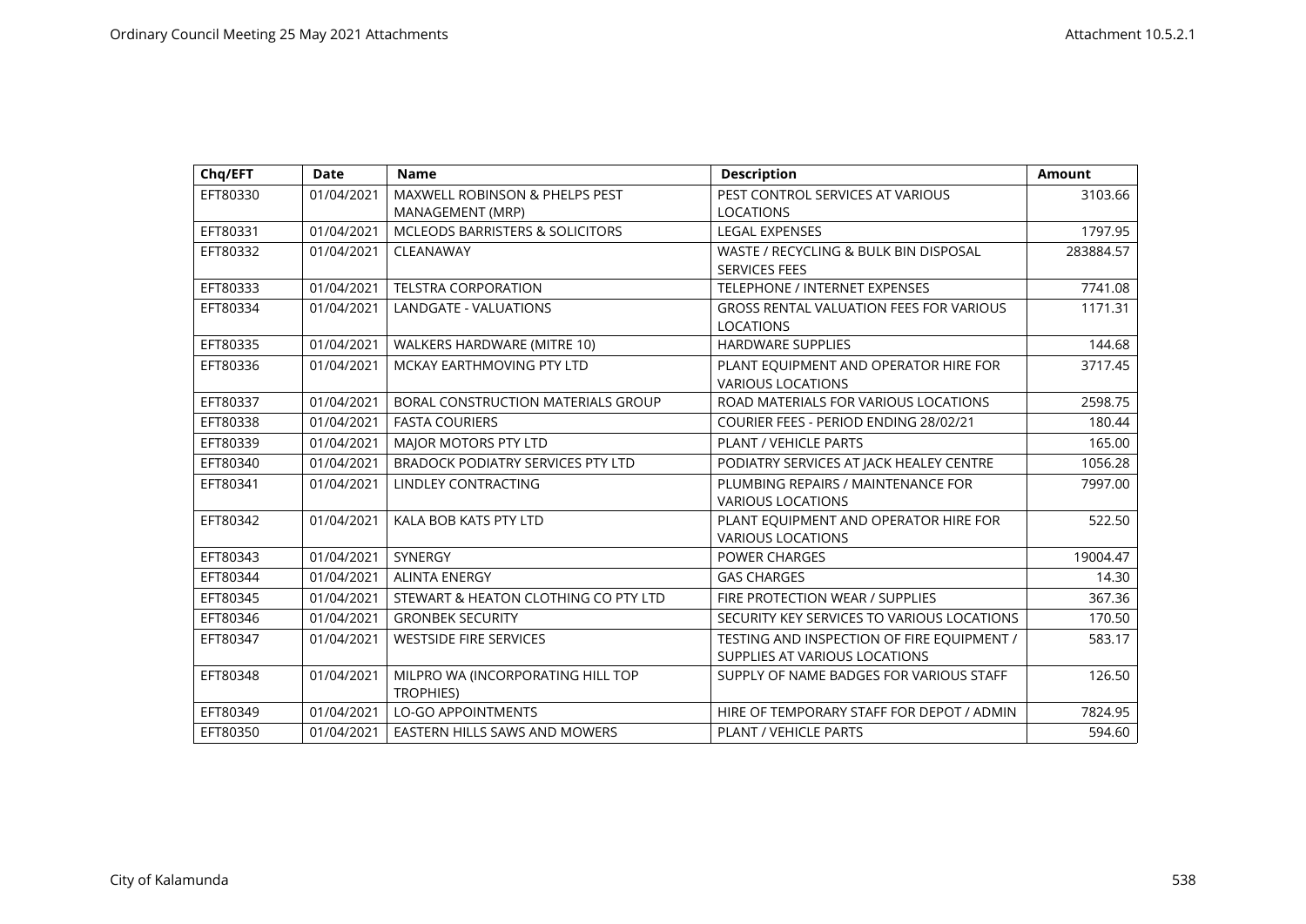| Chq/EFT | Date | Name | Description | Amount |
|---|---|---|---|---|
| EFT80330 | 01/04/2021 | MAXWELL ROBINSON & PHELPS PEST MANAGEMENT (MRP) | PEST CONTROL SERVICES AT VARIOUS LOCATIONS | 3103.66 |
| EFT80331 | 01/04/2021 | MCLEODS BARRISTERS & SOLICITORS | LEGAL EXPENSES | 1797.95 |
| EFT80332 | 01/04/2021 | CLEANAWAY | WASTE / RECYCLING & BULK BIN DISPOSAL SERVICES FEES | 283884.57 |
| EFT80333 | 01/04/2021 | TELSTRA CORPORATION | TELEPHONE / INTERNET EXPENSES | 7741.08 |
| EFT80334 | 01/04/2021 | LANDGATE - VALUATIONS | GROSS RENTAL VALUATION FEES FOR VARIOUS LOCATIONS | 1171.31 |
| EFT80335 | 01/04/2021 | WALKERS HARDWARE (MITRE 10) | HARDWARE SUPPLIES | 144.68 |
| EFT80336 | 01/04/2021 | MCKAY EARTHMOVING PTY LTD | PLANT EQUIPMENT AND OPERATOR HIRE FOR VARIOUS LOCATIONS | 3717.45 |
| EFT80337 | 01/04/2021 | BORAL CONSTRUCTION MATERIALS GROUP | ROAD MATERIALS FOR VARIOUS LOCATIONS | 2598.75 |
| EFT80338 | 01/04/2021 | FASTA COURIERS | COURIER FEES - PERIOD ENDING 28/02/21 | 180.44 |
| EFT80339 | 01/04/2021 | MAJOR MOTORS PTY LTD | PLANT / VEHICLE PARTS | 165.00 |
| EFT80340 | 01/04/2021 | BRADOCK PODIATRY SERVICES PTY LTD | PODIATRY SERVICES AT JACK HEALEY CENTRE | 1056.28 |
| EFT80341 | 01/04/2021 | LINDLEY CONTRACTING | PLUMBING REPAIRS / MAINTENANCE FOR VARIOUS LOCATIONS | 7997.00 |
| EFT80342 | 01/04/2021 | KALA BOB KATS PTY LTD | PLANT EQUIPMENT AND OPERATOR HIRE FOR VARIOUS LOCATIONS | 522.50 |
| EFT80343 | 01/04/2021 | SYNERGY | POWER CHARGES | 19004.47 |
| EFT80344 | 01/04/2021 | ALINTA ENERGY | GAS CHARGES | 14.30 |
| EFT80345 | 01/04/2021 | STEWART & HEATON CLOTHING CO PTY LTD | FIRE PROTECTION WEAR / SUPPLIES | 367.36 |
| EFT80346 | 01/04/2021 | GRONBEK SECURITY | SECURITY KEY SERVICES TO VARIOUS LOCATIONS | 170.50 |
| EFT80347 | 01/04/2021 | WESTSIDE FIRE SERVICES | TESTING AND INSPECTION OF FIRE EQUIPMENT / SUPPLIES AT VARIOUS LOCATIONS | 583.17 |
| EFT80348 | 01/04/2021 | MILPRO WA (INCORPORATING HILL TOP TROPHIES) | SUPPLY OF NAME BADGES FOR VARIOUS STAFF | 126.50 |
| EFT80349 | 01/04/2021 | LO-GO APPOINTMENTS | HIRE OF TEMPORARY STAFF FOR DEPOT / ADMIN | 7824.95 |
| EFT80350 | 01/04/2021 | EASTERN HILLS SAWS AND MOWERS | PLANT / VEHICLE PARTS | 594.60 |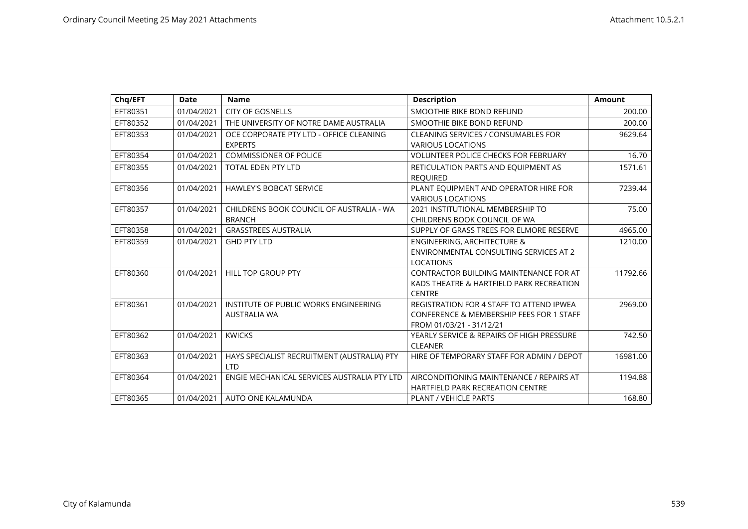| Chq/EFT | Date | Name | Description | Amount |
|---|---|---|---|---|
| EFT80351 | 01/04/2021 | CITY OF GOSNELLS | SMOOTHIE BIKE BOND REFUND | 200.00 |
| EFT80352 | 01/04/2021 | THE UNIVERSITY OF NOTRE DAME AUSTRALIA | SMOOTHIE BIKE BOND REFUND | 200.00 |
| EFT80353 | 01/04/2021 | OCE CORPORATE PTY LTD - OFFICE CLEANING EXPERTS | CLEANING SERVICES / CONSUMABLES FOR VARIOUS LOCATIONS | 9629.64 |
| EFT80354 | 01/04/2021 | COMMISSIONER OF POLICE | VOLUNTEER POLICE CHECKS FOR FEBRUARY | 16.70 |
| EFT80355 | 01/04/2021 | TOTAL EDEN PTY LTD | RETICULATION PARTS AND EQUIPMENT AS REQUIRED | 1571.61 |
| EFT80356 | 01/04/2021 | HAWLEY'S BOBCAT SERVICE | PLANT EQUIPMENT AND OPERATOR HIRE FOR VARIOUS LOCATIONS | 7239.44 |
| EFT80357 | 01/04/2021 | CHILDRENS BOOK COUNCIL OF AUSTRALIA - WA BRANCH | 2021 INSTITUTIONAL MEMBERSHIP TO CHILDRENS BOOK COUNCIL OF WA | 75.00 |
| EFT80358 | 01/04/2021 | GRASSTREES AUSTRALIA | SUPPLY OF GRASS TREES FOR ELMORE RESERVE | 4965.00 |
| EFT80359 | 01/04/2021 | GHD PTY LTD | ENGINEERING, ARCHITECTURE & ENVIRONMENTAL CONSULTING SERVICES AT 2 LOCATIONS | 1210.00 |
| EFT80360 | 01/04/2021 | HILL TOP GROUP PTY | CONTRACTOR BUILDING MAINTENANCE FOR AT KADS THEATRE & HARTFIELD PARK RECREATION CENTRE | 11792.66 |
| EFT80361 | 01/04/2021 | INSTITUTE OF PUBLIC WORKS ENGINEERING AUSTRALIA WA | REGISTRATION FOR 4 STAFF TO ATTEND IPWEA CONFERENCE & MEMBERSHIP FEES FOR 1 STAFF FROM 01/03/21 - 31/12/21 | 2969.00 |
| EFT80362 | 01/04/2021 | KWICKS | YEARLY SERVICE & REPAIRS OF HIGH PRESSURE CLEANER | 742.50 |
| EFT80363 | 01/04/2021 | HAYS SPECIALIST RECRUITMENT (AUSTRALIA) PTY LTD | HIRE OF TEMPORARY STAFF FOR ADMIN / DEPOT | 16981.00 |
| EFT80364 | 01/04/2021 | ENGIE MECHANICAL SERVICES AUSTRALIA PTY LTD | AIRCONDITIONING MAINTENANCE / REPAIRS AT HARTFIELD PARK RECREATION CENTRE | 1194.88 |
| EFT80365 | 01/04/2021 | AUTO ONE KALAMUNDA | PLANT / VEHICLE PARTS | 168.80 |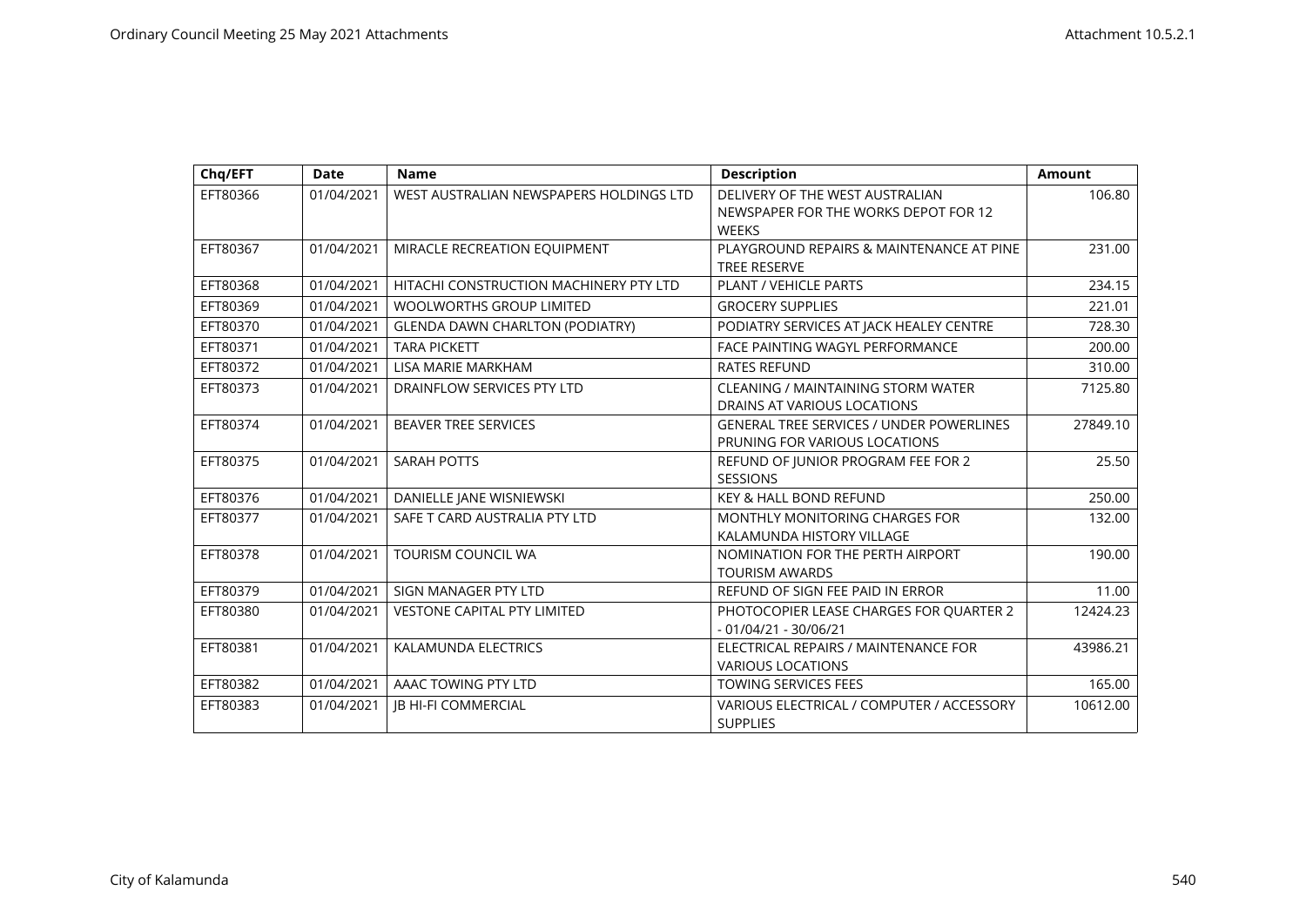| Chq/EFT | Date | Name | Description | Amount |
|---|---|---|---|---|
| EFT80366 | 01/04/2021 | WEST AUSTRALIAN NEWSPAPERS HOLDINGS LTD | DELIVERY OF THE WEST AUSTRALIAN NEWSPAPER FOR THE WORKS DEPOT FOR 12 WEEKS | 106.80 |
| EFT80367 | 01/04/2021 | MIRACLE RECREATION EQUIPMENT | PLAYGROUND REPAIRS & MAINTENANCE AT PINE TREE RESERVE | 231.00 |
| EFT80368 | 01/04/2021 | HITACHI CONSTRUCTION MACHINERY PTY LTD | PLANT / VEHICLE PARTS | 234.15 |
| EFT80369 | 01/04/2021 | WOOLWORTHS GROUP LIMITED | GROCERY SUPPLIES | 221.01 |
| EFT80370 | 01/04/2021 | GLENDA DAWN CHARLTON (PODIATRY) | PODIATRY SERVICES AT JACK HEALEY CENTRE | 728.30 |
| EFT80371 | 01/04/2021 | TARA PICKETT | FACE PAINTING WAGYL PERFORMANCE | 200.00 |
| EFT80372 | 01/04/2021 | LISA MARIE MARKHAM | RATES REFUND | 310.00 |
| EFT80373 | 01/04/2021 | DRAINFLOW SERVICES PTY LTD | CLEANING / MAINTAINING STORM WATER DRAINS AT VARIOUS LOCATIONS | 7125.80 |
| EFT80374 | 01/04/2021 | BEAVER TREE SERVICES | GENERAL TREE SERVICES / UNDER POWERLINES PRUNING FOR VARIOUS LOCATIONS | 27849.10 |
| EFT80375 | 01/04/2021 | SARAH POTTS | REFUND OF JUNIOR PROGRAM FEE FOR 2 SESSIONS | 25.50 |
| EFT80376 | 01/04/2021 | DANIELLE JANE WISNIEWSKI | KEY & HALL BOND REFUND | 250.00 |
| EFT80377 | 01/04/2021 | SAFE T CARD AUSTRALIA PTY LTD | MONTHLY MONITORING CHARGES FOR KALAMUNDA HISTORY VILLAGE | 132.00 |
| EFT80378 | 01/04/2021 | TOURISM COUNCIL WA | NOMINATION FOR THE PERTH AIRPORT TOURISM AWARDS | 190.00 |
| EFT80379 | 01/04/2021 | SIGN MANAGER PTY LTD | REFUND OF SIGN FEE PAID IN ERROR | 11.00 |
| EFT80380 | 01/04/2021 | VESTONE CAPITAL PTY LIMITED | PHOTOCOPIER LEASE CHARGES FOR QUARTER 2 - 01/04/21 - 30/06/21 | 12424.23 |
| EFT80381 | 01/04/2021 | KALAMUNDA ELECTRICS | ELECTRICAL REPAIRS / MAINTENANCE FOR VARIOUS LOCATIONS | 43986.21 |
| EFT80382 | 01/04/2021 | AAAC TOWING PTY LTD | TOWING SERVICES FEES | 165.00 |
| EFT80383 | 01/04/2021 | JB HI-FI COMMERCIAL | VARIOUS ELECTRICAL / COMPUTER / ACCESSORY SUPPLIES | 10612.00 |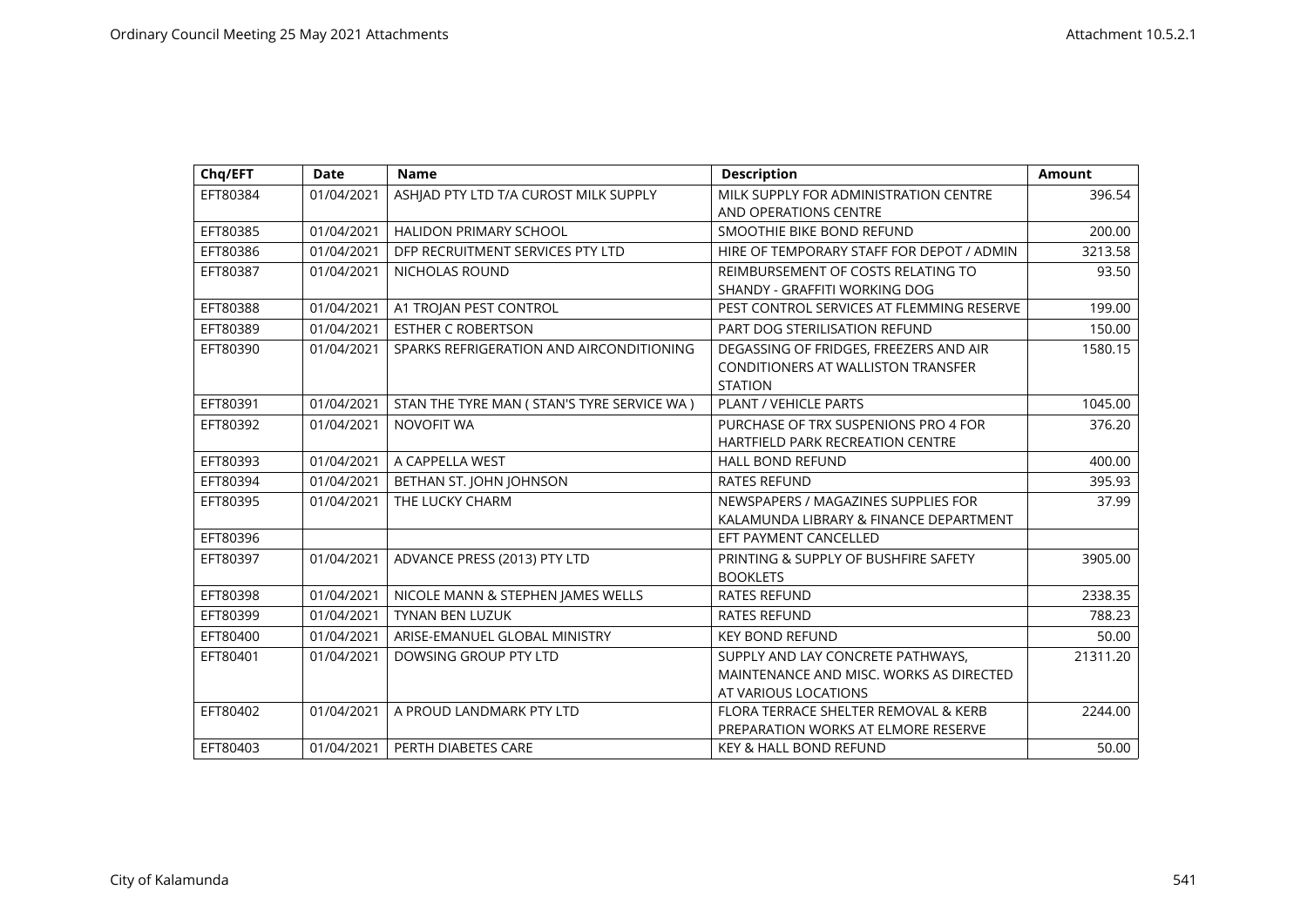| Chq/EFT | Date | Name | Description | Amount |
|---|---|---|---|---|
| EFT80384 | 01/04/2021 | ASHJAD PTY LTD T/A CUROST MILK SUPPLY | MILK SUPPLY FOR ADMINISTRATION CENTRE AND OPERATIONS CENTRE | 396.54 |
| EFT80385 | 01/04/2021 | HALIDON PRIMARY SCHOOL | SMOOTHIE BIKE BOND REFUND | 200.00 |
| EFT80386 | 01/04/2021 | DFP RECRUITMENT SERVICES PTY LTD | HIRE OF TEMPORARY STAFF FOR DEPOT / ADMIN | 3213.58 |
| EFT80387 | 01/04/2021 | NICHOLAS ROUND | REIMBURSEMENT OF COSTS RELATING TO SHANDY - GRAFFITI WORKING DOG | 93.50 |
| EFT80388 | 01/04/2021 | A1 TROJAN PEST CONTROL | PEST CONTROL SERVICES AT FLEMMING RESERVE | 199.00 |
| EFT80389 | 01/04/2021 | ESTHER C ROBERTSON | PART DOG STERILISATION REFUND | 150.00 |
| EFT80390 | 01/04/2021 | SPARKS REFRIGERATION AND AIRCONDITIONING | DEGASSING OF FRIDGES, FREEZERS AND AIR CONDITIONERS AT WALLISTON TRANSFER STATION | 1580.15 |
| EFT80391 | 01/04/2021 | STAN THE TYRE MAN ( STAN'S TYRE SERVICE WA ) | PLANT / VEHICLE PARTS | 1045.00 |
| EFT80392 | 01/04/2021 | NOVOFIT WA | PURCHASE OF TRX SUSPENIONS PRO 4 FOR HARTFIELD PARK RECREATION CENTRE | 376.20 |
| EFT80393 | 01/04/2021 | A CAPPELLA WEST | HALL BOND REFUND | 400.00 |
| EFT80394 | 01/04/2021 | BETHAN ST. JOHN JOHNSON | RATES REFUND | 395.93 |
| EFT80395 | 01/04/2021 | THE LUCKY CHARM | NEWSPAPERS / MAGAZINES SUPPLIES FOR KALAMUNDA LIBRARY & FINANCE DEPARTMENT | 37.99 |
| EFT80396 | | | EFT PAYMENT CANCELLED | |
| EFT80397 | 01/04/2021 | ADVANCE PRESS (2013) PTY LTD | PRINTING & SUPPLY OF BUSHFIRE SAFETY BOOKLETS | 3905.00 |
| EFT80398 | 01/04/2021 | NICOLE MANN & STEPHEN JAMES WELLS | RATES REFUND | 2338.35 |
| EFT80399 | 01/04/2021 | TYNAN BEN LUZUK | RATES REFUND | 788.23 |
| EFT80400 | 01/04/2021 | ARISE-EMANUEL GLOBAL MINISTRY | KEY BOND REFUND | 50.00 |
| EFT80401 | 01/04/2021 | DOWSING GROUP PTY LTD | SUPPLY AND LAY CONCRETE PATHWAYS, MAINTENANCE AND MISC. WORKS AS DIRECTED AT VARIOUS LOCATIONS | 21311.20 |
| EFT80402 | 01/04/2021 | A PROUD LANDMARK PTY LTD | FLORA TERRACE SHELTER REMOVAL & KERB PREPARATION WORKS AT ELMORE RESERVE | 2244.00 |
| EFT80403 | 01/04/2021 | PERTH DIABETES CARE | KEY & HALL BOND REFUND | 50.00 |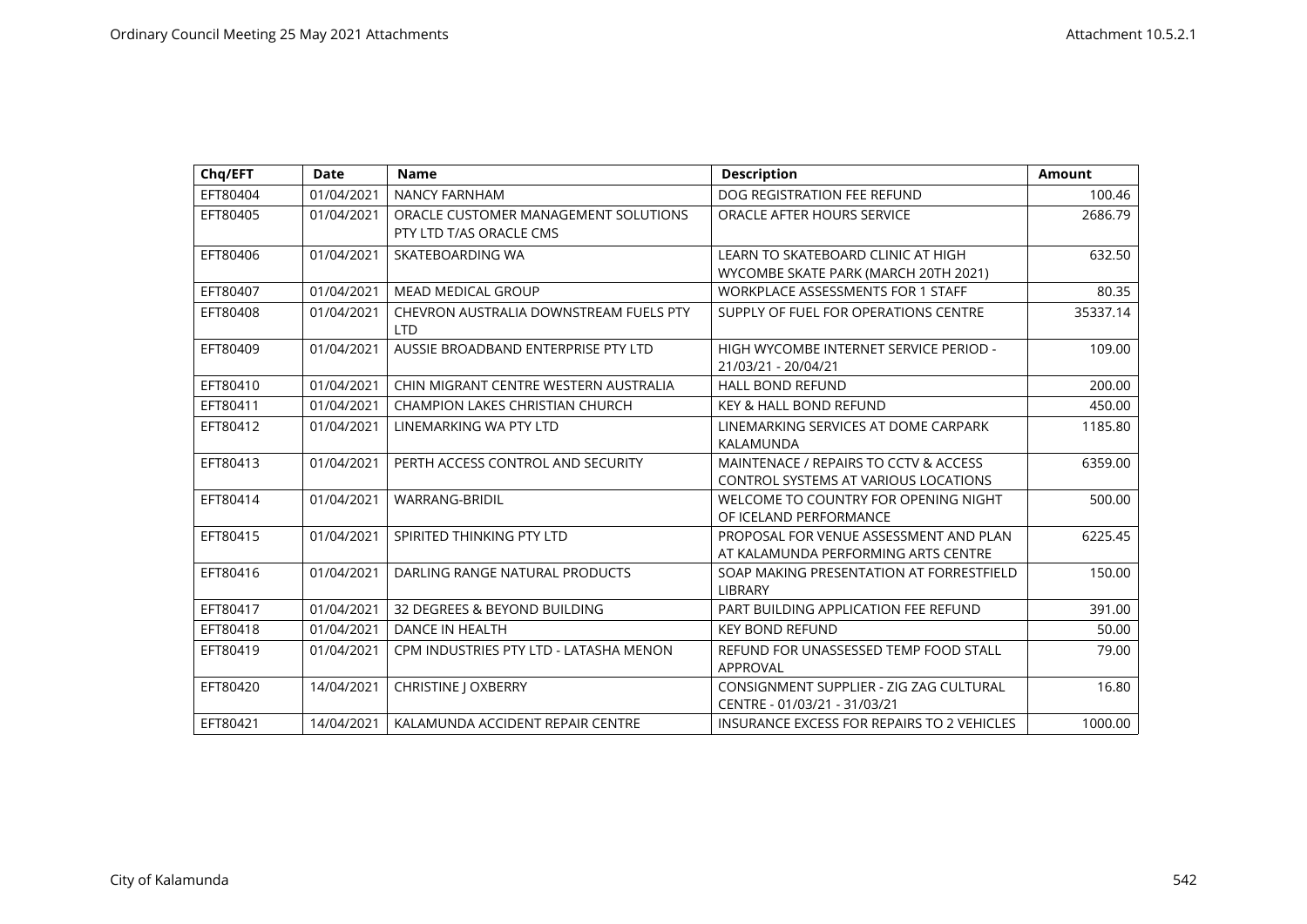| Chq/EFT | Date | Name | Description | Amount |
|---|---|---|---|---|
| EFT80404 | 01/04/2021 | NANCY FARNHAM | DOG REGISTRATION FEE REFUND | 100.46 |
| EFT80405 | 01/04/2021 | ORACLE CUSTOMER MANAGEMENT SOLUTIONS PTY LTD T/AS ORACLE CMS | ORACLE AFTER HOURS SERVICE | 2686.79 |
| EFT80406 | 01/04/2021 | SKATEBOARDING WA | LEARN TO SKATEBOARD CLINIC AT HIGH WYCOMBE SKATE PARK (MARCH 20TH 2021) | 632.50 |
| EFT80407 | 01/04/2021 | MEAD MEDICAL GROUP | WORKPLACE ASSESSMENTS FOR 1 STAFF | 80.35 |
| EFT80408 | 01/04/2021 | CHEVRON AUSTRALIA DOWNSTREAM FUELS PTY LTD | SUPPLY OF FUEL FOR OPERATIONS CENTRE | 35337.14 |
| EFT80409 | 01/04/2021 | AUSSIE BROADBAND ENTERPRISE PTY LTD | HIGH WYCOMBE INTERNET SERVICE PERIOD - 21/03/21 - 20/04/21 | 109.00 |
| EFT80410 | 01/04/2021 | CHIN MIGRANT CENTRE WESTERN AUSTRALIA | HALL BOND REFUND | 200.00 |
| EFT80411 | 01/04/2021 | CHAMPION LAKES CHRISTIAN CHURCH | KEY & HALL BOND REFUND | 450.00 |
| EFT80412 | 01/04/2021 | LINEMARKING WA PTY LTD | LINEMARKING SERVICES AT DOME CARPARK KALAMUNDA | 1185.80 |
| EFT80413 | 01/04/2021 | PERTH ACCESS CONTROL AND SECURITY | MAINTENACE / REPAIRS TO CCTV & ACCESS CONTROL SYSTEMS AT VARIOUS LOCATIONS | 6359.00 |
| EFT80414 | 01/04/2021 | WARRANG-BRIDIL | WELCOME TO COUNTRY FOR OPENING NIGHT OF ICELAND PERFORMANCE | 500.00 |
| EFT80415 | 01/04/2021 | SPIRITED THINKING PTY LTD | PROPOSAL FOR VENUE ASSESSMENT AND PLAN AT KALAMUNDA PERFORMING ARTS CENTRE | 6225.45 |
| EFT80416 | 01/04/2021 | DARLING RANGE NATURAL PRODUCTS | SOAP MAKING PRESENTATION AT FORRESTFIELD LIBRARY | 150.00 |
| EFT80417 | 01/04/2021 | 32 DEGREES & BEYOND BUILDING | PART BUILDING APPLICATION FEE REFUND | 391.00 |
| EFT80418 | 01/04/2021 | DANCE IN HEALTH | KEY BOND REFUND | 50.00 |
| EFT80419 | 01/04/2021 | CPM INDUSTRIES PTY LTD - LATASHA MENON | REFUND FOR UNASSESSED TEMP FOOD STALL APPROVAL | 79.00 |
| EFT80420 | 14/04/2021 | CHRISTINE J OXBERRY | CONSIGNMENT SUPPLIER - ZIG ZAG CULTURAL CENTRE - 01/03/21 - 31/03/21 | 16.80 |
| EFT80421 | 14/04/2021 | KALAMUNDA ACCIDENT REPAIR CENTRE | INSURANCE EXCESS FOR REPAIRS TO 2 VEHICLES | 1000.00 |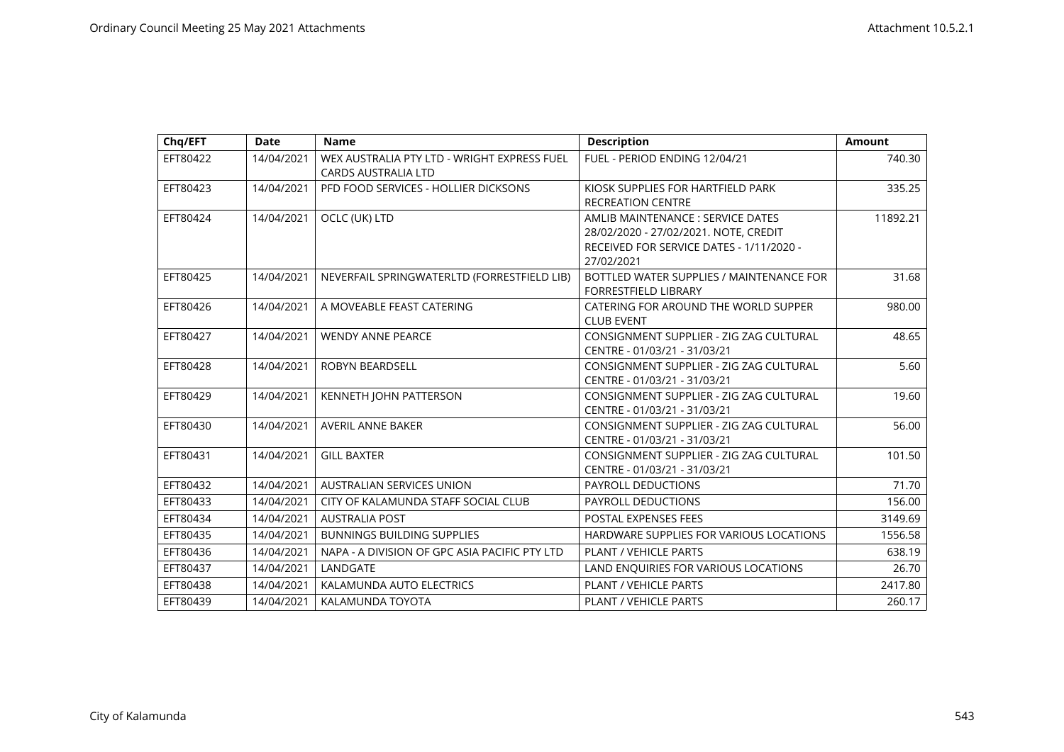| Chq/EFT | Date | Name | Description | Amount |
|---|---|---|---|---|
| EFT80422 | 14/04/2021 | WEX AUSTRALIA PTY LTD - WRIGHT EXPRESS FUEL CARDS AUSTRALIA LTD | FUEL - PERIOD ENDING 12/04/21 | 740.30 |
| EFT80423 | 14/04/2021 | PFD FOOD SERVICES - HOLLIER DICKSONS | KIOSK SUPPLIES FOR HARTFIELD PARK RECREATION CENTRE | 335.25 |
| EFT80424 | 14/04/2021 | OCLC (UK) LTD | AMLIB MAINTENANCE : SERVICE DATES 28/02/2020 - 27/02/2021. NOTE, CREDIT RECEIVED FOR SERVICE DATES - 1/11/2020 - 27/02/2021 | 11892.21 |
| EFT80425 | 14/04/2021 | NEVERFAIL SPRINGWATERLTD (FORRESTFIELD LIB) | BOTTLED WATER SUPPLIES / MAINTENANCE FOR FORRESTFIELD LIBRARY | 31.68 |
| EFT80426 | 14/04/2021 | A MOVEABLE FEAST CATERING | CATERING FOR AROUND THE WORLD SUPPER CLUB EVENT | 980.00 |
| EFT80427 | 14/04/2021 | WENDY ANNE PEARCE | CONSIGNMENT SUPPLIER - ZIG ZAG CULTURAL CENTRE - 01/03/21 - 31/03/21 | 48.65 |
| EFT80428 | 14/04/2021 | ROBYN BEARDSELL | CONSIGNMENT SUPPLIER - ZIG ZAG CULTURAL CENTRE - 01/03/21 - 31/03/21 | 5.60 |
| EFT80429 | 14/04/2021 | KENNETH JOHN PATTERSON | CONSIGNMENT SUPPLIER - ZIG ZAG CULTURAL CENTRE - 01/03/21 - 31/03/21 | 19.60 |
| EFT80430 | 14/04/2021 | AVERIL ANNE BAKER | CONSIGNMENT SUPPLIER - ZIG ZAG CULTURAL CENTRE - 01/03/21 - 31/03/21 | 56.00 |
| EFT80431 | 14/04/2021 | GILL BAXTER | CONSIGNMENT SUPPLIER - ZIG ZAG CULTURAL CENTRE - 01/03/21 - 31/03/21 | 101.50 |
| EFT80432 | 14/04/2021 | AUSTRALIAN SERVICES UNION | PAYROLL DEDUCTIONS | 71.70 |
| EFT80433 | 14/04/2021 | CITY OF KALAMUNDA STAFF SOCIAL CLUB | PAYROLL DEDUCTIONS | 156.00 |
| EFT80434 | 14/04/2021 | AUSTRALIA POST | POSTAL EXPENSES FEES | 3149.69 |
| EFT80435 | 14/04/2021 | BUNNINGS BUILDING SUPPLIES | HARDWARE SUPPLIES FOR VARIOUS LOCATIONS | 1556.58 |
| EFT80436 | 14/04/2021 | NAPA - A DIVISION OF GPC ASIA PACIFIC PTY LTD | PLANT / VEHICLE PARTS | 638.19 |
| EFT80437 | 14/04/2021 | LANDGATE | LAND ENQUIRIES FOR VARIOUS LOCATIONS | 26.70 |
| EFT80438 | 14/04/2021 | KALAMUNDA AUTO ELECTRICS | PLANT / VEHICLE PARTS | 2417.80 |
| EFT80439 | 14/04/2021 | KALAMUNDA TOYOTA | PLANT / VEHICLE PARTS | 260.17 |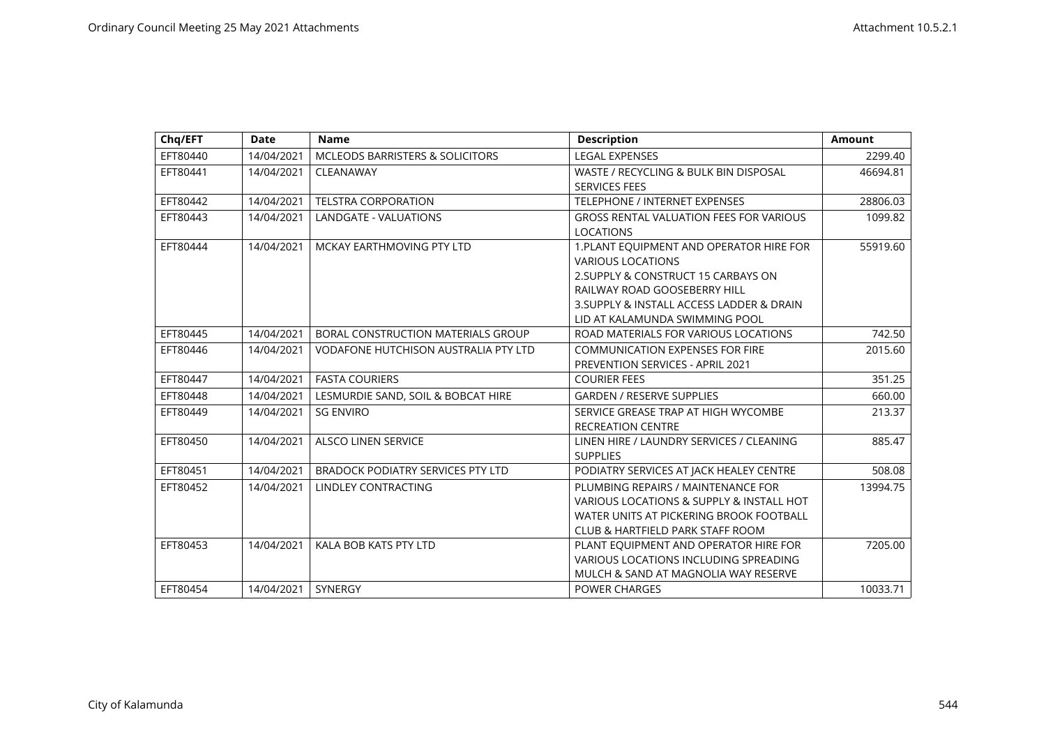| Chq/EFT | Date | Name | Description | Amount |
|---|---|---|---|---|
| EFT80440 | 14/04/2021 | MCLEODS BARRISTERS & SOLICITORS | LEGAL EXPENSES | 2299.40 |
| EFT80441 | 14/04/2021 | CLEANAWAY | WASTE / RECYCLING & BULK BIN DISPOSAL SERVICES FEES | 46694.81 |
| EFT80442 | 14/04/2021 | TELSTRA CORPORATION | TELEPHONE / INTERNET EXPENSES | 28806.03 |
| EFT80443 | 14/04/2021 | LANDGATE - VALUATIONS | GROSS RENTAL VALUATION FEES FOR VARIOUS LOCATIONS | 1099.82 |
| EFT80444 | 14/04/2021 | MCKAY EARTHMOVING PTY LTD | 1.PLANT EQUIPMENT AND OPERATOR HIRE FOR VARIOUS LOCATIONS 2.SUPPLY & CONSTRUCT 15 CARBAYS ON RAILWAY ROAD GOOSEBERRY HILL 3.SUPPLY & INSTALL ACCESS LADDER & DRAIN LID AT KALAMUNDA SWIMMING POOL | 55919.60 |
| EFT80445 | 14/04/2021 | BORAL CONSTRUCTION MATERIALS GROUP | ROAD MATERIALS FOR VARIOUS LOCATIONS | 742.50 |
| EFT80446 | 14/04/2021 | VODAFONE HUTCHISON AUSTRALIA PTY LTD | COMMUNICATION EXPENSES FOR FIRE PREVENTION SERVICES - APRIL 2021 | 2015.60 |
| EFT80447 | 14/04/2021 | FASTA COURIERS | COURIER FEES | 351.25 |
| EFT80448 | 14/04/2021 | LESMURDIE SAND, SOIL & BOBCAT HIRE | GARDEN / RESERVE SUPPLIES | 660.00 |
| EFT80449 | 14/04/2021 | SG ENVIRO | SERVICE GREASE TRAP AT HIGH WYCOMBE RECREATION CENTRE | 213.37 |
| EFT80450 | 14/04/2021 | ALSCO LINEN SERVICE | LINEN HIRE / LAUNDRY SERVICES / CLEANING SUPPLIES | 885.47 |
| EFT80451 | 14/04/2021 | BRADOCK PODIATRY SERVICES PTY LTD | PODIATRY SERVICES AT JACK HEALEY CENTRE | 508.08 |
| EFT80452 | 14/04/2021 | LINDLEY CONTRACTING | PLUMBING REPAIRS / MAINTENANCE FOR VARIOUS LOCATIONS & SUPPLY & INSTALL HOT WATER UNITS AT PICKERING BROOK FOOTBALL CLUB & HARTFIELD PARK STAFF ROOM | 13994.75 |
| EFT80453 | 14/04/2021 | KALA BOB KATS PTY LTD | PLANT EQUIPMENT AND OPERATOR HIRE FOR VARIOUS LOCATIONS INCLUDING SPREADING MULCH & SAND AT MAGNOLIA WAY RESERVE | 7205.00 |
| EFT80454 | 14/04/2021 | SYNERGY | POWER CHARGES | 10033.71 |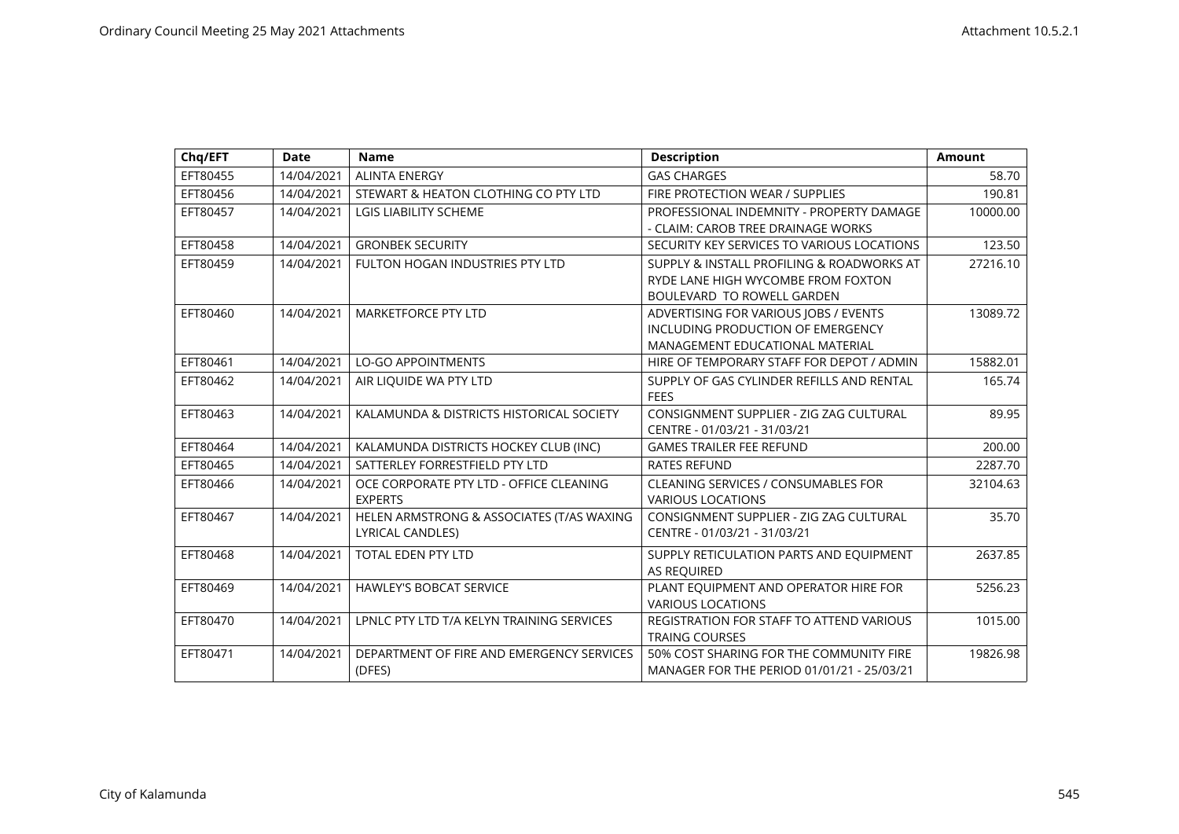| Chq/EFT | Date | Name | Description | Amount |
|---|---|---|---|---|
| EFT80455 | 14/04/2021 | ALINTA ENERGY | GAS CHARGES | 58.70 |
| EFT80456 | 14/04/2021 | STEWART & HEATON CLOTHING CO PTY LTD | FIRE PROTECTION WEAR / SUPPLIES | 190.81 |
| EFT80457 | 14/04/2021 | LGIS LIABILITY SCHEME | PROFESSIONAL INDEMNITY - PROPERTY DAMAGE - CLAIM: CAROB TREE DRAINAGE WORKS | 10000.00 |
| EFT80458 | 14/04/2021 | GRONBEK SECURITY | SECURITY KEY SERVICES TO VARIOUS LOCATIONS | 123.50 |
| EFT80459 | 14/04/2021 | FULTON HOGAN INDUSTRIES PTY LTD | SUPPLY & INSTALL PROFILING & ROADWORKS AT RYDE LANE HIGH WYCOMBE FROM FOXTON BOULEVARD TO ROWELL GARDEN | 27216.10 |
| EFT80460 | 14/04/2021 | MARKETFORCE PTY LTD | ADVERTISING FOR VARIOUS JOBS / EVENTS INCLUDING PRODUCTION OF EMERGENCY MANAGEMENT EDUCATIONAL MATERIAL | 13089.72 |
| EFT80461 | 14/04/2021 | LO-GO APPOINTMENTS | HIRE OF TEMPORARY STAFF FOR DEPOT / ADMIN | 15882.01 |
| EFT80462 | 14/04/2021 | AIR LIQUIDE WA PTY LTD | SUPPLY OF GAS CYLINDER REFILLS AND RENTAL FEES | 165.74 |
| EFT80463 | 14/04/2021 | KALAMUNDA & DISTRICTS HISTORICAL SOCIETY | CONSIGNMENT SUPPLIER - ZIG ZAG CULTURAL CENTRE - 01/03/21 - 31/03/21 | 89.95 |
| EFT80464 | 14/04/2021 | KALAMUNDA DISTRICTS HOCKEY CLUB (INC) | GAMES TRAILER FEE REFUND | 200.00 |
| EFT80465 | 14/04/2021 | SATTERLEY FORRESTFIELD PTY LTD | RATES REFUND | 2287.70 |
| EFT80466 | 14/04/2021 | OCE CORPORATE PTY LTD - OFFICE CLEANING EXPERTS | CLEANING SERVICES / CONSUMABLES FOR VARIOUS LOCATIONS | 32104.63 |
| EFT80467 | 14/04/2021 | HELEN ARMSTRONG & ASSOCIATES (T/AS WAXING LYRICAL CANDLES) | CONSIGNMENT SUPPLIER - ZIG ZAG CULTURAL CENTRE - 01/03/21 - 31/03/21 | 35.70 |
| EFT80468 | 14/04/2021 | TOTAL EDEN PTY LTD | SUPPLY RETICULATION PARTS AND EQUIPMENT AS REQUIRED | 2637.85 |
| EFT80469 | 14/04/2021 | HAWLEY'S BOBCAT SERVICE | PLANT EQUIPMENT AND OPERATOR HIRE FOR VARIOUS LOCATIONS | 5256.23 |
| EFT80470 | 14/04/2021 | LPNLC PTY LTD T/A KELYN TRAINING SERVICES | REGISTRATION FOR STAFF TO ATTEND VARIOUS TRAING COURSES | 1015.00 |
| EFT80471 | 14/04/2021 | DEPARTMENT OF FIRE AND EMERGENCY SERVICES (DFES) | 50% COST SHARING FOR THE COMMUNITY FIRE MANAGER FOR THE PERIOD 01/01/21 - 25/03/21 | 19826.98 |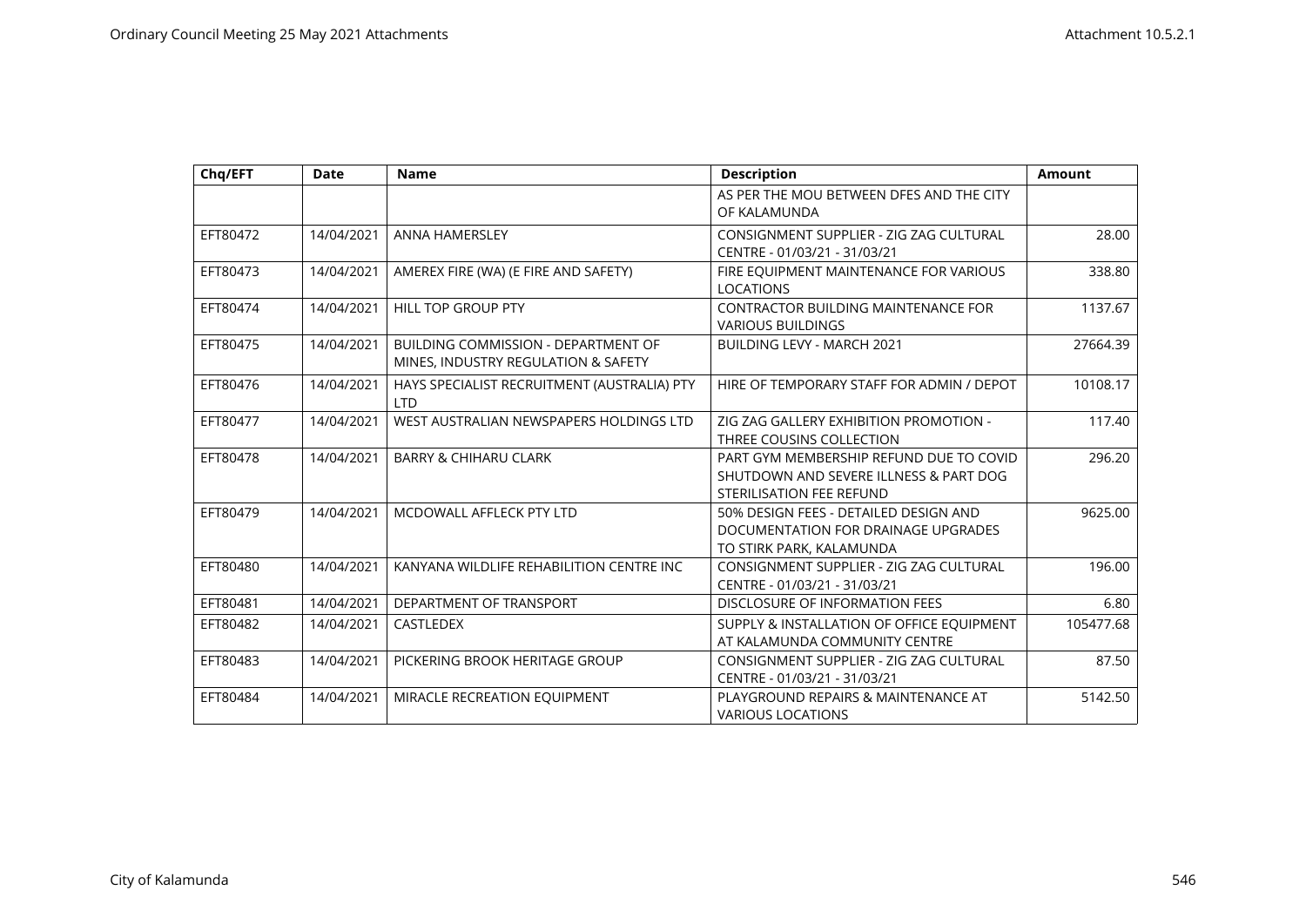| Chq/EFT | Date | Name | Description | Amount |
|---|---|---|---|---|
| | | | AS PER THE MOU BETWEEN DFES AND THE CITY OF KALAMUNDA | |
| EFT80472 | 14/04/2021 | ANNA HAMERSLEY | CONSIGNMENT SUPPLIER - ZIG ZAG CULTURAL CENTRE - 01/03/21 - 31/03/21 | 28.00 |
| EFT80473 | 14/04/2021 | AMEREX FIRE (WA) (E FIRE AND SAFETY) | FIRE EQUIPMENT MAINTENANCE FOR VARIOUS LOCATIONS | 338.80 |
| EFT80474 | 14/04/2021 | HILL TOP GROUP PTY | CONTRACTOR BUILDING MAINTENANCE FOR VARIOUS BUILDINGS | 1137.67 |
| EFT80475 | 14/04/2021 | BUILDING COMMISSION - DEPARTMENT OF MINES, INDUSTRY REGULATION & SAFETY | BUILDING LEVY - MARCH 2021 | 27664.39 |
| EFT80476 | 14/04/2021 | HAYS SPECIALIST RECRUITMENT (AUSTRALIA) PTY LTD | HIRE OF TEMPORARY STAFF FOR ADMIN / DEPOT | 10108.17 |
| EFT80477 | 14/04/2021 | WEST AUSTRALIAN NEWSPAPERS HOLDINGS LTD | ZIG ZAG GALLERY EXHIBITION PROMOTION - THREE COUSINS COLLECTION | 117.40 |
| EFT80478 | 14/04/2021 | BARRY & CHIHARU CLARK | PART GYM MEMBERSHIP REFUND DUE TO COVID SHUTDOWN AND SEVERE ILLNESS & PART DOG STERILISATION FEE REFUND | 296.20 |
| EFT80479 | 14/04/2021 | MCDOWALL AFFLECK PTY LTD | 50% DESIGN FEES - DETAILED DESIGN AND DOCUMENTATION FOR DRAINAGE UPGRADES TO STIRK PARK, KALAMUNDA | 9625.00 |
| EFT80480 | 14/04/2021 | KANYANA WILDLIFE REHABILITION CENTRE INC | CONSIGNMENT SUPPLIER - ZIG ZAG CULTURAL CENTRE - 01/03/21 - 31/03/21 | 196.00 |
| EFT80481 | 14/04/2021 | DEPARTMENT OF TRANSPORT | DISCLOSURE OF INFORMATION FEES | 6.80 |
| EFT80482 | 14/04/2021 | CASTLEDEX | SUPPLY & INSTALLATION OF OFFICE EQUIPMENT AT KALAMUNDA COMMUNITY CENTRE | 105477.68 |
| EFT80483 | 14/04/2021 | PICKERING BROOK HERITAGE GROUP | CONSIGNMENT SUPPLIER - ZIG ZAG CULTURAL CENTRE - 01/03/21 - 31/03/21 | 87.50 |
| EFT80484 | 14/04/2021 | MIRACLE RECREATION EQUIPMENT | PLAYGROUND REPAIRS & MAINTENANCE AT VARIOUS LOCATIONS | 5142.50 |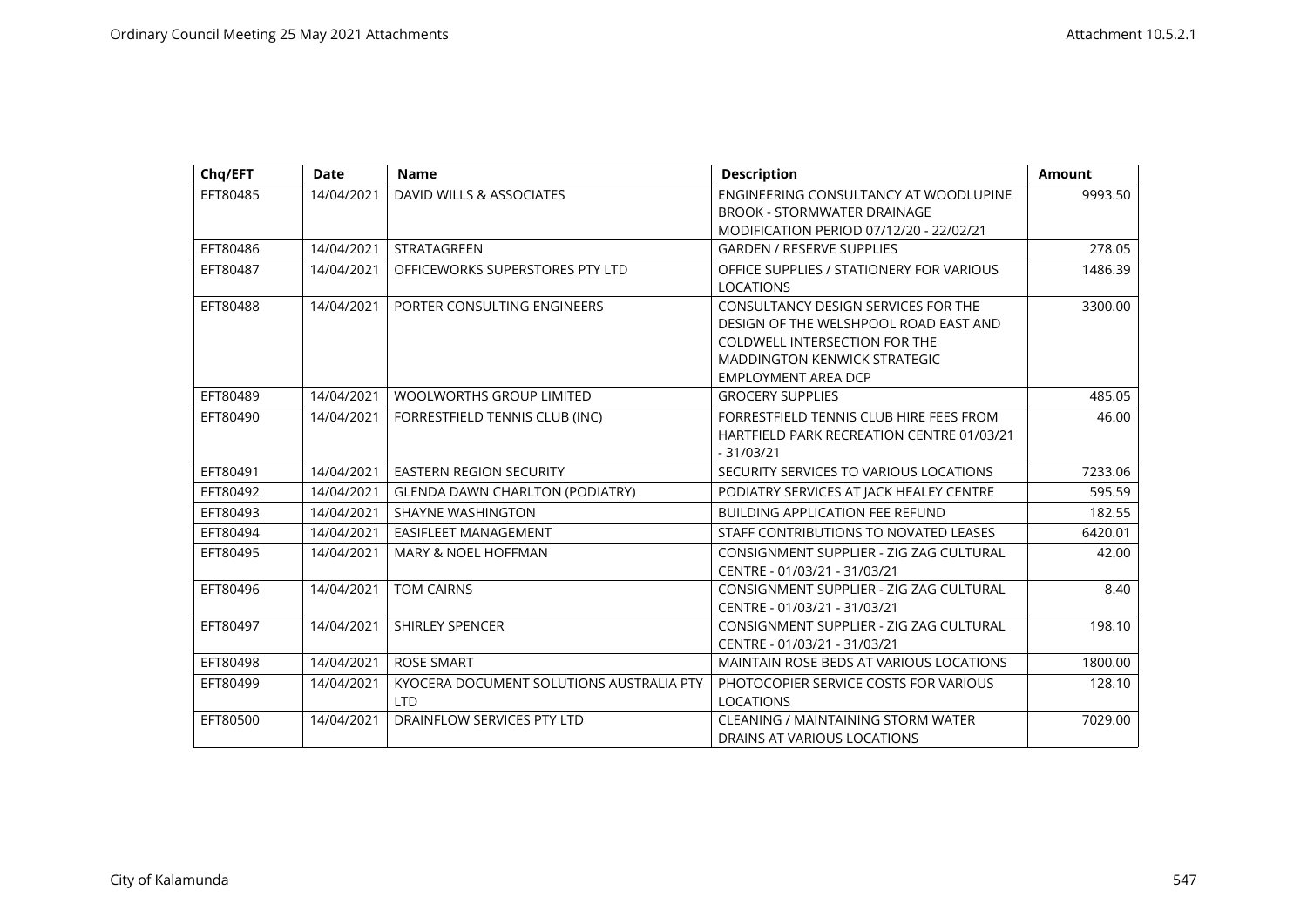| Chq/EFT | Date | Name | Description | Amount |
|---|---|---|---|---|
| EFT80485 | 14/04/2021 | DAVID WILLS & ASSOCIATES | ENGINEERING CONSULTANCY AT WOODLUPINE BROOK - STORMWATER DRAINAGE MODIFICATION PERIOD 07/12/20 - 22/02/21 | 9993.50 |
| EFT80486 | 14/04/2021 | STRATAGREEN | GARDEN / RESERVE SUPPLIES | 278.05 |
| EFT80487 | 14/04/2021 | OFFICEWORKS SUPERSTORES PTY LTD | OFFICE SUPPLIES / STATIONERY FOR VARIOUS LOCATIONS | 1486.39 |
| EFT80488 | 14/04/2021 | PORTER CONSULTING ENGINEERS | CONSULTANCY DESIGN SERVICES FOR THE DESIGN OF THE WELSHPOOL ROAD EAST AND COLDWELL INTERSECTION FOR THE MADDINGTON KENWICK STRATEGIC EMPLOYMENT AREA DCP | 3300.00 |
| EFT80489 | 14/04/2021 | WOOLWORTHS GROUP LIMITED | GROCERY SUPPLIES | 485.05 |
| EFT80490 | 14/04/2021 | FORRESTFIELD TENNIS CLUB (INC) | FORRESTFIELD TENNIS CLUB HIRE FEES FROM HARTFIELD PARK RECREATION CENTRE 01/03/21 - 31/03/21 | 46.00 |
| EFT80491 | 14/04/2021 | EASTERN REGION SECURITY | SECURITY SERVICES TO VARIOUS LOCATIONS | 7233.06 |
| EFT80492 | 14/04/2021 | GLENDA DAWN CHARLTON (PODIATRY) | PODIATRY SERVICES AT JACK HEALEY CENTRE | 595.59 |
| EFT80493 | 14/04/2021 | SHAYNE WASHINGTON | BUILDING APPLICATION FEE REFUND | 182.55 |
| EFT80494 | 14/04/2021 | EASIFLEET MANAGEMENT | STAFF CONTRIBUTIONS TO NOVATED LEASES | 6420.01 |
| EFT80495 | 14/04/2021 | MARY & NOEL HOFFMAN | CONSIGNMENT SUPPLIER - ZIG ZAG CULTURAL CENTRE - 01/03/21 - 31/03/21 | 42.00 |
| EFT80496 | 14/04/2021 | TOM CAIRNS | CONSIGNMENT SUPPLIER - ZIG ZAG CULTURAL CENTRE - 01/03/21 - 31/03/21 | 8.40 |
| EFT80497 | 14/04/2021 | SHIRLEY SPENCER | CONSIGNMENT SUPPLIER - ZIG ZAG CULTURAL CENTRE - 01/03/21 - 31/03/21 | 198.10 |
| EFT80498 | 14/04/2021 | ROSE SMART | MAINTAIN ROSE BEDS AT VARIOUS LOCATIONS | 1800.00 |
| EFT80499 | 14/04/2021 | KYOCERA DOCUMENT SOLUTIONS AUSTRALIA PTY LTD | PHOTOCOPIER SERVICE COSTS FOR VARIOUS LOCATIONS | 128.10 |
| EFT80500 | 14/04/2021 | DRAINFLOW SERVICES PTY LTD | CLEANING / MAINTAINING STORM WATER DRAINS AT VARIOUS LOCATIONS | 7029.00 |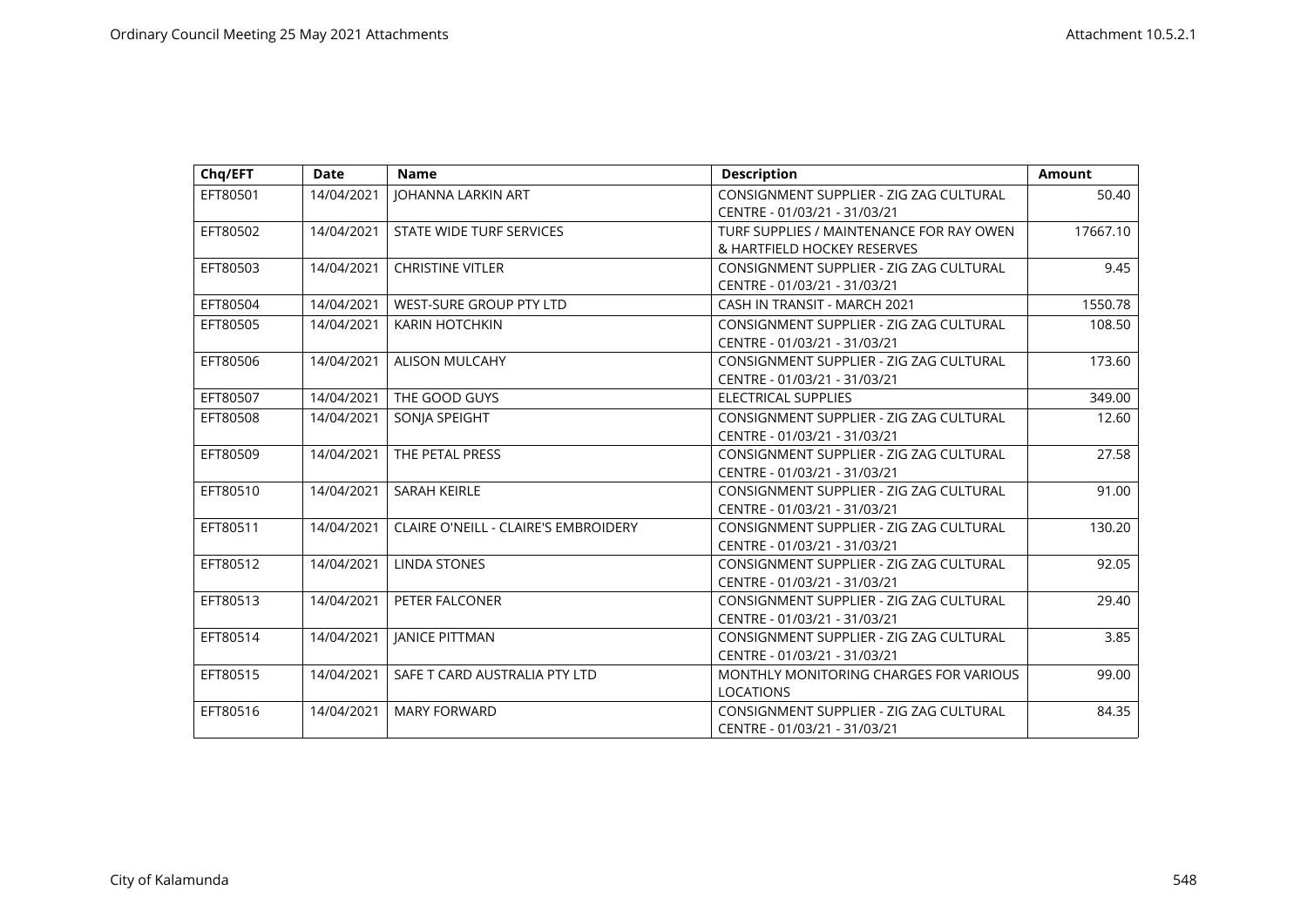| Chq/EFT | Date | Name | Description | Amount |
| --- | --- | --- | --- | --- |
| EFT80501 | 14/04/2021 | JOHANNA LARKIN ART | CONSIGNMENT SUPPLIER - ZIG ZAG CULTURAL CENTRE - 01/03/21 - 31/03/21 | 50.40 |
| EFT80502 | 14/04/2021 | STATE WIDE TURF SERVICES | TURF SUPPLIES / MAINTENANCE FOR RAY OWEN & HARTFIELD HOCKEY RESERVES | 17667.10 |
| EFT80503 | 14/04/2021 | CHRISTINE VITLER | CONSIGNMENT SUPPLIER - ZIG ZAG CULTURAL CENTRE - 01/03/21 - 31/03/21 | 9.45 |
| EFT80504 | 14/04/2021 | WEST-SURE GROUP PTY LTD | CASH IN TRANSIT - MARCH 2021 | 1550.78 |
| EFT80505 | 14/04/2021 | KARIN HOTCHKIN | CONSIGNMENT SUPPLIER - ZIG ZAG CULTURAL CENTRE - 01/03/21 - 31/03/21 | 108.50 |
| EFT80506 | 14/04/2021 | ALISON MULCAHY | CONSIGNMENT SUPPLIER - ZIG ZAG CULTURAL CENTRE - 01/03/21 - 31/03/21 | 173.60 |
| EFT80507 | 14/04/2021 | THE GOOD GUYS | ELECTRICAL SUPPLIES | 349.00 |
| EFT80508 | 14/04/2021 | SONJA SPEIGHT | CONSIGNMENT SUPPLIER - ZIG ZAG CULTURAL CENTRE - 01/03/21 - 31/03/21 | 12.60 |
| EFT80509 | 14/04/2021 | THE PETAL PRESS | CONSIGNMENT SUPPLIER - ZIG ZAG CULTURAL CENTRE - 01/03/21 - 31/03/21 | 27.58 |
| EFT80510 | 14/04/2021 | SARAH KEIRLE | CONSIGNMENT SUPPLIER - ZIG ZAG CULTURAL CENTRE - 01/03/21 - 31/03/21 | 91.00 |
| EFT80511 | 14/04/2021 | CLAIRE O'NEILL - CLAIRE'S EMBROIDERY | CONSIGNMENT SUPPLIER - ZIG ZAG CULTURAL CENTRE - 01/03/21 - 31/03/21 | 130.20 |
| EFT80512 | 14/04/2021 | LINDA STONES | CONSIGNMENT SUPPLIER - ZIG ZAG CULTURAL CENTRE - 01/03/21 - 31/03/21 | 92.05 |
| EFT80513 | 14/04/2021 | PETER FALCONER | CONSIGNMENT SUPPLIER - ZIG ZAG CULTURAL CENTRE - 01/03/21 - 31/03/21 | 29.40 |
| EFT80514 | 14/04/2021 | JANICE PITTMAN | CONSIGNMENT SUPPLIER - ZIG ZAG CULTURAL CENTRE - 01/03/21 - 31/03/21 | 3.85 |
| EFT80515 | 14/04/2021 | SAFE T CARD AUSTRALIA PTY LTD | MONTHLY MONITORING CHARGES FOR VARIOUS LOCATIONS | 99.00 |
| EFT80516 | 14/04/2021 | MARY FORWARD | CONSIGNMENT SUPPLIER - ZIG ZAG CULTURAL CENTRE - 01/03/21 - 31/03/21 | 84.35 |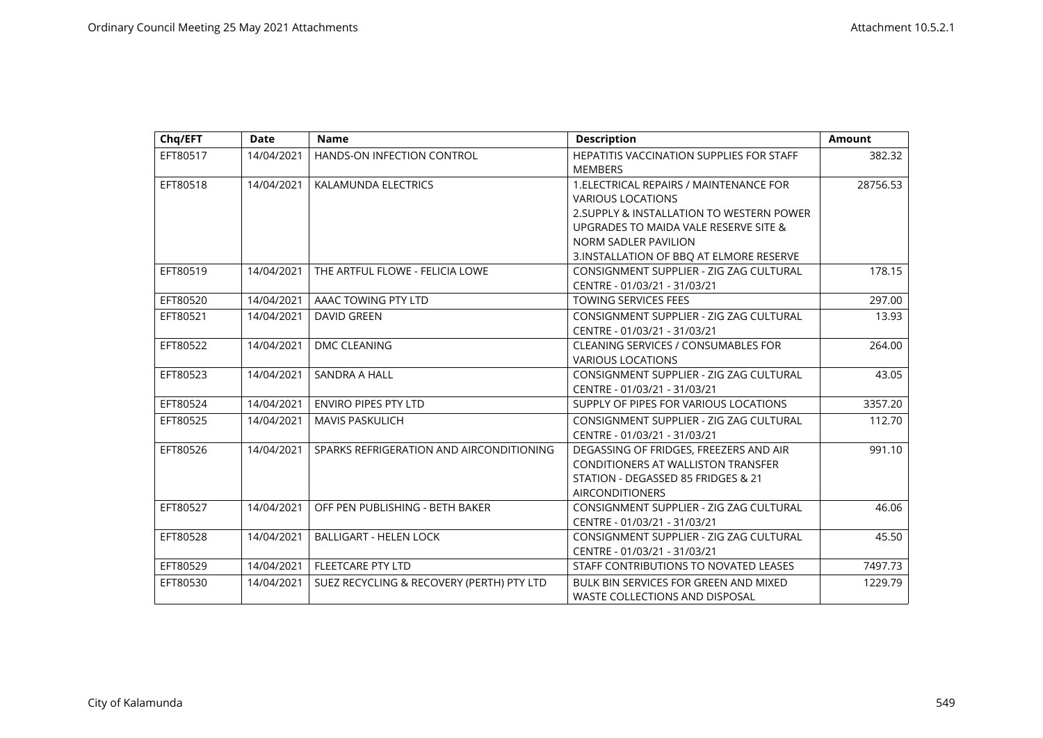| Chq/EFT | Date | Name | Description | Amount |
|---|---|---|---|---|
| EFT80517 | 14/04/2021 | HANDS-ON INFECTION CONTROL | HEPATITIS VACCINATION SUPPLIES FOR STAFF MEMBERS | 382.32 |
| EFT80518 | 14/04/2021 | KALAMUNDA ELECTRICS | 1.ELECTRICAL REPAIRS / MAINTENANCE FOR VARIOUS LOCATIONS 2.SUPPLY & INSTALLATION TO WESTERN POWER UPGRADES TO MAIDA VALE RESERVE SITE & NORM SADLER PAVILION 3.INSTALLATION OF BBQ AT ELMORE RESERVE | 28756.53 |
| EFT80519 | 14/04/2021 | THE ARTFUL FLOWE - FELICIA LOWE | CONSIGNMENT SUPPLIER - ZIG ZAG CULTURAL CENTRE - 01/03/21 - 31/03/21 | 178.15 |
| EFT80520 | 14/04/2021 | AAAC TOWING PTY LTD | TOWING SERVICES FEES | 297.00 |
| EFT80521 | 14/04/2021 | DAVID GREEN | CONSIGNMENT SUPPLIER - ZIG ZAG CULTURAL CENTRE - 01/03/21 - 31/03/21 | 13.93 |
| EFT80522 | 14/04/2021 | DMC CLEANING | CLEANING SERVICES / CONSUMABLES FOR VARIOUS LOCATIONS | 264.00 |
| EFT80523 | 14/04/2021 | SANDRA A HALL | CONSIGNMENT SUPPLIER - ZIG ZAG CULTURAL CENTRE - 01/03/21 - 31/03/21 | 43.05 |
| EFT80524 | 14/04/2021 | ENVIRO PIPES PTY LTD | SUPPLY OF PIPES FOR VARIOUS LOCATIONS | 3357.20 |
| EFT80525 | 14/04/2021 | MAVIS PASKULICH | CONSIGNMENT SUPPLIER - ZIG ZAG CULTURAL CENTRE - 01/03/21 - 31/03/21 | 112.70 |
| EFT80526 | 14/04/2021 | SPARKS REFRIGERATION AND AIRCONDITIONING | DEGASSING OF FRIDGES, FREEZERS AND AIR CONDITIONERS AT WALLISTON TRANSFER STATION - DEGASSED 85 FRIDGES & 21 AIRCONDITIONERS | 991.10 |
| EFT80527 | 14/04/2021 | OFF PEN PUBLISHING - BETH BAKER | CONSIGNMENT SUPPLIER - ZIG ZAG CULTURAL CENTRE - 01/03/21 - 31/03/21 | 46.06 |
| EFT80528 | 14/04/2021 | BALLIGART - HELEN LOCK | CONSIGNMENT SUPPLIER - ZIG ZAG CULTURAL CENTRE - 01/03/21 - 31/03/21 | 45.50 |
| EFT80529 | 14/04/2021 | FLEETCARE PTY LTD | STAFF CONTRIBUTIONS TO NOVATED LEASES | 7497.73 |
| EFT80530 | 14/04/2021 | SUEZ RECYCLING & RECOVERY (PERTH) PTY LTD | BULK BIN SERVICES FOR GREEN AND MIXED WASTE COLLECTIONS AND DISPOSAL | 1229.79 |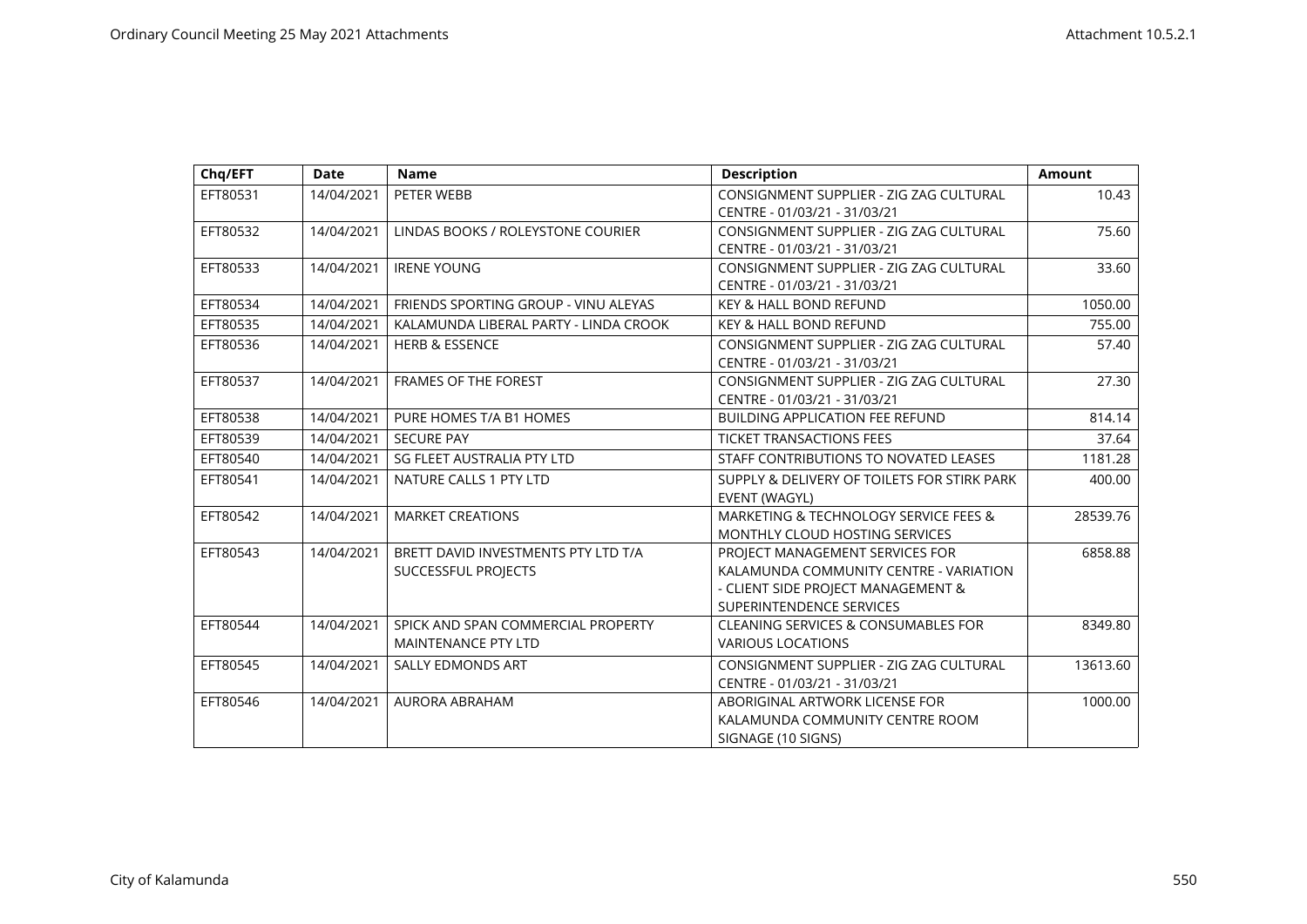| Chq/EFT | Date | Name | Description | Amount |
|---|---|---|---|---|
| EFT80531 | 14/04/2021 | PETER WEBB | CONSIGNMENT SUPPLIER - ZIG ZAG CULTURAL CENTRE - 01/03/21 - 31/03/21 | 10.43 |
| EFT80532 | 14/04/2021 | LINDAS BOOKS / ROLEYSTONE COURIER | CONSIGNMENT SUPPLIER - ZIG ZAG CULTURAL CENTRE - 01/03/21 - 31/03/21 | 75.60 |
| EFT80533 | 14/04/2021 | IRENE YOUNG | CONSIGNMENT SUPPLIER - ZIG ZAG CULTURAL CENTRE - 01/03/21 - 31/03/21 | 33.60 |
| EFT80534 | 14/04/2021 | FRIENDS SPORTING GROUP - VINU ALEYAS | KEY & HALL BOND REFUND | 1050.00 |
| EFT80535 | 14/04/2021 | KALAMUNDA LIBERAL PARTY - LINDA CROOK | KEY & HALL BOND REFUND | 755.00 |
| EFT80536 | 14/04/2021 | HERB & ESSENCE | CONSIGNMENT SUPPLIER - ZIG ZAG CULTURAL CENTRE - 01/03/21 - 31/03/21 | 57.40 |
| EFT80537 | 14/04/2021 | FRAMES OF THE FOREST | CONSIGNMENT SUPPLIER - ZIG ZAG CULTURAL CENTRE - 01/03/21 - 31/03/21 | 27.30 |
| EFT80538 | 14/04/2021 | PURE HOMES T/A B1 HOMES | BUILDING APPLICATION FEE REFUND | 814.14 |
| EFT80539 | 14/04/2021 | SECURE PAY | TICKET TRANSACTIONS FEES | 37.64 |
| EFT80540 | 14/04/2021 | SG FLEET AUSTRALIA PTY LTD | STAFF CONTRIBUTIONS TO NOVATED LEASES | 1181.28 |
| EFT80541 | 14/04/2021 | NATURE CALLS 1 PTY LTD | SUPPLY & DELIVERY OF TOILETS FOR STIRK PARK EVENT (WAGYL) | 400.00 |
| EFT80542 | 14/04/2021 | MARKET CREATIONS | MARKETING & TECHNOLOGY SERVICE FEES & MONTHLY CLOUD HOSTING SERVICES | 28539.76 |
| EFT80543 | 14/04/2021 | BRETT DAVID INVESTMENTS PTY LTD T/A SUCCESSFUL PROJECTS | PROJECT MANAGEMENT SERVICES FOR KALAMUNDA COMMUNITY CENTRE - VARIATION - CLIENT SIDE PROJECT MANAGEMENT & SUPERINTENDENCE SERVICES | 6858.88 |
| EFT80544 | 14/04/2021 | SPICK AND SPAN COMMERCIAL PROPERTY MAINTENANCE PTY LTD | CLEANING SERVICES & CONSUMABLES FOR VARIOUS LOCATIONS | 8349.80 |
| EFT80545 | 14/04/2021 | SALLY EDMONDS ART | CONSIGNMENT SUPPLIER - ZIG ZAG CULTURAL CENTRE - 01/03/21 - 31/03/21 | 13613.60 |
| EFT80546 | 14/04/2021 | AURORA ABRAHAM | ABORIGINAL ARTWORK LICENSE FOR KALAMUNDA COMMUNITY CENTRE ROOM SIGNAGE (10 SIGNS) | 1000.00 |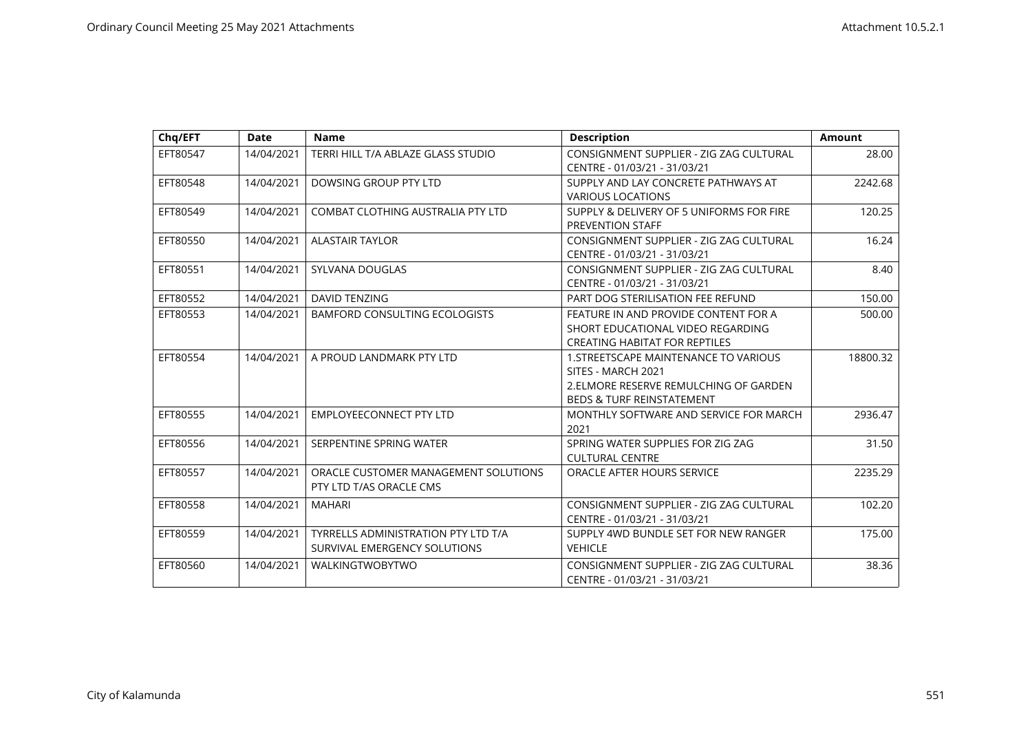| Chq/EFT | Date | Name | Description | Amount |
|---|---|---|---|---|
| EFT80547 | 14/04/2021 | TERRI HILL T/A ABLAZE GLASS STUDIO | CONSIGNMENT SUPPLIER - ZIG ZAG CULTURAL CENTRE - 01/03/21 - 31/03/21 | 28.00 |
| EFT80548 | 14/04/2021 | DOWSING GROUP PTY LTD | SUPPLY AND LAY CONCRETE PATHWAYS AT VARIOUS LOCATIONS | 2242.68 |
| EFT80549 | 14/04/2021 | COMBAT CLOTHING AUSTRALIA PTY LTD | SUPPLY & DELIVERY OF 5 UNIFORMS FOR FIRE PREVENTION STAFF | 120.25 |
| EFT80550 | 14/04/2021 | ALASTAIR TAYLOR | CONSIGNMENT SUPPLIER - ZIG ZAG CULTURAL CENTRE - 01/03/21 - 31/03/21 | 16.24 |
| EFT80551 | 14/04/2021 | SYLVANA DOUGLAS | CONSIGNMENT SUPPLIER - ZIG ZAG CULTURAL CENTRE - 01/03/21 - 31/03/21 | 8.40 |
| EFT80552 | 14/04/2021 | DAVID TENZING | PART DOG STERILISATION FEE REFUND | 150.00 |
| EFT80553 | 14/04/2021 | BAMFORD CONSULTING ECOLOGISTS | FEATURE IN AND PROVIDE CONTENT FOR A SHORT EDUCATIONAL VIDEO REGARDING CREATING HABITAT FOR REPTILES | 500.00 |
| EFT80554 | 14/04/2021 | A PROUD LANDMARK PTY LTD | 1.STREETSCAPE MAINTENANCE TO VARIOUS SITES - MARCH 2021<br>2.ELMORE RESERVE REMULCHING OF GARDEN BEDS & TURF REINSTATEMENT | 18800.32 |
| EFT80555 | 14/04/2021 | EMPLOYEECONNECT PTY LTD | MONTHLY SOFTWARE AND SERVICE FOR MARCH 2021 | 2936.47 |
| EFT80556 | 14/04/2021 | SERPENTINE SPRING WATER | SPRING WATER SUPPLIES FOR ZIG ZAG CULTURAL CENTRE | 31.50 |
| EFT80557 | 14/04/2021 | ORACLE CUSTOMER MANAGEMENT SOLUTIONS PTY LTD T/AS ORACLE CMS | ORACLE AFTER HOURS SERVICE | 2235.29 |
| EFT80558 | 14/04/2021 | MAHARI | CONSIGNMENT SUPPLIER - ZIG ZAG CULTURAL CENTRE - 01/03/21 - 31/03/21 | 102.20 |
| EFT80559 | 14/04/2021 | TYRRELLS ADMINISTRATION PTY LTD T/A SURVIVAL EMERGENCY SOLUTIONS | SUPPLY 4WD BUNDLE SET FOR NEW RANGER VEHICLE | 175.00 |
| EFT80560 | 14/04/2021 | WALKINGTWOBYTWO | CONSIGNMENT SUPPLIER - ZIG ZAG CULTURAL CENTRE - 01/03/21 - 31/03/21 | 38.36 |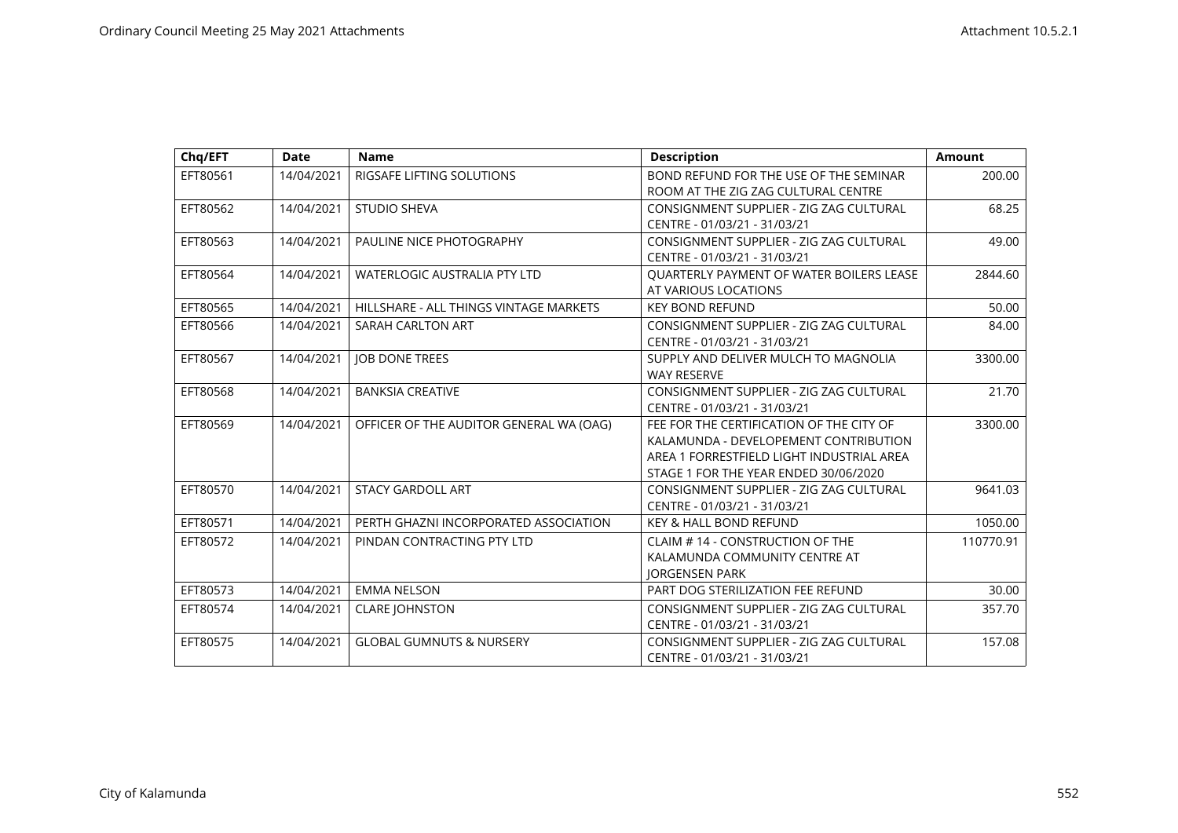| Chq/EFT | Date | Name | Description | Amount |
|---|---|---|---|---|
| EFT80561 | 14/04/2021 | RIGSAFE LIFTING SOLUTIONS | BOND REFUND FOR THE USE OF THE SEMINAR ROOM AT THE ZIG ZAG CULTURAL CENTRE | 200.00 |
| EFT80562 | 14/04/2021 | STUDIO SHEVA | CONSIGNMENT SUPPLIER - ZIG ZAG CULTURAL CENTRE - 01/03/21 - 31/03/21 | 68.25 |
| EFT80563 | 14/04/2021 | PAULINE NICE PHOTOGRAPHY | CONSIGNMENT SUPPLIER - ZIG ZAG CULTURAL CENTRE - 01/03/21 - 31/03/21 | 49.00 |
| EFT80564 | 14/04/2021 | WATERLOGIC AUSTRALIA PTY LTD | QUARTERLY PAYMENT OF WATER BOILERS LEASE AT VARIOUS LOCATIONS | 2844.60 |
| EFT80565 | 14/04/2021 | HILLSHARE - ALL THINGS VINTAGE MARKETS | KEY BOND REFUND | 50.00 |
| EFT80566 | 14/04/2021 | SARAH CARLTON ART | CONSIGNMENT SUPPLIER - ZIG ZAG CULTURAL CENTRE - 01/03/21 - 31/03/21 | 84.00 |
| EFT80567 | 14/04/2021 | JOB DONE TREES | SUPPLY AND DELIVER MULCH TO MAGNOLIA WAY RESERVE | 3300.00 |
| EFT80568 | 14/04/2021 | BANKSIA CREATIVE | CONSIGNMENT SUPPLIER - ZIG ZAG CULTURAL CENTRE - 01/03/21 - 31/03/21 | 21.70 |
| EFT80569 | 14/04/2021 | OFFICER OF THE AUDITOR GENERAL WA (OAG) | FEE FOR THE CERTIFICATION OF THE CITY OF KALAMUNDA - DEVELOPEMENT CONTRIBUTION AREA 1 FORRESTFIELD LIGHT INDUSTRIAL AREA STAGE 1 FOR THE YEAR ENDED 30/06/2020 | 3300.00 |
| EFT80570 | 14/04/2021 | STACY GARDOLL ART | CONSIGNMENT SUPPLIER - ZIG ZAG CULTURAL CENTRE - 01/03/21 - 31/03/21 | 9641.03 |
| EFT80571 | 14/04/2021 | PERTH GHAZNI INCORPORATED ASSOCIATION | KEY & HALL BOND REFUND | 1050.00 |
| EFT80572 | 14/04/2021 | PINDAN CONTRACTING PTY LTD | CLAIM # 14 - CONSTRUCTION OF THE KALAMUNDA COMMUNITY CENTRE AT JORGENSEN PARK | 110770.91 |
| EFT80573 | 14/04/2021 | EMMA NELSON | PART DOG STERILIZATION FEE REFUND | 30.00 |
| EFT80574 | 14/04/2021 | CLARE JOHNSTON | CONSIGNMENT SUPPLIER - ZIG ZAG CULTURAL CENTRE - 01/03/21 - 31/03/21 | 357.70 |
| EFT80575 | 14/04/2021 | GLOBAL GUMNUTS & NURSERY | CONSIGNMENT SUPPLIER - ZIG ZAG CULTURAL CENTRE - 01/03/21 - 31/03/21 | 157.08 |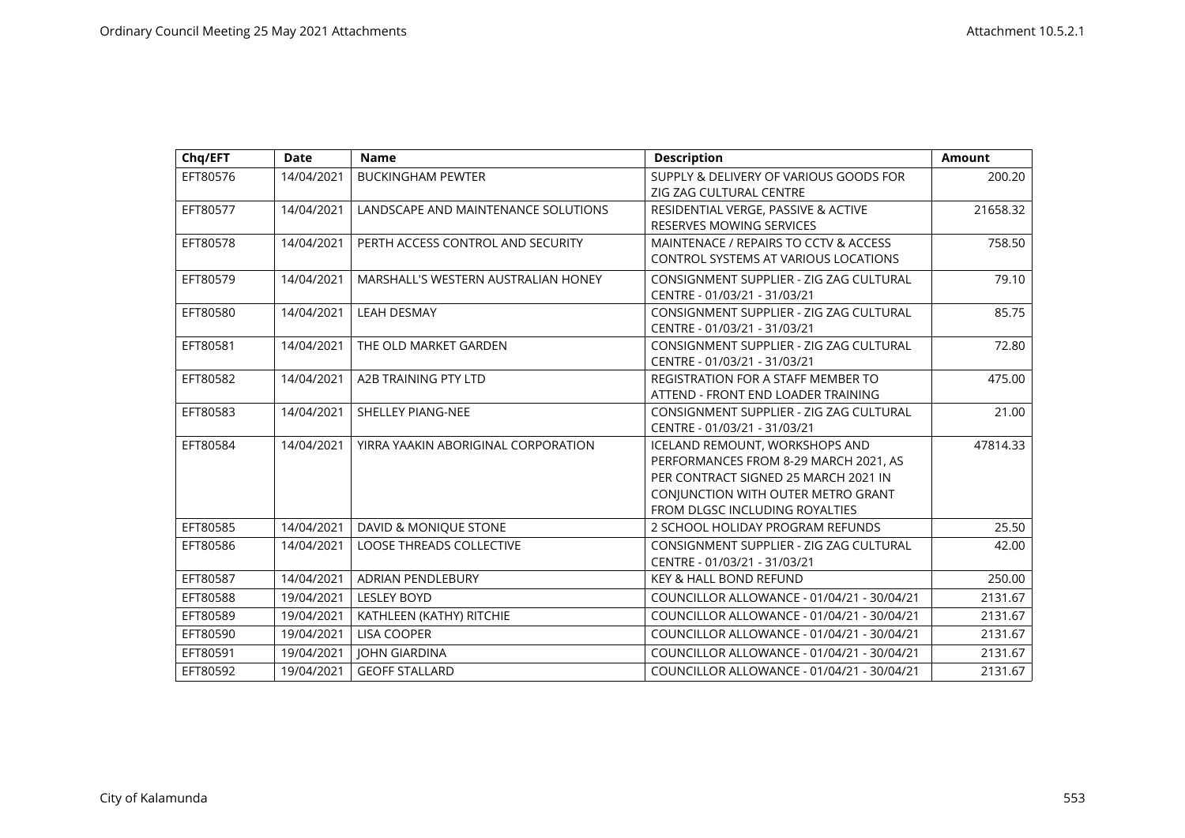| Chq/EFT | Date | Name | Description | Amount |
|---|---|---|---|---|
| EFT80576 | 14/04/2021 | BUCKINGHAM PEWTER | SUPPLY & DELIVERY OF VARIOUS GOODS FOR ZIG ZAG CULTURAL CENTRE | 200.20 |
| EFT80577 | 14/04/2021 | LANDSCAPE AND MAINTENANCE SOLUTIONS | RESIDENTIAL VERGE, PASSIVE & ACTIVE RESERVES MOWING SERVICES | 21658.32 |
| EFT80578 | 14/04/2021 | PERTH ACCESS CONTROL AND SECURITY | MAINTENACE / REPAIRS TO CCTV & ACCESS CONTROL SYSTEMS AT VARIOUS LOCATIONS | 758.50 |
| EFT80579 | 14/04/2021 | MARSHALL'S WESTERN AUSTRALIAN HONEY | CONSIGNMENT SUPPLIER - ZIG ZAG CULTURAL CENTRE - 01/03/21 - 31/03/21 | 79.10 |
| EFT80580 | 14/04/2021 | LEAH DESMAY | CONSIGNMENT SUPPLIER - ZIG ZAG CULTURAL CENTRE - 01/03/21 - 31/03/21 | 85.75 |
| EFT80581 | 14/04/2021 | THE OLD MARKET GARDEN | CONSIGNMENT SUPPLIER - ZIG ZAG CULTURAL CENTRE - 01/03/21 - 31/03/21 | 72.80 |
| EFT80582 | 14/04/2021 | A2B TRAINING PTY LTD | REGISTRATION FOR A STAFF MEMBER TO ATTEND - FRONT END LOADER TRAINING | 475.00 |
| EFT80583 | 14/04/2021 | SHELLEY PIANG-NEE | CONSIGNMENT SUPPLIER - ZIG ZAG CULTURAL CENTRE - 01/03/21 - 31/03/21 | 21.00 |
| EFT80584 | 14/04/2021 | YIRRA YAAKIN ABORIGINAL CORPORATION | ICELAND REMOUNT, WORKSHOPS AND PERFORMANCES FROM 8-29 MARCH 2021, AS PER CONTRACT SIGNED 25 MARCH 2021 IN CONJUNCTION WITH OUTER METRO GRANT FROM DLGSC INCLUDING ROYALTIES | 47814.33 |
| EFT80585 | 14/04/2021 | DAVID & MONIQUE STONE | 2 SCHOOL HOLIDAY PROGRAM REFUNDS | 25.50 |
| EFT80586 | 14/04/2021 | LOOSE THREADS COLLECTIVE | CONSIGNMENT SUPPLIER - ZIG ZAG CULTURAL CENTRE - 01/03/21 - 31/03/21 | 42.00 |
| EFT80587 | 14/04/2021 | ADRIAN PENDLEBURY | KEY & HALL BOND REFUND | 250.00 |
| EFT80588 | 19/04/2021 | LESLEY BOYD | COUNCILLOR ALLOWANCE - 01/04/21 - 30/04/21 | 2131.67 |
| EFT80589 | 19/04/2021 | KATHLEEN (KATHY) RITCHIE | COUNCILLOR ALLOWANCE - 01/04/21 - 30/04/21 | 2131.67 |
| EFT80590 | 19/04/2021 | LISA COOPER | COUNCILLOR ALLOWANCE - 01/04/21 - 30/04/21 | 2131.67 |
| EFT80591 | 19/04/2021 | JOHN GIARDINA | COUNCILLOR ALLOWANCE - 01/04/21 - 30/04/21 | 2131.67 |
| EFT80592 | 19/04/2021 | GEOFF STALLARD | COUNCILLOR ALLOWANCE - 01/04/21 - 30/04/21 | 2131.67 |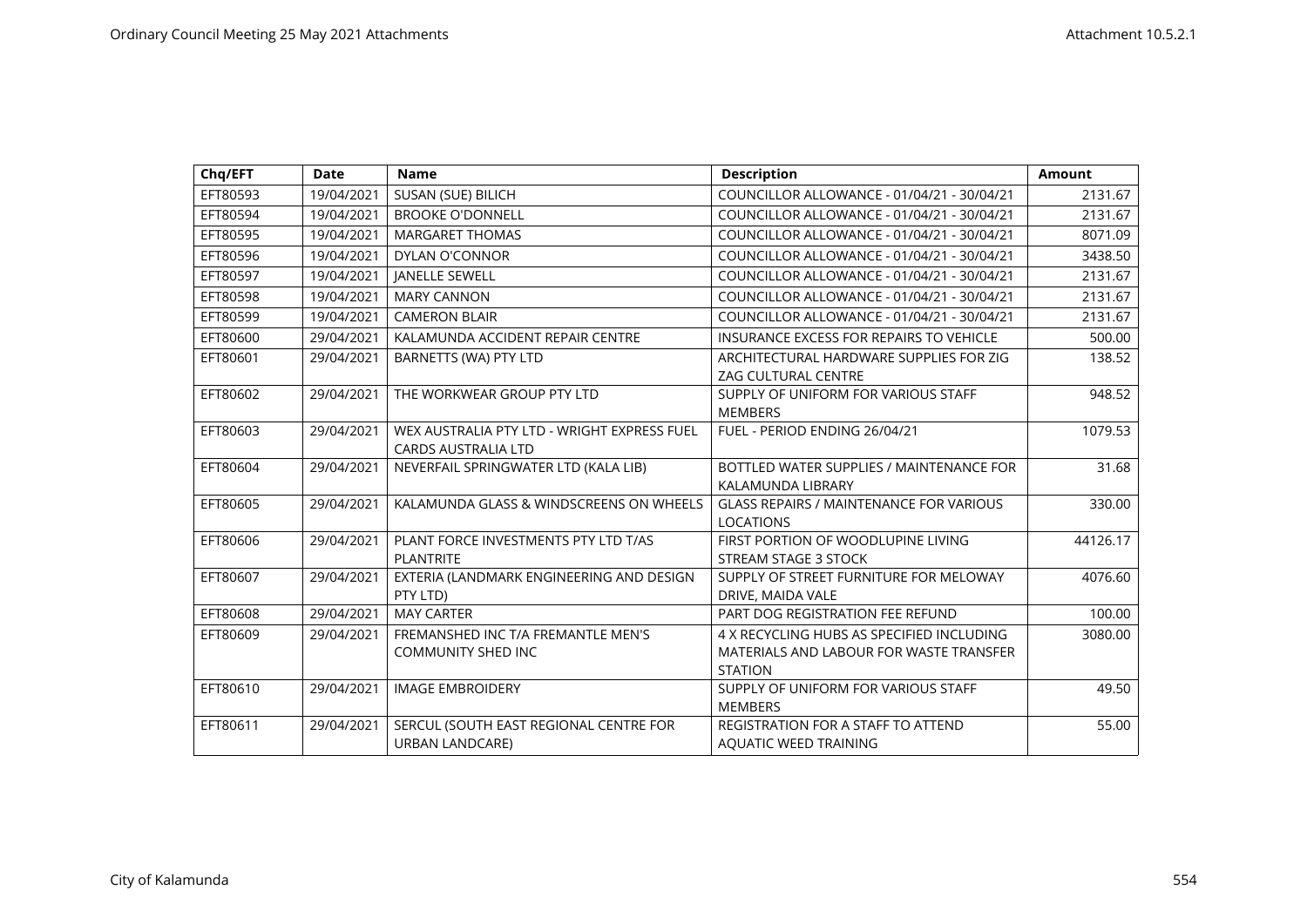| Chq/EFT | Date | Name | Description | Amount |
|---|---|---|---|---|
| EFT80593 | 19/04/2021 | SUSAN (SUE) BILICH | COUNCILLOR ALLOWANCE - 01/04/21 - 30/04/21 | 2131.67 |
| EFT80594 | 19/04/2021 | BROOKE O'DONNELL | COUNCILLOR ALLOWANCE - 01/04/21 - 30/04/21 | 2131.67 |
| EFT80595 | 19/04/2021 | MARGARET THOMAS | COUNCILLOR ALLOWANCE - 01/04/21 - 30/04/21 | 8071.09 |
| EFT80596 | 19/04/2021 | DYLAN O'CONNOR | COUNCILLOR ALLOWANCE - 01/04/21 - 30/04/21 | 3438.50 |
| EFT80597 | 19/04/2021 | JANELLE SEWELL | COUNCILLOR ALLOWANCE - 01/04/21 - 30/04/21 | 2131.67 |
| EFT80598 | 19/04/2021 | MARY CANNON | COUNCILLOR ALLOWANCE - 01/04/21 - 30/04/21 | 2131.67 |
| EFT80599 | 19/04/2021 | CAMERON BLAIR | COUNCILLOR ALLOWANCE - 01/04/21 - 30/04/21 | 2131.67 |
| EFT80600 | 29/04/2021 | KALAMUNDA ACCIDENT REPAIR CENTRE | INSURANCE EXCESS FOR REPAIRS TO VEHICLE | 500.00 |
| EFT80601 | 29/04/2021 | BARNETTS (WA) PTY LTD | ARCHITECTURAL HARDWARE SUPPLIES FOR ZIG ZAG CULTURAL CENTRE | 138.52 |
| EFT80602 | 29/04/2021 | THE WORKWEAR GROUP PTY LTD | SUPPLY OF UNIFORM FOR VARIOUS STAFF MEMBERS | 948.52 |
| EFT80603 | 29/04/2021 | WEX AUSTRALIA PTY LTD - WRIGHT EXPRESS FUEL CARDS AUSTRALIA LTD | FUEL - PERIOD ENDING 26/04/21 | 1079.53 |
| EFT80604 | 29/04/2021 | NEVERFAIL SPRINGWATER LTD (KALA LIB) | BOTTLED WATER SUPPLIES / MAINTENANCE FOR KALAMUNDA LIBRARY | 31.68 |
| EFT80605 | 29/04/2021 | KALAMUNDA GLASS & WINDSCREENS ON WHEELS | GLASS REPAIRS / MAINTENANCE FOR VARIOUS LOCATIONS | 330.00 |
| EFT80606 | 29/04/2021 | PLANT FORCE INVESTMENTS PTY LTD T/AS PLANTRITE | FIRST PORTION OF WOODLUPINE LIVING STREAM STAGE 3 STOCK | 44126.17 |
| EFT80607 | 29/04/2021 | EXTERIA (LANDMARK ENGINEERING AND DESIGN PTY LTD) | SUPPLY OF STREET FURNITURE FOR MELOWAY DRIVE, MAIDA VALE | 4076.60 |
| EFT80608 | 29/04/2021 | MAY CARTER | PART DOG REGISTRATION FEE REFUND | 100.00 |
| EFT80609 | 29/04/2021 | FREMANSHED INC T/A FREMANTLE MEN'S COMMUNITY SHED INC | 4 X RECYCLING HUBS AS SPECIFIED INCLUDING MATERIALS AND LABOUR FOR WASTE TRANSFER STATION | 3080.00 |
| EFT80610 | 29/04/2021 | IMAGE EMBROIDERY | SUPPLY OF UNIFORM FOR VARIOUS STAFF MEMBERS | 49.50 |
| EFT80611 | 29/04/2021 | SERCUL (SOUTH EAST REGIONAL CENTRE FOR URBAN LANDCARE) | REGISTRATION FOR A STAFF TO ATTEND AQUATIC WEED TRAINING | 55.00 |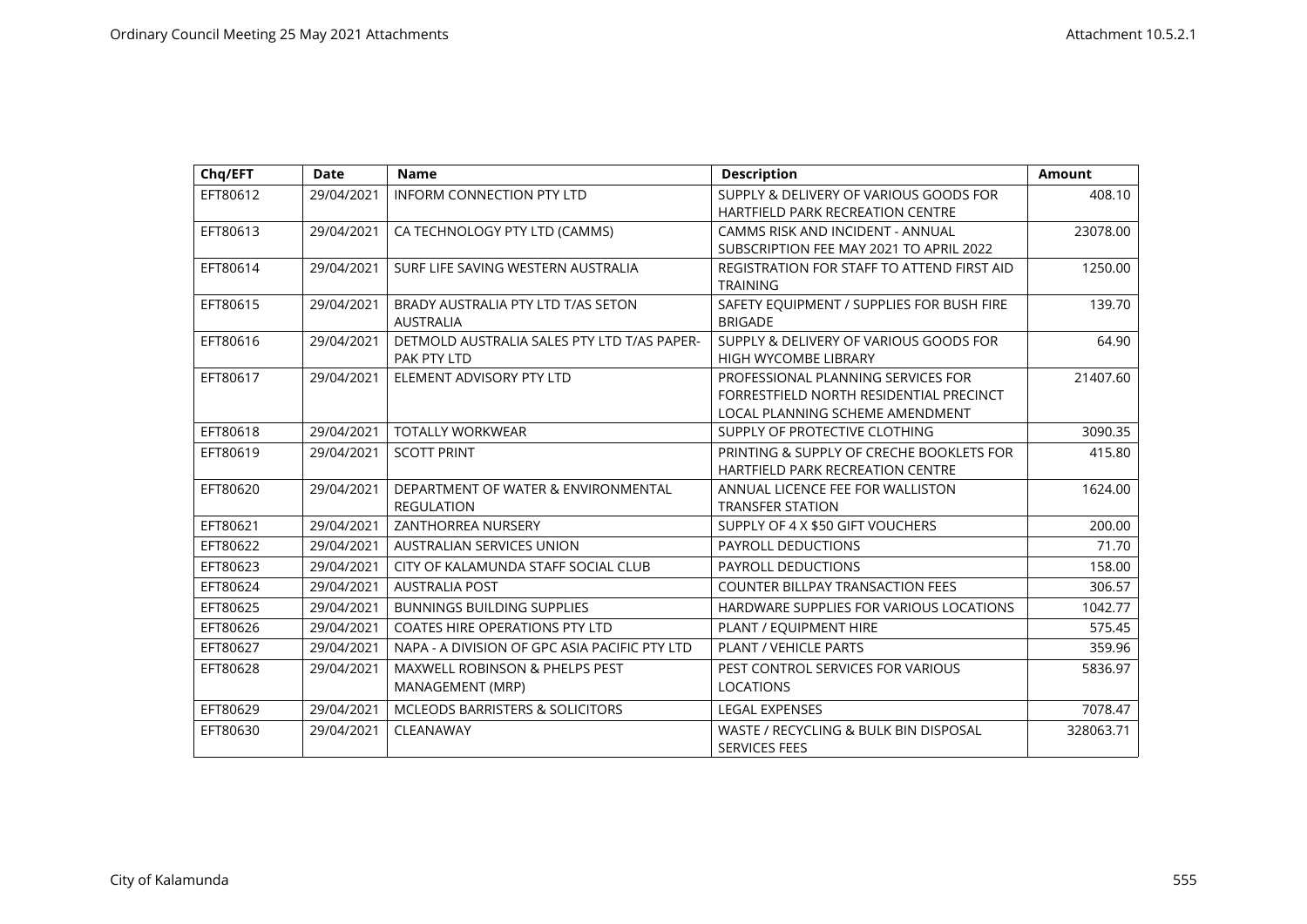| Chq/EFT | Date | Name | Description | Amount |
|---|---|---|---|---|
| EFT80612 | 29/04/2021 | INFORM CONNECTION PTY LTD | SUPPLY & DELIVERY OF VARIOUS GOODS FOR HARTFIELD PARK RECREATION CENTRE | 408.10 |
| EFT80613 | 29/04/2021 | CA TECHNOLOGY PTY LTD (CAMMS) | CAMMS RISK AND INCIDENT - ANNUAL SUBSCRIPTION FEE MAY 2021 TO APRIL 2022 | 23078.00 |
| EFT80614 | 29/04/2021 | SURF LIFE SAVING WESTERN AUSTRALIA | REGISTRATION FOR STAFF TO ATTEND FIRST AID TRAINING | 1250.00 |
| EFT80615 | 29/04/2021 | BRADY AUSTRALIA PTY LTD T/AS SETON AUSTRALIA | SAFETY EQUIPMENT / SUPPLIES FOR BUSH FIRE BRIGADE | 139.70 |
| EFT80616 | 29/04/2021 | DETMOLD AUSTRALIA SALES PTY LTD T/AS PAPER-PAK PTY LTD | SUPPLY & DELIVERY OF VARIOUS GOODS FOR HIGH WYCOMBE LIBRARY | 64.90 |
| EFT80617 | 29/04/2021 | ELEMENT ADVISORY PTY LTD | PROFESSIONAL PLANNING SERVICES FOR FORRESTFIELD NORTH RESIDENTIAL PRECINCT LOCAL PLANNING SCHEME AMENDMENT | 21407.60 |
| EFT80618 | 29/04/2021 | TOTALLY WORKWEAR | SUPPLY OF PROTECTIVE CLOTHING | 3090.35 |
| EFT80619 | 29/04/2021 | SCOTT PRINT | PRINTING & SUPPLY OF CRECHE BOOKLETS FOR HARTFIELD PARK RECREATION CENTRE | 415.80 |
| EFT80620 | 29/04/2021 | DEPARTMENT OF WATER & ENVIRONMENTAL REGULATION | ANNUAL LICENCE FEE FOR WALLISTON TRANSFER STATION | 1624.00 |
| EFT80621 | 29/04/2021 | ZANTHORREA NURSERY | SUPPLY OF 4 X $50 GIFT VOUCHERS | 200.00 |
| EFT80622 | 29/04/2021 | AUSTRALIAN SERVICES UNION | PAYROLL DEDUCTIONS | 71.70 |
| EFT80623 | 29/04/2021 | CITY OF KALAMUNDA STAFF SOCIAL CLUB | PAYROLL DEDUCTIONS | 158.00 |
| EFT80624 | 29/04/2021 | AUSTRALIA POST | COUNTER BILLPAY TRANSACTION FEES | 306.57 |
| EFT80625 | 29/04/2021 | BUNNINGS BUILDING SUPPLIES | HARDWARE SUPPLIES FOR VARIOUS LOCATIONS | 1042.77 |
| EFT80626 | 29/04/2021 | COATES HIRE OPERATIONS PTY LTD | PLANT / EQUIPMENT HIRE | 575.45 |
| EFT80627 | 29/04/2021 | NAPA - A DIVISION OF GPC ASIA PACIFIC PTY LTD | PLANT / VEHICLE PARTS | 359.96 |
| EFT80628 | 29/04/2021 | MAXWELL ROBINSON & PHELPS PEST MANAGEMENT (MRP) | PEST CONTROL SERVICES FOR VARIOUS LOCATIONS | 5836.97 |
| EFT80629 | 29/04/2021 | MCLEODS BARRISTERS & SOLICITORS | LEGAL EXPENSES | 7078.47 |
| EFT80630 | 29/04/2021 | CLEANAWAY | WASTE / RECYCLING & BULK BIN DISPOSAL SERVICES FEES | 328063.71 |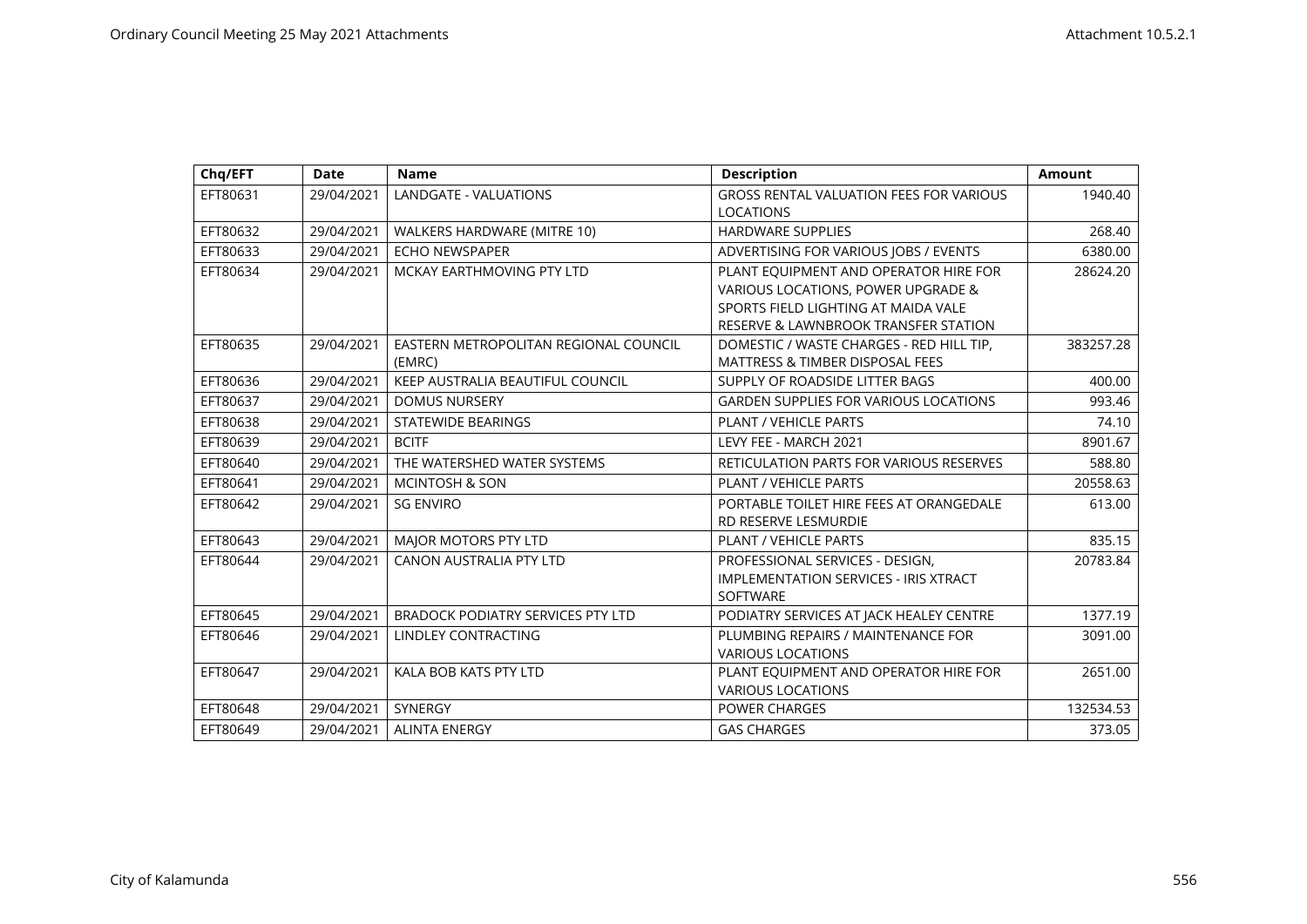| Chq/EFT | Date | Name | Description | Amount |
|---|---|---|---|---|
| EFT80631 | 29/04/2021 | LANDGATE - VALUATIONS | GROSS RENTAL VALUATION FEES FOR VARIOUS LOCATIONS | 1940.40 |
| EFT80632 | 29/04/2021 | WALKERS HARDWARE (MITRE 10) | HARDWARE SUPPLIES | 268.40 |
| EFT80633 | 29/04/2021 | ECHO NEWSPAPER | ADVERTISING FOR VARIOUS JOBS / EVENTS | 6380.00 |
| EFT80634 | 29/04/2021 | MCKAY EARTHMOVING PTY LTD | PLANT EQUIPMENT AND OPERATOR HIRE FOR VARIOUS LOCATIONS, POWER UPGRADE & SPORTS FIELD LIGHTING AT MAIDA VALE RESERVE & LAWNBROOK TRANSFER STATION | 28624.20 |
| EFT80635 | 29/04/2021 | EASTERN METROPOLITAN REGIONAL COUNCIL (EMRC) | DOMESTIC / WASTE CHARGES - RED HILL TIP, MATTRESS & TIMBER DISPOSAL FEES | 383257.28 |
| EFT80636 | 29/04/2021 | KEEP AUSTRALIA BEAUTIFUL COUNCIL | SUPPLY OF ROADSIDE LITTER BAGS | 400.00 |
| EFT80637 | 29/04/2021 | DOMUS NURSERY | GARDEN SUPPLIES FOR VARIOUS LOCATIONS | 993.46 |
| EFT80638 | 29/04/2021 | STATEWIDE BEARINGS | PLANT / VEHICLE PARTS | 74.10 |
| EFT80639 | 29/04/2021 | BCITF | LEVY FEE - MARCH 2021 | 8901.67 |
| EFT80640 | 29/04/2021 | THE WATERSHED WATER SYSTEMS | RETICULATION PARTS FOR VARIOUS RESERVES | 588.80 |
| EFT80641 | 29/04/2021 | MCINTOSH & SON | PLANT / VEHICLE PARTS | 20558.63 |
| EFT80642 | 29/04/2021 | SG ENVIRO | PORTABLE TOILET HIRE FEES AT ORANGEDALE RD RESERVE LESMURDIE | 613.00 |
| EFT80643 | 29/04/2021 | MAJOR MOTORS PTY LTD | PLANT / VEHICLE PARTS | 835.15 |
| EFT80644 | 29/04/2021 | CANON AUSTRALIA PTY LTD | PROFESSIONAL SERVICES - DESIGN, IMPLEMENTATION SERVICES - IRIS XTRACT SOFTWARE | 20783.84 |
| EFT80645 | 29/04/2021 | BRADOCK PODIATRY SERVICES PTY LTD | PODIATRY SERVICES AT JACK HEALEY CENTRE | 1377.19 |
| EFT80646 | 29/04/2021 | LINDLEY CONTRACTING | PLUMBING REPAIRS / MAINTENANCE FOR VARIOUS LOCATIONS | 3091.00 |
| EFT80647 | 29/04/2021 | KALA BOB KATS PTY LTD | PLANT EQUIPMENT AND OPERATOR HIRE FOR VARIOUS LOCATIONS | 2651.00 |
| EFT80648 | 29/04/2021 | SYNERGY | POWER CHARGES | 132534.53 |
| EFT80649 | 29/04/2021 | ALINTA ENERGY | GAS CHARGES | 373.05 |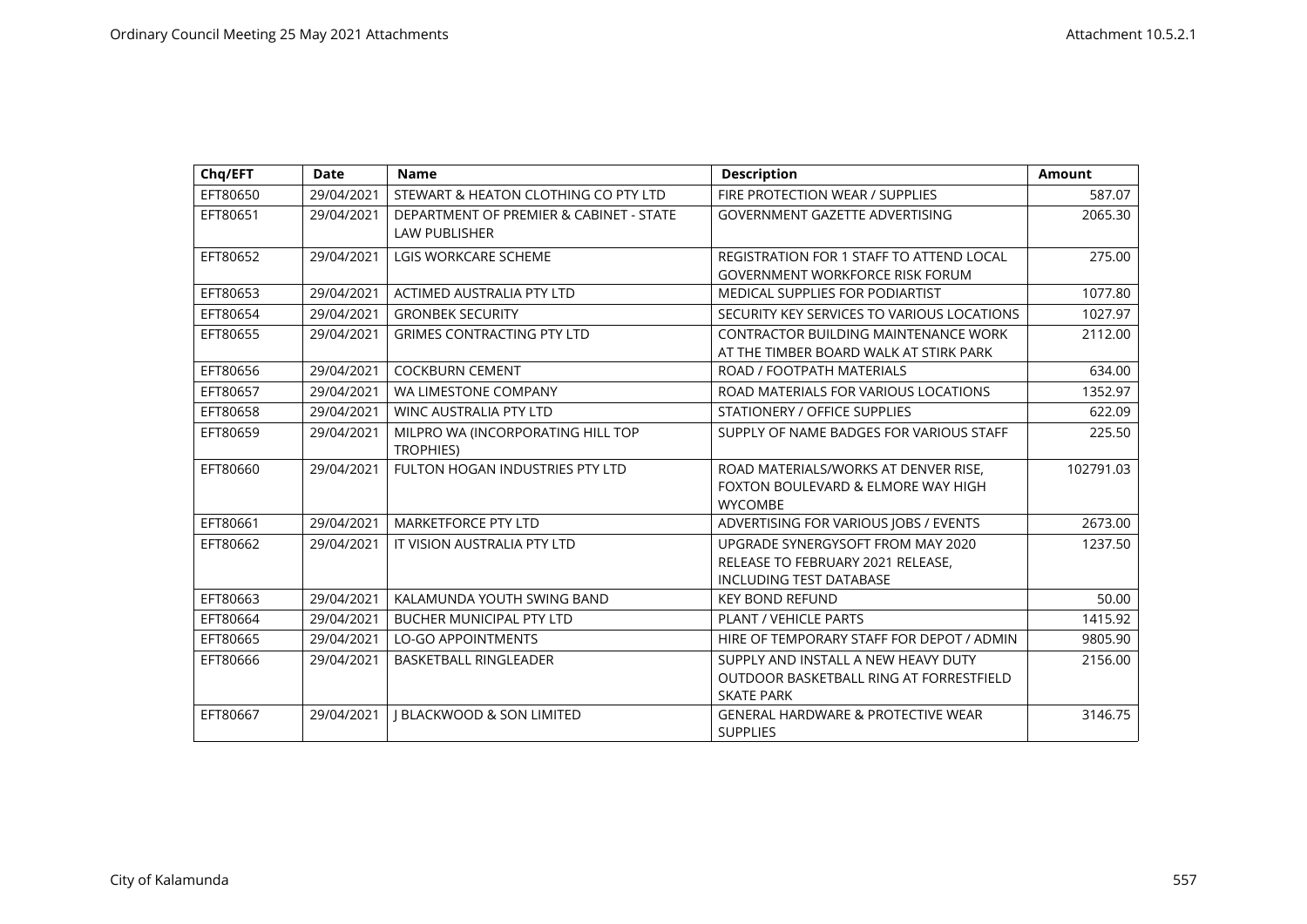| Chq/EFT | Date | Name | Description | Amount |
|---|---|---|---|---|
| EFT80650 | 29/04/2021 | STEWART & HEATON CLOTHING CO PTY LTD | FIRE PROTECTION WEAR / SUPPLIES | 587.07 |
| EFT80651 | 29/04/2021 | DEPARTMENT OF PREMIER & CABINET - STATE LAW PUBLISHER | GOVERNMENT GAZETTE ADVERTISING | 2065.30 |
| EFT80652 | 29/04/2021 | LGIS WORKCARE SCHEME | REGISTRATION FOR 1 STAFF TO ATTEND LOCAL GOVERNMENT WORKFORCE RISK FORUM | 275.00 |
| EFT80653 | 29/04/2021 | ACTIMED AUSTRALIA PTY LTD | MEDICAL SUPPLIES FOR PODIARTIST | 1077.80 |
| EFT80654 | 29/04/2021 | GRONBEK SECURITY | SECURITY KEY SERVICES TO VARIOUS LOCATIONS | 1027.97 |
| EFT80655 | 29/04/2021 | GRIMES CONTRACTING PTY LTD | CONTRACTOR BUILDING MAINTENANCE WORK AT THE TIMBER BOARD WALK AT STIRK PARK | 2112.00 |
| EFT80656 | 29/04/2021 | COCKBURN CEMENT | ROAD / FOOTPATH MATERIALS | 634.00 |
| EFT80657 | 29/04/2021 | WA LIMESTONE COMPANY | ROAD MATERIALS FOR VARIOUS LOCATIONS | 1352.97 |
| EFT80658 | 29/04/2021 | WINC AUSTRALIA PTY LTD | STATIONERY / OFFICE SUPPLIES | 622.09 |
| EFT80659 | 29/04/2021 | MILPRO WA (INCORPORATING HILL TOP TROPHIES) | SUPPLY OF NAME BADGES FOR VARIOUS STAFF | 225.50 |
| EFT80660 | 29/04/2021 | FULTON HOGAN INDUSTRIES PTY LTD | ROAD MATERIALS/WORKS AT DENVER RISE, FOXTON BOULEVARD & ELMORE WAY HIGH WYCOMBE | 102791.03 |
| EFT80661 | 29/04/2021 | MARKETFORCE PTY LTD | ADVERTISING FOR VARIOUS JOBS / EVENTS | 2673.00 |
| EFT80662 | 29/04/2021 | IT VISION AUSTRALIA PTY LTD | UPGRADE SYNERGYSOFT FROM MAY 2020 RELEASE TO FEBRUARY 2021 RELEASE, INCLUDING TEST DATABASE | 1237.50 |
| EFT80663 | 29/04/2021 | KALAMUNDA YOUTH SWING BAND | KEY BOND REFUND | 50.00 |
| EFT80664 | 29/04/2021 | BUCHER MUNICIPAL PTY LTD | PLANT / VEHICLE PARTS | 1415.92 |
| EFT80665 | 29/04/2021 | LO-GO APPOINTMENTS | HIRE OF TEMPORARY STAFF FOR DEPOT / ADMIN | 9805.90 |
| EFT80666 | 29/04/2021 | BASKETBALL RINGLEADER | SUPPLY AND INSTALL A NEW HEAVY DUTY OUTDOOR BASKETBALL RING AT FORRESTFIELD SKATE PARK | 2156.00 |
| EFT80667 | 29/04/2021 | J BLACKWOOD & SON LIMITED | GENERAL HARDWARE & PROTECTIVE WEAR SUPPLIES | 3146.75 |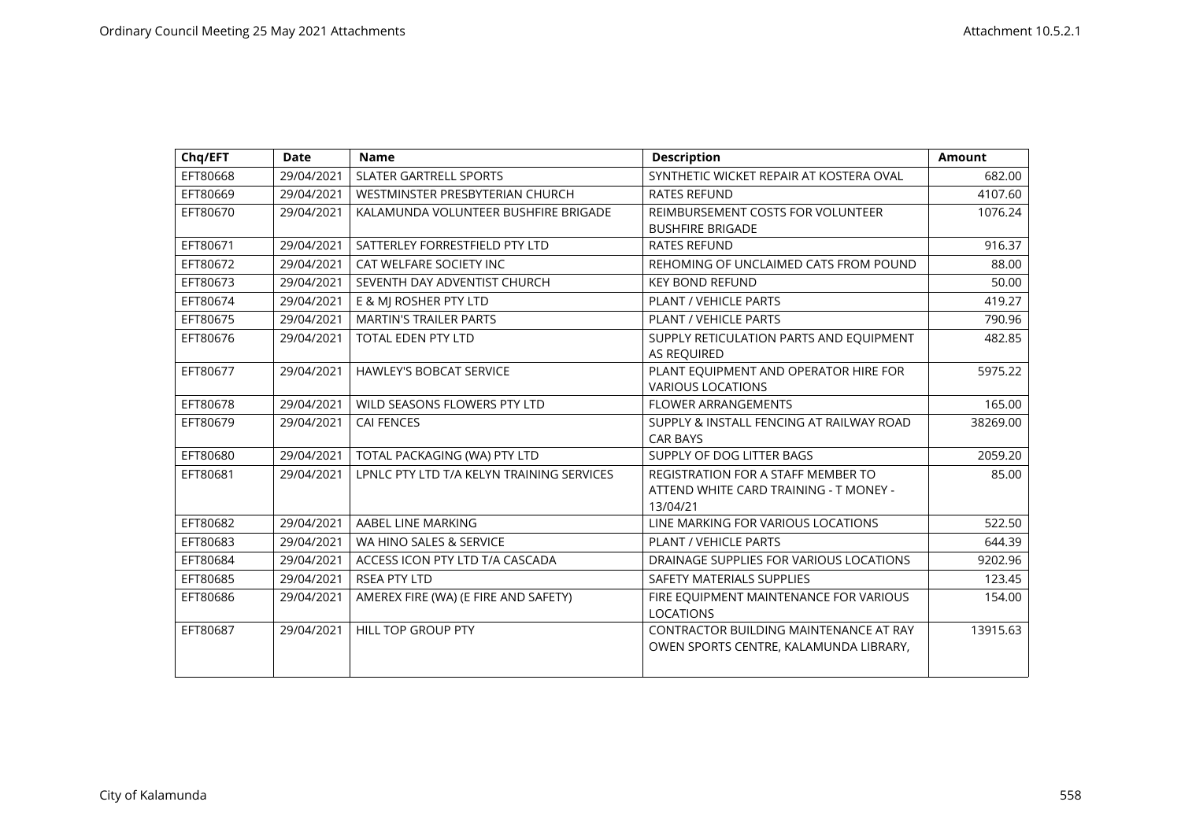| Chq/EFT | Date | Name | Description | Amount |
|---|---|---|---|---|
| EFT80668 | 29/04/2021 | SLATER GARTRELL SPORTS | SYNTHETIC WICKET REPAIR AT KOSTERA OVAL | 682.00 |
| EFT80669 | 29/04/2021 | WESTMINSTER PRESBYTERIAN CHURCH | RATES REFUND | 4107.60 |
| EFT80670 | 29/04/2021 | KALAMUNDA VOLUNTEER BUSHFIRE BRIGADE | REIMBURSEMENT COSTS FOR VOLUNTEER BUSHFIRE BRIGADE | 1076.24 |
| EFT80671 | 29/04/2021 | SATTERLEY FORRESTFIELD PTY LTD | RATES REFUND | 916.37 |
| EFT80672 | 29/04/2021 | CAT WELFARE SOCIETY INC | REHOMING OF UNCLAIMED CATS FROM POUND | 88.00 |
| EFT80673 | 29/04/2021 | SEVENTH DAY ADVENTIST CHURCH | KEY BOND REFUND | 50.00 |
| EFT80674 | 29/04/2021 | E & MJ ROSHER PTY LTD | PLANT / VEHICLE PARTS | 419.27 |
| EFT80675 | 29/04/2021 | MARTIN'S TRAILER PARTS | PLANT / VEHICLE PARTS | 790.96 |
| EFT80676 | 29/04/2021 | TOTAL EDEN PTY LTD | SUPPLY RETICULATION PARTS AND EQUIPMENT AS REQUIRED | 482.85 |
| EFT80677 | 29/04/2021 | HAWLEY'S BOBCAT SERVICE | PLANT EQUIPMENT AND OPERATOR HIRE FOR VARIOUS LOCATIONS | 5975.22 |
| EFT80678 | 29/04/2021 | WILD SEASONS FLOWERS PTY LTD | FLOWER ARRANGEMENTS | 165.00 |
| EFT80679 | 29/04/2021 | CAI FENCES | SUPPLY & INSTALL FENCING AT RAILWAY ROAD CAR BAYS | 38269.00 |
| EFT80680 | 29/04/2021 | TOTAL PACKAGING (WA) PTY LTD | SUPPLY OF DOG LITTER BAGS | 2059.20 |
| EFT80681 | 29/04/2021 | LPNLC PTY LTD T/A KELYN TRAINING SERVICES | REGISTRATION FOR A STAFF MEMBER TO ATTEND WHITE CARD TRAINING - T MONEY - 13/04/21 | 85.00 |
| EFT80682 | 29/04/2021 | AABEL LINE MARKING | LINE MARKING FOR VARIOUS LOCATIONS | 522.50 |
| EFT80683 | 29/04/2021 | WA HINO SALES & SERVICE | PLANT / VEHICLE PARTS | 644.39 |
| EFT80684 | 29/04/2021 | ACCESS ICON PTY LTD T/A CASCADA | DRAINAGE SUPPLIES FOR VARIOUS LOCATIONS | 9202.96 |
| EFT80685 | 29/04/2021 | RSEA PTY LTD | SAFETY MATERIALS SUPPLIES | 123.45 |
| EFT80686 | 29/04/2021 | AMEREX FIRE (WA) (E FIRE AND SAFETY) | FIRE EQUIPMENT MAINTENANCE FOR VARIOUS LOCATIONS | 154.00 |
| EFT80687 | 29/04/2021 | HILL TOP GROUP PTY | CONTRACTOR BUILDING MAINTENANCE AT RAY OWEN SPORTS CENTRE, KALAMUNDA LIBRARY, | 13915.63 |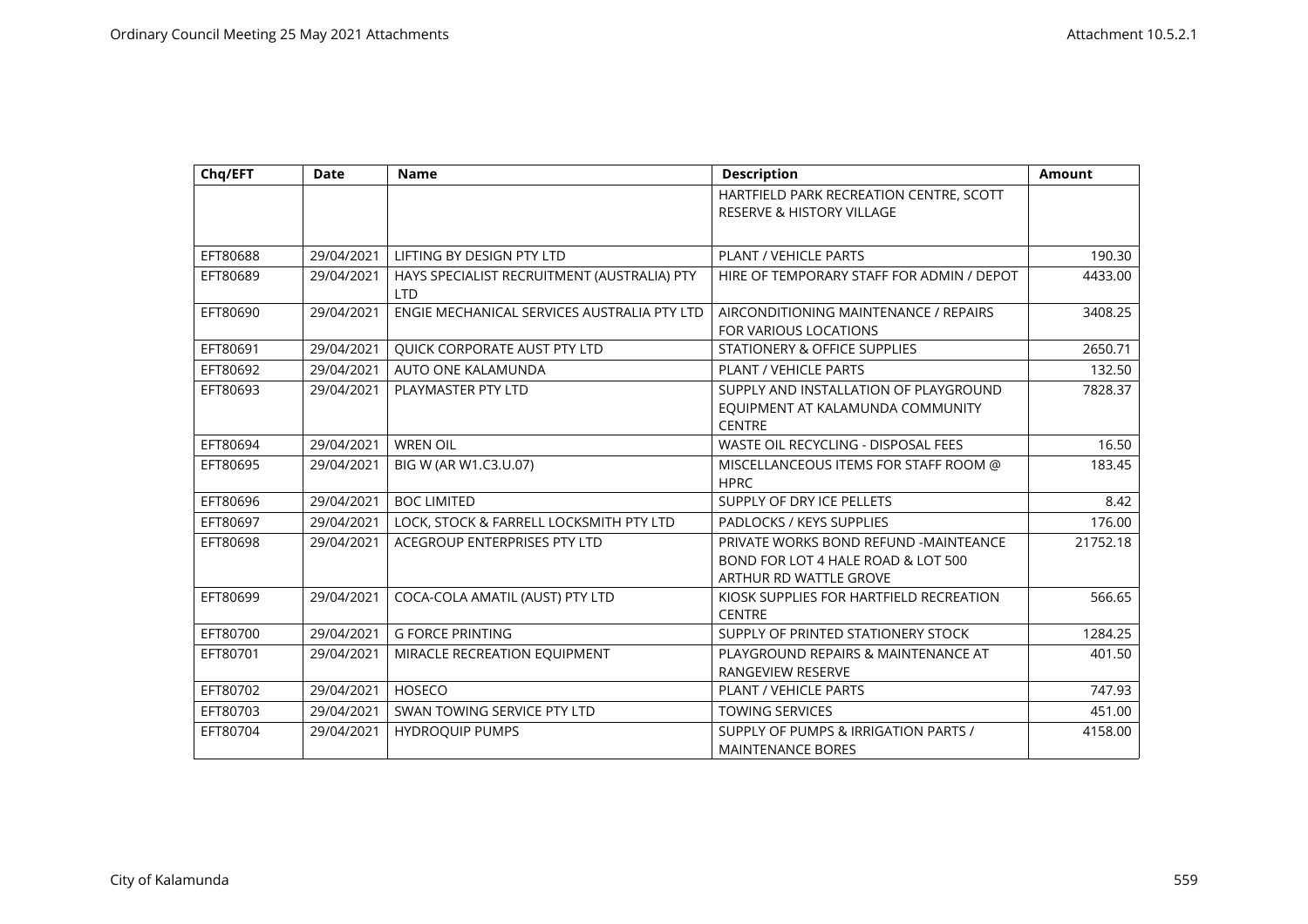| Chq/EFT | Date | Name | Description | Amount |
|---|---|---|---|---|
| | | | HARTFIELD PARK RECREATION CENTRE, SCOTT RESERVE & HISTORY VILLAGE | |
| EFT80688 | 29/04/2021 | LIFTING BY DESIGN PTY LTD | PLANT / VEHICLE PARTS | 190.30 |
| EFT80689 | 29/04/2021 | HAYS SPECIALIST RECRUITMENT (AUSTRALIA) PTY LTD | HIRE OF TEMPORARY STAFF FOR ADMIN / DEPOT | 4433.00 |
| EFT80690 | 29/04/2021 | ENGIE MECHANICAL SERVICES AUSTRALIA PTY LTD | AIRCONDITIONING MAINTENANCE / REPAIRS FOR VARIOUS LOCATIONS | 3408.25 |
| EFT80691 | 29/04/2021 | QUICK CORPORATE AUST PTY LTD | STATIONERY & OFFICE SUPPLIES | 2650.71 |
| EFT80692 | 29/04/2021 | AUTO ONE KALAMUNDA | PLANT / VEHICLE PARTS | 132.50 |
| EFT80693 | 29/04/2021 | PLAYMASTER PTY LTD | SUPPLY AND INSTALLATION OF PLAYGROUND EQUIPMENT AT KALAMUNDA COMMUNITY CENTRE | 7828.37 |
| EFT80694 | 29/04/2021 | WREN OIL | WASTE OIL RECYCLING - DISPOSAL FEES | 16.50 |
| EFT80695 | 29/04/2021 | BIG W (AR W1.C3.U.07) | MISCELLANEOUS ITEMS FOR STAFF ROOM @ HPRC | 183.45 |
| EFT80696 | 29/04/2021 | BOC LIMITED | SUPPLY OF DRY ICE PELLETS | 8.42 |
| EFT80697 | 29/04/2021 | LOCK, STOCK & FARRELL LOCKSMITH PTY LTD | PADLOCKS / KEYS SUPPLIES | 176.00 |
| EFT80698 | 29/04/2021 | ACEGROUP ENTERPRISES PTY LTD | PRIVATE WORKS BOND REFUND -MAINTEANCE BOND FOR LOT 4 HALE ROAD & LOT 500 ARTHUR RD WATTLE GROVE | 21752.18 |
| EFT80699 | 29/04/2021 | COCA-COLA AMATIL (AUST) PTY LTD | KIOSK SUPPLIES FOR HARTFIELD RECREATION CENTRE | 566.65 |
| EFT80700 | 29/04/2021 | G FORCE PRINTING | SUPPLY OF PRINTED STATIONERY STOCK | 1284.25 |
| EFT80701 | 29/04/2021 | MIRACLE RECREATION EQUIPMENT | PLAYGROUND REPAIRS & MAINTENANCE AT RANGEVIEW RESERVE | 401.50 |
| EFT80702 | 29/04/2021 | HOSECO | PLANT / VEHICLE PARTS | 747.93 |
| EFT80703 | 29/04/2021 | SWAN TOWING SERVICE PTY LTD | TOWING SERVICES | 451.00 |
| EFT80704 | 29/04/2021 | HYDROQUIP PUMPS | SUPPLY OF PUMPS & IRRIGATION PARTS / MAINTENANCE BORES | 4158.00 |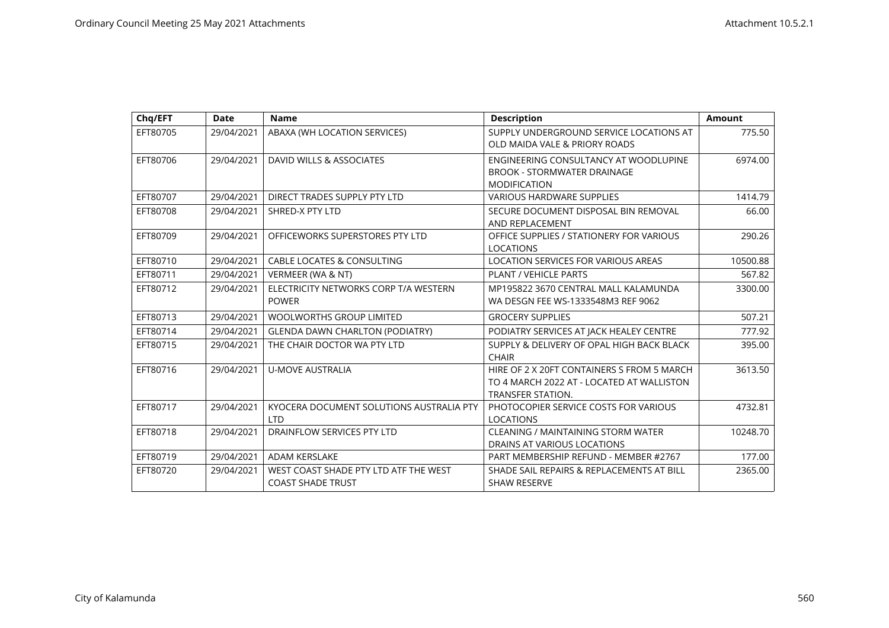| Chq/EFT | Date | Name | Description | Amount |
|---|---|---|---|---|
| EFT80705 | 29/04/2021 | ABAXA (WH LOCATION SERVICES) | SUPPLY UNDERGROUND SERVICE LOCATIONS AT OLD MAIDA VALE & PRIORY ROADS | 775.50 |
| EFT80706 | 29/04/2021 | DAVID WILLS & ASSOCIATES | ENGINEERING CONSULTANCY AT WOODLUPINE BROOK - STORMWATER DRAINAGE MODIFICATION | 6974.00 |
| EFT80707 | 29/04/2021 | DIRECT TRADES SUPPLY PTY LTD | VARIOUS HARDWARE SUPPLIES | 1414.79 |
| EFT80708 | 29/04/2021 | SHRED-X PTY LTD | SECURE DOCUMENT DISPOSAL BIN REMOVAL AND REPLACEMENT | 66.00 |
| EFT80709 | 29/04/2021 | OFFICEWORKS SUPERSTORES PTY LTD | OFFICE SUPPLIES / STATIONERY FOR VARIOUS LOCATIONS | 290.26 |
| EFT80710 | 29/04/2021 | CABLE LOCATES & CONSULTING | LOCATION SERVICES FOR VARIOUS AREAS | 10500.88 |
| EFT80711 | 29/04/2021 | VERMEER (WA & NT) | PLANT / VEHICLE PARTS | 567.82 |
| EFT80712 | 29/04/2021 | ELECTRICITY NETWORKS CORP T/A WESTERN POWER | MP195822 3670 CENTRAL MALL KALAMUNDA WA DESGN FEE WS-1333548M3 REF 9062 | 3300.00 |
| EFT80713 | 29/04/2021 | WOOLWORTHS GROUP LIMITED | GROCERY SUPPLIES | 507.21 |
| EFT80714 | 29/04/2021 | GLENDA DAWN CHARLTON (PODIATRY) | PODIATRY SERVICES AT JACK HEALEY CENTRE | 777.92 |
| EFT80715 | 29/04/2021 | THE CHAIR DOCTOR WA PTY LTD | SUPPLY & DELIVERY OF OPAL HIGH BACK BLACK CHAIR | 395.00 |
| EFT80716 | 29/04/2021 | U-MOVE AUSTRALIA | HIRE OF 2 X 20FT CONTAINERS S FROM 5 MARCH TO 4 MARCH 2022 AT - LOCATED AT WALLISTON TRANSFER STATION. | 3613.50 |
| EFT80717 | 29/04/2021 | KYOCERA DOCUMENT SOLUTIONS AUSTRALIA PTY LTD | PHOTOCOPIER SERVICE COSTS FOR VARIOUS LOCATIONS | 4732.81 |
| EFT80718 | 29/04/2021 | DRAINFLOW SERVICES PTY LTD | CLEANING / MAINTAINING STORM WATER DRAINS AT VARIOUS LOCATIONS | 10248.70 |
| EFT80719 | 29/04/2021 | ADAM KERSLAKE | PART MEMBERSHIP REFUND - MEMBER #2767 | 177.00 |
| EFT80720 | 29/04/2021 | WEST COAST SHADE PTY LTD ATF THE WEST COAST SHADE TRUST | SHADE SAIL REPAIRS & REPLACEMENTS AT BILL SHAW RESERVE | 2365.00 |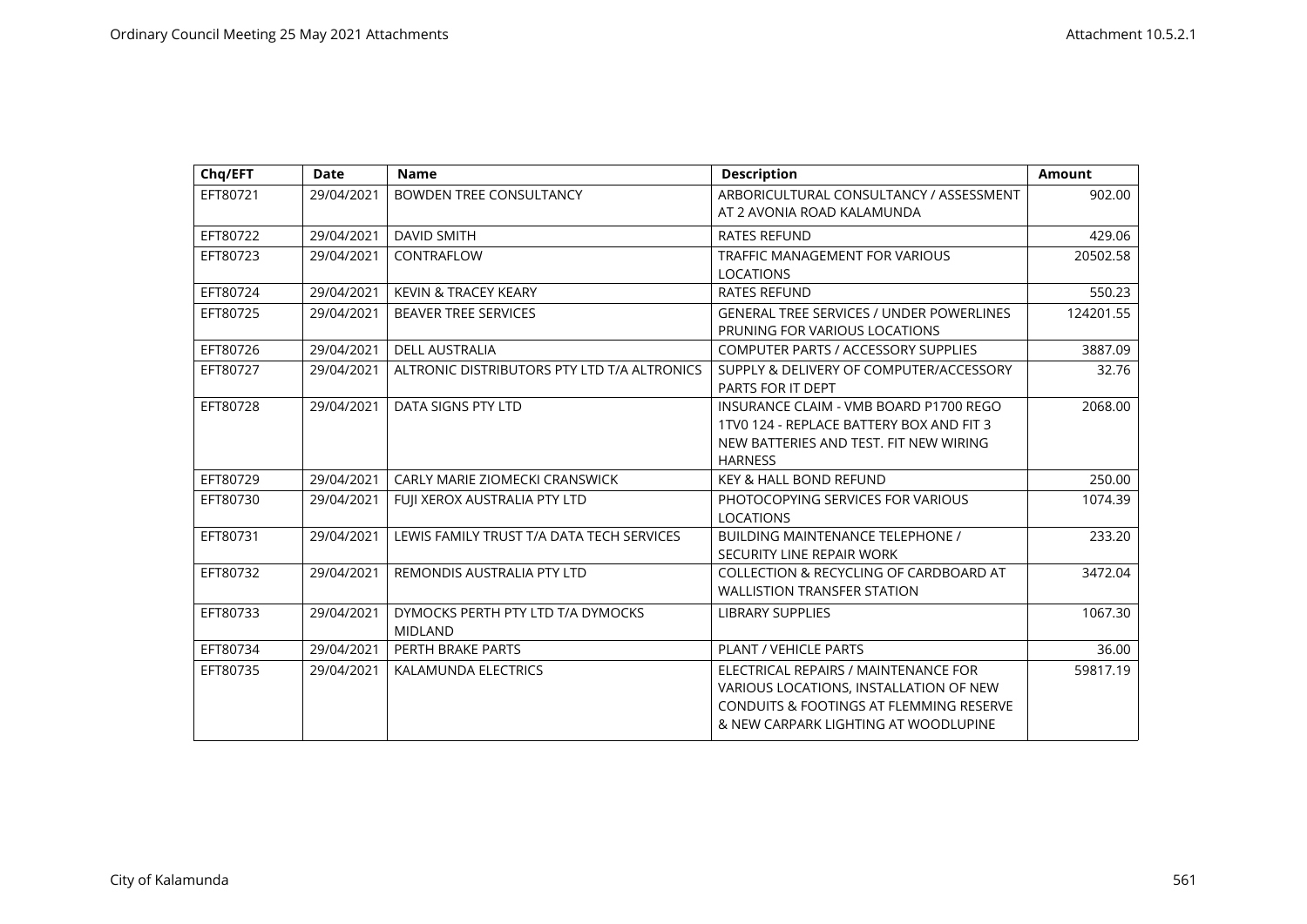| Chq/EFT | Date | Name | Description | Amount |
|---|---|---|---|---|
| EFT80721 | 29/04/2021 | BOWDEN TREE CONSULTANCY | ARBORICULTURAL CONSULTANCY / ASSESSMENT AT 2 AVONIA ROAD KALAMUNDA | 902.00 |
| EFT80722 | 29/04/2021 | DAVID SMITH | RATES REFUND | 429.06 |
| EFT80723 | 29/04/2021 | CONTRAFLOW | TRAFFIC MANAGEMENT FOR VARIOUS LOCATIONS | 20502.58 |
| EFT80724 | 29/04/2021 | KEVIN & TRACEY KEARY | RATES REFUND | 550.23 |
| EFT80725 | 29/04/2021 | BEAVER TREE SERVICES | GENERAL TREE SERVICES / UNDER POWERLINES PRUNING FOR VARIOUS LOCATIONS | 124201.55 |
| EFT80726 | 29/04/2021 | DELL AUSTRALIA | COMPUTER PARTS / ACCESSORY SUPPLIES | 3887.09 |
| EFT80727 | 29/04/2021 | ALTRONIC DISTRIBUTORS PTY LTD T/A ALTRONICS | SUPPLY & DELIVERY OF COMPUTER/ACCESSORY PARTS FOR IT DEPT | 32.76 |
| EFT80728 | 29/04/2021 | DATA SIGNS PTY LTD | INSURANCE CLAIM - VMB BOARD P1700 REGO 1TV0 124 - REPLACE BATTERY BOX AND FIT 3 NEW BATTERIES AND TEST. FIT NEW WIRING HARNESS | 2068.00 |
| EFT80729 | 29/04/2021 | CARLY MARIE ZIOMECKI CRANSWICK | KEY & HALL BOND REFUND | 250.00 |
| EFT80730 | 29/04/2021 | FUJI XEROX AUSTRALIA PTY LTD | PHOTOCOPYING SERVICES FOR VARIOUS LOCATIONS | 1074.39 |
| EFT80731 | 29/04/2021 | LEWIS FAMILY TRUST T/A DATA TECH SERVICES | BUILDING MAINTENANCE TELEPHONE / SECURITY LINE REPAIR WORK | 233.20 |
| EFT80732 | 29/04/2021 | REMONDIS AUSTRALIA PTY LTD | COLLECTION & RECYCLING OF CARDBOARD AT WALLISTION TRANSFER STATION | 3472.04 |
| EFT80733 | 29/04/2021 | DYMOCKS PERTH PTY LTD T/A DYMOCKS MIDLAND | LIBRARY SUPPLIES | 1067.30 |
| EFT80734 | 29/04/2021 | PERTH BRAKE PARTS | PLANT / VEHICLE PARTS | 36.00 |
| EFT80735 | 29/04/2021 | KALAMUNDA ELECTRICS | ELECTRICAL REPAIRS / MAINTENANCE FOR VARIOUS LOCATIONS, INSTALLATION OF NEW CONDUITS & FOOTINGS AT FLEMMING RESERVE & NEW CARPARK LIGHTING AT WOODLUPINE | 59817.19 |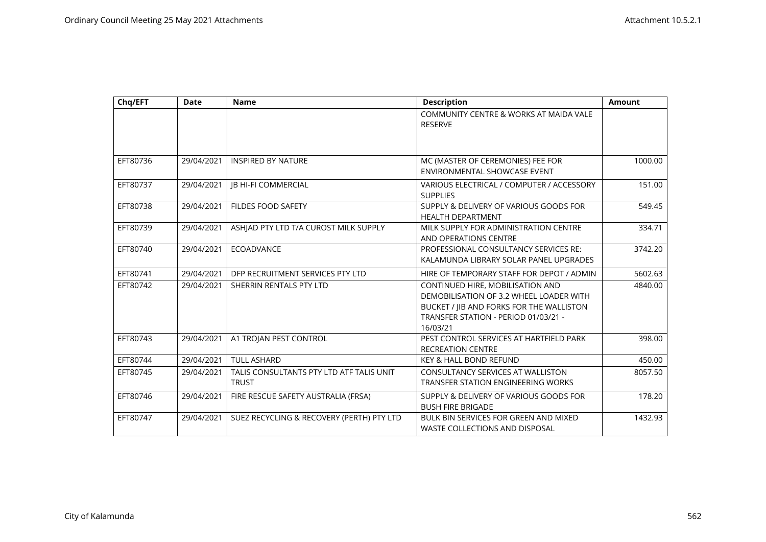| Chq/EFT | Date | Name | Description | Amount |
|---|---|---|---|---|
| | | | COMMUNITY CENTRE & WORKS AT MAIDA VALE RESERVE | |
| EFT80736 | 29/04/2021 | INSPIRED BY NATURE | MC (MASTER OF CEREMONIES) FEE FOR ENVIRONMENTAL SHOWCASE EVENT | 1000.00 |
| EFT80737 | 29/04/2021 | JB HI-FI COMMERCIAL | VARIOUS ELECTRICAL / COMPUTER / ACCESSORY SUPPLIES | 151.00 |
| EFT80738 | 29/04/2021 | FILDES FOOD SAFETY | SUPPLY & DELIVERY OF VARIOUS GOODS FOR HEALTH DEPARTMENT | 549.45 |
| EFT80739 | 29/04/2021 | ASHJAD PTY LTD T/A CUROST MILK SUPPLY | MILK SUPPLY FOR ADMINISTRATION CENTRE AND OPERATIONS CENTRE | 334.71 |
| EFT80740 | 29/04/2021 | ECOADVANCE | PROFESSIONAL CONSULTANCY SERVICES RE: KALAMUNDA LIBRARY SOLAR PANEL UPGRADES | 3742.20 |
| EFT80741 | 29/04/2021 | DFP RECRUITMENT SERVICES PTY LTD | HIRE OF TEMPORARY STAFF FOR DEPOT / ADMIN | 5602.63 |
| EFT80742 | 29/04/2021 | SHERRIN RENTALS PTY LTD | CONTINUED HIRE, MOBILISATION AND DEMOBILISATION OF 3.2 WHEEL LOADER WITH BUCKET / JIB AND FORKS FOR THE WALLISTON TRANSFER STATION - PERIOD 01/03/21 - 16/03/21 | 4840.00 |
| EFT80743 | 29/04/2021 | A1 TROJAN PEST CONTROL | PEST CONTROL SERVICES AT HARTFIELD PARK RECREATION CENTRE | 398.00 |
| EFT80744 | 29/04/2021 | TULL ASHARD | KEY & HALL BOND REFUND | 450.00 |
| EFT80745 | 29/04/2021 | TALIS CONSULTANTS PTY LTD ATF TALIS UNIT TRUST | CONSULTANCY SERVICES AT WALLISTON TRANSFER STATION ENGINEERING WORKS | 8057.50 |
| EFT80746 | 29/04/2021 | FIRE RESCUE SAFETY AUSTRALIA (FRSA) | SUPPLY & DELIVERY OF VARIOUS GOODS FOR BUSH FIRE BRIGADE | 178.20 |
| EFT80747 | 29/04/2021 | SUEZ RECYCLING & RECOVERY (PERTH) PTY LTD | BULK BIN SERVICES FOR GREEN AND MIXED WASTE COLLECTIONS AND DISPOSAL | 1432.93 |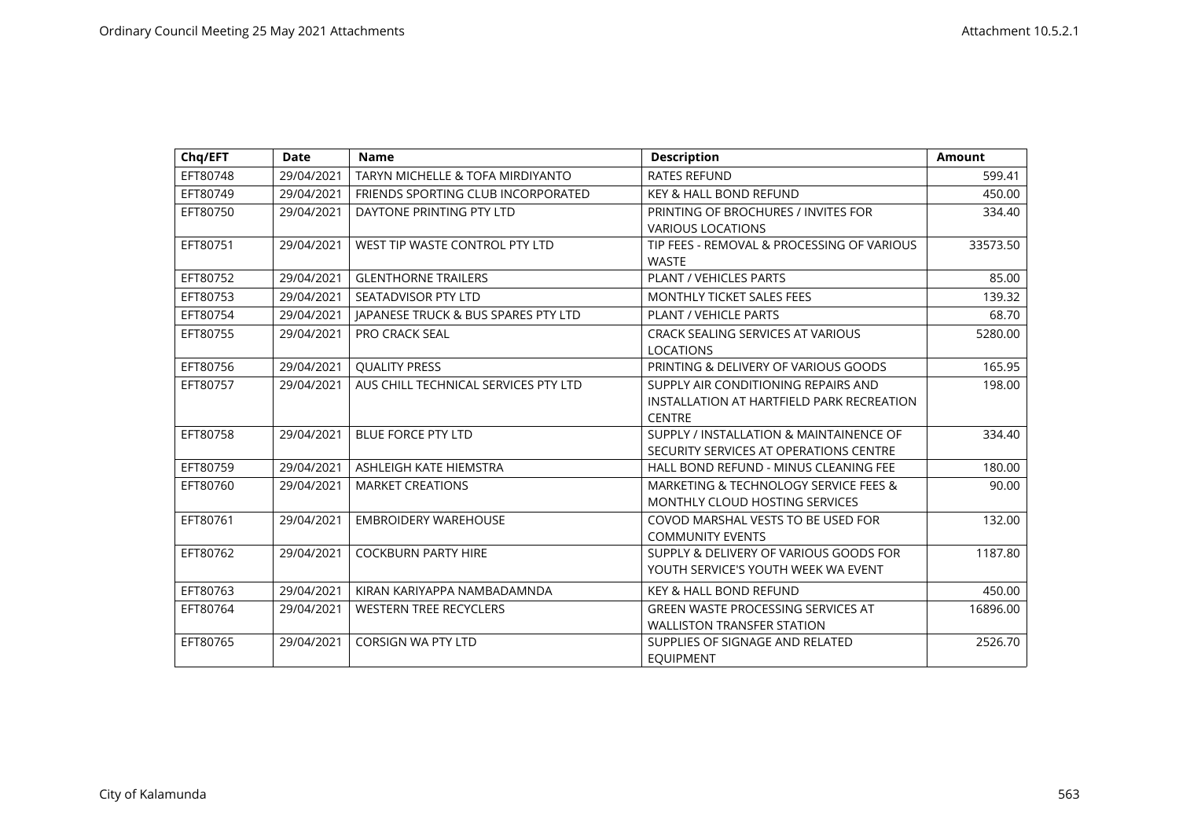| Chq/EFT | Date | Name | Description | Amount |
|---|---|---|---|---|
| EFT80748 | 29/04/2021 | TARYN MICHELLE & TOFA MIRDIYANTO | RATES REFUND | 599.41 |
| EFT80749 | 29/04/2021 | FRIENDS SPORTING CLUB INCORPORATED | KEY & HALL BOND REFUND | 450.00 |
| EFT80750 | 29/04/2021 | DAYTONE PRINTING PTY LTD | PRINTING OF BROCHURES / INVITES FOR VARIOUS LOCATIONS | 334.40 |
| EFT80751 | 29/04/2021 | WEST TIP WASTE CONTROL PTY LTD | TIP FEES - REMOVAL & PROCESSING OF VARIOUS WASTE | 33573.50 |
| EFT80752 | 29/04/2021 | GLENTHORNE TRAILERS | PLANT / VEHICLES PARTS | 85.00 |
| EFT80753 | 29/04/2021 | SEATADVISOR PTY LTD | MONTHLY TICKET SALES FEES | 139.32 |
| EFT80754 | 29/04/2021 | JAPANESE TRUCK & BUS SPARES PTY LTD | PLANT / VEHICLE PARTS | 68.70 |
| EFT80755 | 29/04/2021 | PRO CRACK SEAL | CRACK SEALING SERVICES AT VARIOUS LOCATIONS | 5280.00 |
| EFT80756 | 29/04/2021 | QUALITY PRESS | PRINTING & DELIVERY OF VARIOUS GOODS | 165.95 |
| EFT80757 | 29/04/2021 | AUS CHILL TECHNICAL SERVICES PTY LTD | SUPPLY AIR CONDITIONING REPAIRS AND INSTALLATION AT HARTFIELD PARK RECREATION CENTRE | 198.00 |
| EFT80758 | 29/04/2021 | BLUE FORCE PTY LTD | SUPPLY / INSTALLATION & MAINTAINENCE OF SECURITY SERVICES AT OPERATIONS CENTRE | 334.40 |
| EFT80759 | 29/04/2021 | ASHLEIGH KATE HIEMSTRA | HALL BOND REFUND - MINUS CLEANING FEE | 180.00 |
| EFT80760 | 29/04/2021 | MARKET CREATIONS | MARKETING & TECHNOLOGY SERVICE FEES & MONTHLY CLOUD HOSTING SERVICES | 90.00 |
| EFT80761 | 29/04/2021 | EMBROIDERY WAREHOUSE | COVOD MARSHAL VESTS TO BE USED FOR COMMUNITY EVENTS | 132.00 |
| EFT80762 | 29/04/2021 | COCKBURN PARTY HIRE | SUPPLY & DELIVERY OF VARIOUS GOODS FOR YOUTH SERVICE'S YOUTH WEEK WA EVENT | 1187.80 |
| EFT80763 | 29/04/2021 | KIRAN KARIYAPPA NAMBADAMNDA | KEY & HALL BOND REFUND | 450.00 |
| EFT80764 | 29/04/2021 | WESTERN TREE RECYCLERS | GREEN WASTE PROCESSING SERVICES AT WALLISTON TRANSFER STATION | 16896.00 |
| EFT80765 | 29/04/2021 | CORSIGN WA PTY LTD | SUPPLIES OF SIGNAGE AND RELATED EQUIPMENT | 2526.70 |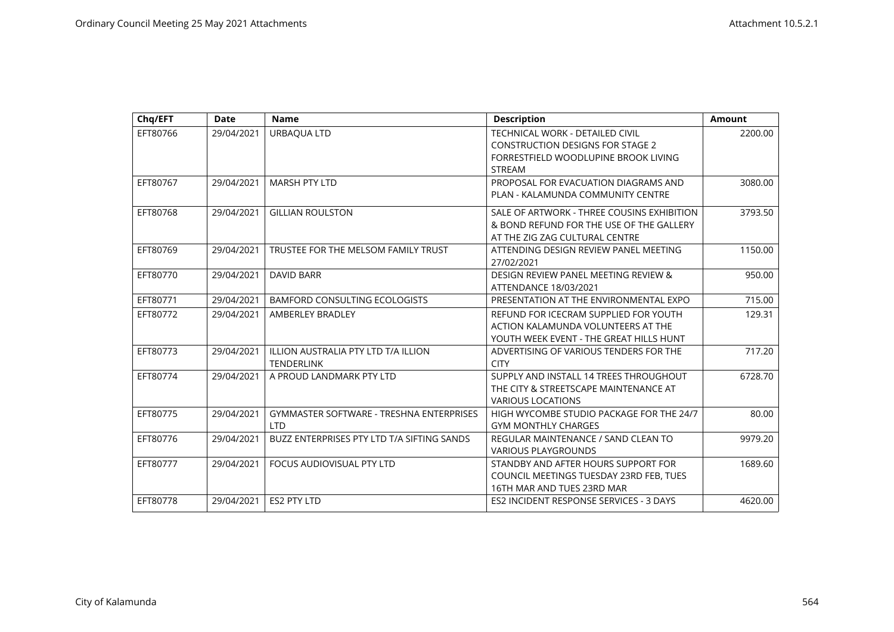| Chq/EFT | Date | Name | Description | Amount |
| --- | --- | --- | --- | --- |
| EFT80766 | 29/04/2021 | URBAQUA LTD | TECHNICAL WORK - DETAILED CIVIL CONSTRUCTION DESIGNS FOR STAGE 2 FORRESTFIELD WOODLUPINE BROOK LIVING STREAM | 2200.00 |
| EFT80767 | 29/04/2021 | MARSH PTY LTD | PROPOSAL FOR EVACUATION DIAGRAMS AND PLAN - KALAMUNDA COMMUNITY CENTRE | 3080.00 |
| EFT80768 | 29/04/2021 | GILLIAN ROULSTON | SALE OF ARTWORK - THREE COUSINS EXHIBITION & BOND REFUND FOR THE USE OF THE GALLERY AT THE ZIG ZAG CULTURAL CENTRE | 3793.50 |
| EFT80769 | 29/04/2021 | TRUSTEE FOR THE MELSOM FAMILY TRUST | ATTENDING DESIGN REVIEW PANEL MEETING 27/02/2021 | 1150.00 |
| EFT80770 | 29/04/2021 | DAVID BARR | DESIGN REVIEW PANEL MEETING REVIEW & ATTENDANCE 18/03/2021 | 950.00 |
| EFT80771 | 29/04/2021 | BAMFORD CONSULTING ECOLOGISTS | PRESENTATION AT THE ENVIRONMENTAL EXPO | 715.00 |
| EFT80772 | 29/04/2021 | AMBERLEY BRADLEY | REFUND FOR ICECRAM SUPPLIED FOR YOUTH ACTION KALAMUNDA VOLUNTEERS AT THE YOUTH WEEK EVENT - THE GREAT HILLS HUNT | 129.31 |
| EFT80773 | 29/04/2021 | ILLION AUSTRALIA PTY LTD T/A ILLION TENDERLINK | ADVERTISING OF VARIOUS TENDERS FOR THE CITY | 717.20 |
| EFT80774 | 29/04/2021 | A PROUD LANDMARK PTY LTD | SUPPLY AND INSTALL 14 TREES THROUGHOUT THE CITY & STREETSCAPE MAINTENANCE AT VARIOUS LOCATIONS | 6728.70 |
| EFT80775 | 29/04/2021 | GYMMASTER SOFTWARE - TRESHNA ENTERPRISES LTD | HIGH WYCOMBE STUDIO PACKAGE FOR THE 24/7 GYM MONTHLY CHARGES | 80.00 |
| EFT80776 | 29/04/2021 | BUZZ ENTERPRISES PTY LTD T/A SIFTING SANDS | REGULAR MAINTENANCE / SAND CLEAN TO VARIOUS PLAYGROUNDS | 9979.20 |
| EFT80777 | 29/04/2021 | FOCUS AUDIOVISUAL PTY LTD | STANDBY AND AFTER HOURS SUPPORT FOR COUNCIL MEETINGS TUESDAY 23RD FEB, TUES 16TH MAR AND TUES 23RD MAR | 1689.60 |
| EFT80778 | 29/04/2021 | ES2 PTY LTD | ES2 INCIDENT RESPONSE SERVICES - 3 DAYS | 4620.00 |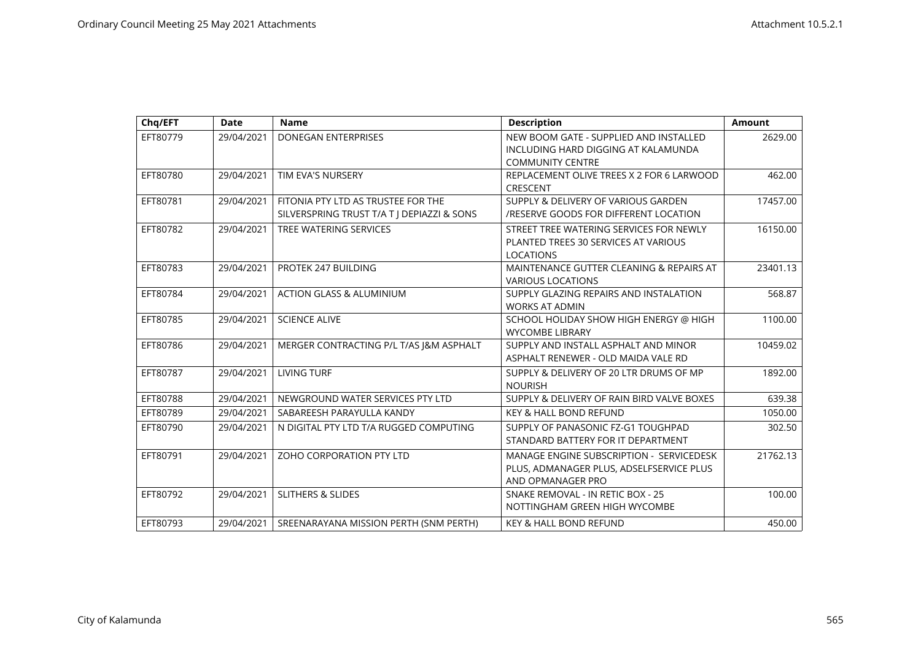| Chq/EFT | Date | Name | Description | Amount |
|---|---|---|---|---|
| EFT80779 | 29/04/2021 | DONEGAN ENTERPRISES | NEW BOOM GATE - SUPPLIED AND INSTALLED INCLUDING HARD DIGGING AT KALAMUNDA COMMUNITY CENTRE | 2629.00 |
| EFT80780 | 29/04/2021 | TIM EVA'S NURSERY | REPLACEMENT OLIVE TREES X 2 FOR 6 LARWOOD CRESCENT | 462.00 |
| EFT80781 | 29/04/2021 | FITONIA PTY LTD AS TRUSTEE FOR THE SILVERSPRING TRUST T/A T J DEPIAZZI & SONS | SUPPLY & DELIVERY OF VARIOUS GARDEN /RESERVE GOODS FOR DIFFERENT LOCATION | 17457.00 |
| EFT80782 | 29/04/2021 | TREE WATERING SERVICES | STREET TREE WATERING SERVICES FOR NEWLY PLANTED TREES 30 SERVICES AT VARIOUS LOCATIONS | 16150.00 |
| EFT80783 | 29/04/2021 | PROTEK 247 BUILDING | MAINTENANCE GUTTER CLEANING & REPAIRS AT VARIOUS LOCATIONS | 23401.13 |
| EFT80784 | 29/04/2021 | ACTION GLASS & ALUMINIUM | SUPPLY GLAZING REPAIRS AND INSTALATION WORKS AT ADMIN | 568.87 |
| EFT80785 | 29/04/2021 | SCIENCE ALIVE | SCHOOL HOLIDAY SHOW HIGH ENERGY @ HIGH WYCOMBE LIBRARY | 1100.00 |
| EFT80786 | 29/04/2021 | MERGER CONTRACTING P/L T/AS J&M ASPHALT | SUPPLY AND INSTALL ASPHALT AND MINOR ASPHALT RENEWER - OLD MAIDA VALE RD | 10459.02 |
| EFT80787 | 29/04/2021 | LIVING TURF | SUPPLY & DELIVERY OF 20 LTR DRUMS OF MP NOURISH | 1892.00 |
| EFT80788 | 29/04/2021 | NEWGROUND WATER SERVICES PTY LTD | SUPPLY & DELIVERY OF RAIN BIRD VALVE BOXES | 639.38 |
| EFT80789 | 29/04/2021 | SABAREESH PARAYULLA KANDY | KEY & HALL BOND REFUND | 1050.00 |
| EFT80790 | 29/04/2021 | N DIGITAL PTY LTD T/A RUGGED COMPUTING | SUPPLY OF PANASONIC FZ-G1 TOUGHPAD STANDARD BATTERY FOR IT DEPARTMENT | 302.50 |
| EFT80791 | 29/04/2021 | ZOHO CORPORATION PTY LTD | MANAGE ENGINE SUBSCRIPTION - SERVICEDESK PLUS, ADMANAGER PLUS, ADSELFSERVICE PLUS AND OPMANAGER PRO | 21762.13 |
| EFT80792 | 29/04/2021 | SLITHERS & SLIDES | SNAKE REMOVAL - IN RETIC BOX - 25 NOTTINGHAM GREEN HIGH WYCOMBE | 100.00 |
| EFT80793 | 29/04/2021 | SREENARAYANA MISSION PERTH (SNM PERTH) | KEY & HALL BOND REFUND | 450.00 |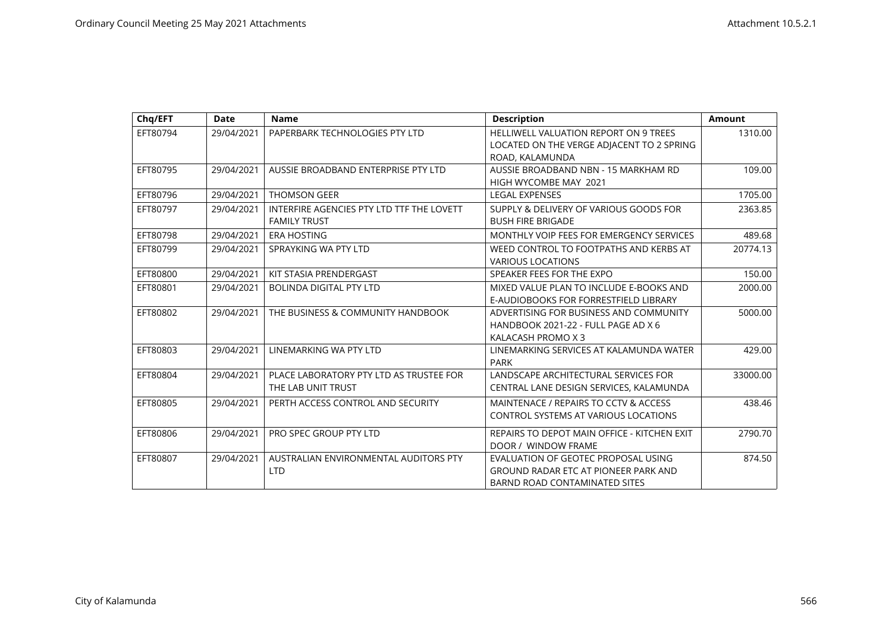| Chq/EFT | Date | Name | Description | Amount |
|---|---|---|---|---|
| EFT80794 | 29/04/2021 | PAPERBARK TECHNOLOGIES PTY LTD | HELLIWELL VALUATION REPORT ON 9 TREES LOCATED ON THE VERGE ADJACENT TO 2 SPRING ROAD, KALAMUNDA | 1310.00 |
| EFT80795 | 29/04/2021 | AUSSIE BROADBAND ENTERPRISE PTY LTD | AUSSIE BROADBAND NBN - 15 MARKHAM RD HIGH WYCOMBE MAY 2021 | 109.00 |
| EFT80796 | 29/04/2021 | THOMSON GEER | LEGAL EXPENSES | 1705.00 |
| EFT80797 | 29/04/2021 | INTERFIRE AGENCIES PTY LTD TTF THE LOVETT FAMILY TRUST | SUPPLY & DELIVERY OF VARIOUS GOODS FOR BUSH FIRE BRIGADE | 2363.85 |
| EFT80798 | 29/04/2021 | ERA HOSTING | MONTHLY VOIP FEES FOR EMERGENCY SERVICES | 489.68 |
| EFT80799 | 29/04/2021 | SPRAYKING WA PTY LTD | WEED CONTROL TO FOOTPATHS AND KERBS AT VARIOUS LOCATIONS | 20774.13 |
| EFT80800 | 29/04/2021 | KIT STASIA PRENDERGAST | SPEAKER FEES FOR THE EXPO | 150.00 |
| EFT80801 | 29/04/2021 | BOLINDA DIGITAL PTY LTD | MIXED VALUE PLAN TO INCLUDE E-BOOKS AND E-AUDIOBOOKS FOR FORRESTFIELD LIBRARY | 2000.00 |
| EFT80802 | 29/04/2021 | THE BUSINESS & COMMUNITY HANDBOOK | ADVERTISING FOR BUSINESS AND COMMUNITY HANDBOOK 2021-22 - FULL PAGE AD X 6 KALACASH PROMO X 3 | 5000.00 |
| EFT80803 | 29/04/2021 | LINEMARKING WA PTY LTD | LINEMARKING SERVICES AT KALAMUNDA WATER PARK | 429.00 |
| EFT80804 | 29/04/2021 | PLACE LABORATORY PTY LTD AS TRUSTEE FOR THE LAB UNIT TRUST | LANDSCAPE ARCHITECTURAL SERVICES FOR CENTRAL LANE DESIGN SERVICES, KALAMUNDA | 33000.00 |
| EFT80805 | 29/04/2021 | PERTH ACCESS CONTROL AND SECURITY | MAINTENACE / REPAIRS TO CCTV & ACCESS CONTROL SYSTEMS AT VARIOUS LOCATIONS | 438.46 |
| EFT80806 | 29/04/2021 | PRO SPEC GROUP PTY LTD | REPAIRS TO DEPOT MAIN OFFICE - KITCHEN EXIT DOOR / WINDOW FRAME | 2790.70 |
| EFT80807 | 29/04/2021 | AUSTRALIAN ENVIRONMENTAL AUDITORS PTY LTD | EVALUATION OF GEOTEC PROPOSAL USING GROUND RADAR ETC AT PIONEER PARK AND BARND ROAD CONTAMINATED SITES | 874.50 |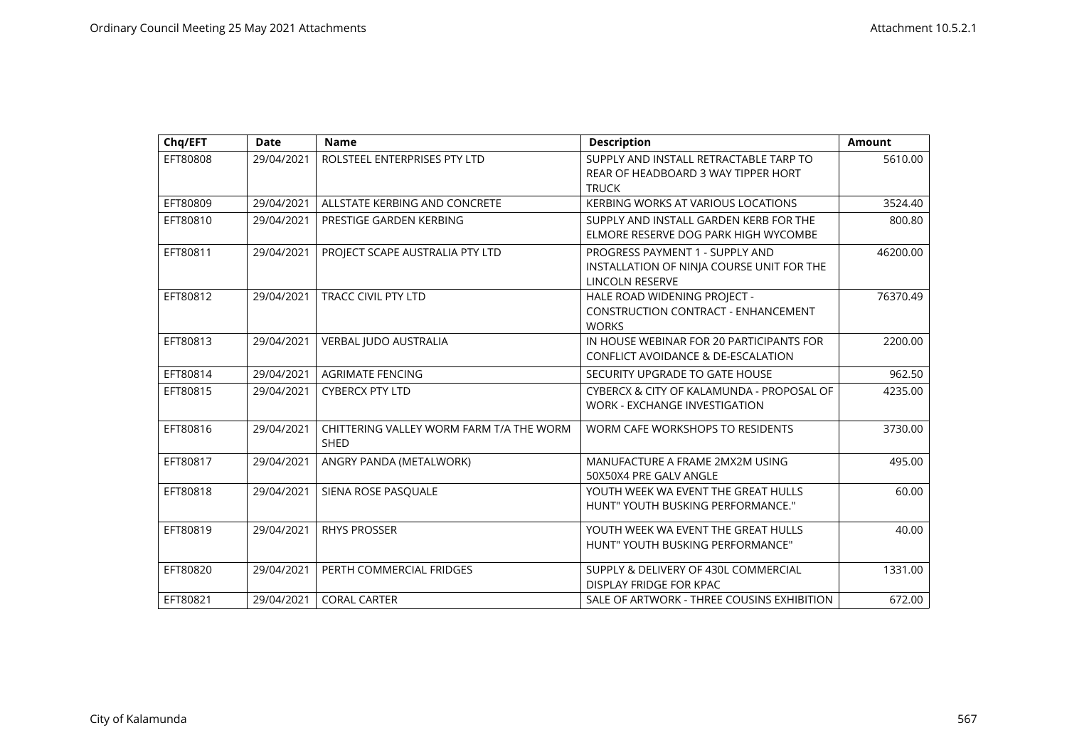| Chq/EFT | Date | Name | Description | Amount |
|---|---|---|---|---|
| EFT80808 | 29/04/2021 | ROLSTEEL ENTERPRISES PTY LTD | SUPPLY AND INSTALL RETRACTABLE TARP TO REAR OF HEADBOARD 3 WAY TIPPER HORT TRUCK | 5610.00 |
| EFT80809 | 29/04/2021 | ALLSTATE KERBING AND CONCRETE | KERBING WORKS AT VARIOUS LOCATIONS | 3524.40 |
| EFT80810 | 29/04/2021 | PRESTIGE GARDEN KERBING | SUPPLY AND INSTALL GARDEN KERB FOR THE ELMORE RESERVE DOG PARK HIGH WYCOMBE | 800.80 |
| EFT80811 | 29/04/2021 | PROJECT SCAPE AUSTRALIA PTY LTD | PROGRESS PAYMENT 1 - SUPPLY AND INSTALLATION OF NINJA COURSE UNIT FOR THE LINCOLN RESERVE | 46200.00 |
| EFT80812 | 29/04/2021 | TRACC CIVIL PTY LTD | HALE ROAD WIDENING PROJECT - CONSTRUCTION CONTRACT - ENHANCEMENT WORKS | 76370.49 |
| EFT80813 | 29/04/2021 | VERBAL JUDO AUSTRALIA | IN HOUSE WEBINAR FOR 20 PARTICIPANTS FOR CONFLICT AVOIDANCE & DE-ESCALATION | 2200.00 |
| EFT80814 | 29/04/2021 | AGRIMATE FENCING | SECURITY UPGRADE TO GATE HOUSE | 962.50 |
| EFT80815 | 29/04/2021 | CYBERCX PTY LTD | CYBERCX & CITY OF KALAMUNDA - PROPOSAL OF WORK - EXCHANGE INVESTIGATION | 4235.00 |
| EFT80816 | 29/04/2021 | CHITTERING VALLEY WORM FARM T/A THE WORM SHED | WORM CAFE WORKSHOPS TO RESIDENTS | 3730.00 |
| EFT80817 | 29/04/2021 | ANGRY PANDA (METALWORK) | MANUFACTURE A FRAME 2MX2M USING 50X50X4 PRE GALV ANGLE | 495.00 |
| EFT80818 | 29/04/2021 | SIENA ROSE PASQUALE | YOUTH WEEK WA EVENT THE GREAT HULLS HUNT" YOUTH BUSKING PERFORMANCE." | 60.00 |
| EFT80819 | 29/04/2021 | RHYS PROSSER | YOUTH WEEK WA EVENT THE GREAT HULLS HUNT" YOUTH BUSKING PERFORMANCE" | 40.00 |
| EFT80820 | 29/04/2021 | PERTH COMMERCIAL FRIDGES | SUPPLY & DELIVERY OF 430L COMMERCIAL DISPLAY FRIDGE FOR KPAC | 1331.00 |
| EFT80821 | 29/04/2021 | CORAL CARTER | SALE OF ARTWORK - THREE COUSINS EXHIBITION | 672.00 |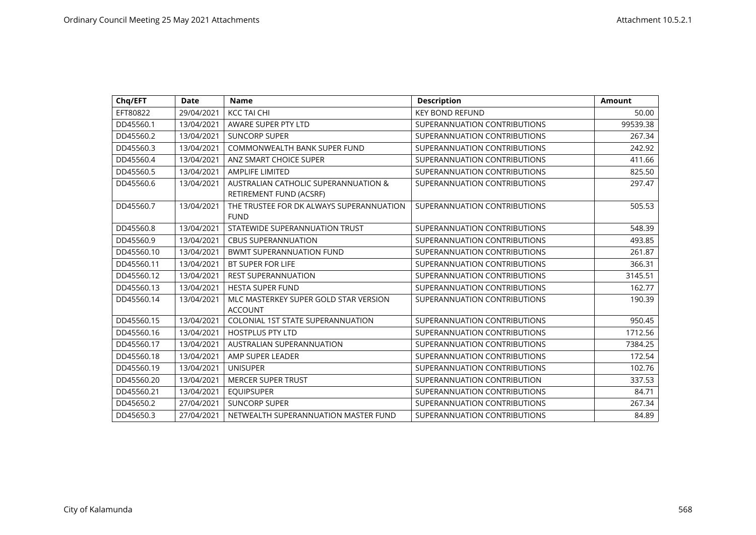| Chq/EFT | Date | Name | Description | Amount |
|---|---|---|---|---|
| EFT80822 | 29/04/2021 | KCC TAI CHI | KEY BOND REFUND | 50.00 |
| DD45560.1 | 13/04/2021 | AWARE SUPER PTY LTD | SUPERANNUATION CONTRIBUTIONS | 99539.38 |
| DD45560.2 | 13/04/2021 | SUNCORP SUPER | SUPERANNUATION CONTRIBUTIONS | 267.34 |
| DD45560.3 | 13/04/2021 | COMMONWEALTH BANK SUPER FUND | SUPERANNUATION CONTRIBUTIONS | 242.92 |
| DD45560.4 | 13/04/2021 | ANZ SMART CHOICE SUPER | SUPERANNUATION CONTRIBUTIONS | 411.66 |
| DD45560.5 | 13/04/2021 | AMPLIFE LIMITED | SUPERANNUATION CONTRIBUTIONS | 825.50 |
| DD45560.6 | 13/04/2021 | AUSTRALIAN CATHOLIC SUPERANNUATION & RETIREMENT FUND (ACSRF) | SUPERANNUATION CONTRIBUTIONS | 297.47 |
| DD45560.7 | 13/04/2021 | THE TRUSTEE FOR DK ALWAYS SUPERANNUATION FUND | SUPERANNUATION CONTRIBUTIONS | 505.53 |
| DD45560.8 | 13/04/2021 | STATEWIDE SUPERANNUATION TRUST | SUPERANNUATION CONTRIBUTIONS | 548.39 |
| DD45560.9 | 13/04/2021 | CBUS SUPERANNUATION | SUPERANNUATION CONTRIBUTIONS | 493.85 |
| DD45560.10 | 13/04/2021 | BWMT SUPERANNUATION FUND | SUPERANNUATION CONTRIBUTIONS | 261.87 |
| DD45560.11 | 13/04/2021 | BT SUPER FOR LIFE | SUPERANNUATION CONTRIBUTIONS | 366.31 |
| DD45560.12 | 13/04/2021 | REST SUPERANNUATION | SUPERANNUATION CONTRIBUTIONS | 3145.51 |
| DD45560.13 | 13/04/2021 | HESTA SUPER FUND | SUPERANNUATION CONTRIBUTIONS | 162.77 |
| DD45560.14 | 13/04/2021 | MLC MASTERKEY SUPER GOLD STAR VERSION ACCOUNT | SUPERANNUATION CONTRIBUTIONS | 190.39 |
| DD45560.15 | 13/04/2021 | COLONIAL 1ST STATE SUPERANNUATION | SUPERANNUATION CONTRIBUTIONS | 950.45 |
| DD45560.16 | 13/04/2021 | HOSTPLUS PTY LTD | SUPERANNUATION CONTRIBUTIONS | 1712.56 |
| DD45560.17 | 13/04/2021 | AUSTRALIAN SUPERANNUATION | SUPERANNUATION CONTRIBUTIONS | 7384.25 |
| DD45560.18 | 13/04/2021 | AMP SUPER LEADER | SUPERANNUATION CONTRIBUTIONS | 172.54 |
| DD45560.19 | 13/04/2021 | UNISUPER | SUPERANNUATION CONTRIBUTIONS | 102.76 |
| DD45560.20 | 13/04/2021 | MERCER SUPER TRUST | SUPERANNUATION CONTRIBUTION | 337.53 |
| DD45560.21 | 13/04/2021 | EQUIPSUPER | SUPERANNUATION CONTRIBUTIONS | 84.71 |
| DD45650.2 | 27/04/2021 | SUNCORP SUPER | SUPERANNUATION CONTRIBUTIONS | 267.34 |
| DD45650.3 | 27/04/2021 | NETWEALTH SUPERANNUATION MASTER FUND | SUPERANNUATION CONTRIBUTIONS | 84.89 |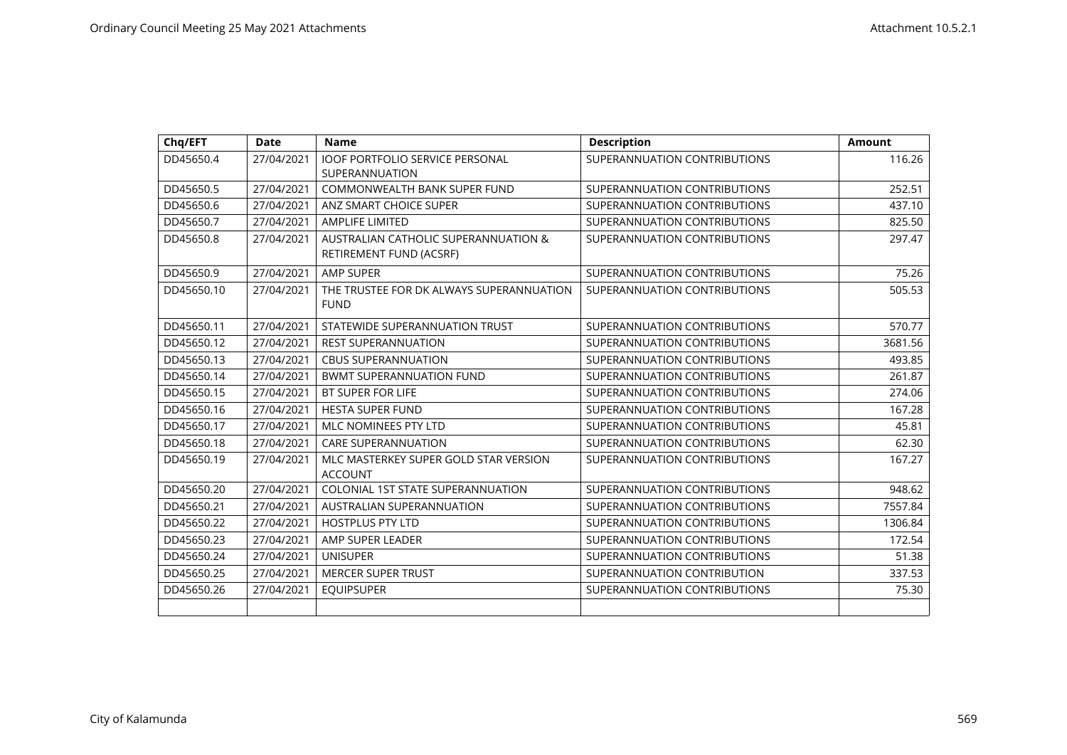| Chq/EFT | Date | Name | Description | Amount |
|---|---|---|---|---|
| DD45650.4 | 27/04/2021 | IOOF PORTFOLIO SERVICE PERSONAL SUPERANNUATION | SUPERANNUATION CONTRIBUTIONS | 116.26 |
| DD45650.5 | 27/04/2021 | COMMONWEALTH BANK SUPER FUND | SUPERANNUATION CONTRIBUTIONS | 252.51 |
| DD45650.6 | 27/04/2021 | ANZ SMART CHOICE SUPER | SUPERANNUATION CONTRIBUTIONS | 437.10 |
| DD45650.7 | 27/04/2021 | AMPLIFE LIMITED | SUPERANNUATION CONTRIBUTIONS | 825.50 |
| DD45650.8 | 27/04/2021 | AUSTRALIAN CATHOLIC SUPERANNUATION & RETIREMENT FUND (ACSRF) | SUPERANNUATION CONTRIBUTIONS | 297.47 |
| DD45650.9 | 27/04/2021 | AMP SUPER | SUPERANNUATION CONTRIBUTIONS | 75.26 |
| DD45650.10 | 27/04/2021 | THE TRUSTEE FOR DK ALWAYS SUPERANNUATION FUND | SUPERANNUATION CONTRIBUTIONS | 505.53 |
| DD45650.11 | 27/04/2021 | STATEWIDE SUPERANNUATION TRUST | SUPERANNUATION CONTRIBUTIONS | 570.77 |
| DD45650.12 | 27/04/2021 | REST SUPERANNUATION | SUPERANNUATION CONTRIBUTIONS | 3681.56 |
| DD45650.13 | 27/04/2021 | CBUS SUPERANNUATION | SUPERANNUATION CONTRIBUTIONS | 493.85 |
| DD45650.14 | 27/04/2021 | BWMT SUPERANNUATION FUND | SUPERANNUATION CONTRIBUTIONS | 261.87 |
| DD45650.15 | 27/04/2021 | BT SUPER FOR LIFE | SUPERANNUATION CONTRIBUTIONS | 274.06 |
| DD45650.16 | 27/04/2021 | HESTA SUPER FUND | SUPERANNUATION CONTRIBUTIONS | 167.28 |
| DD45650.17 | 27/04/2021 | MLC NOMINEES PTY LTD | SUPERANNUATION CONTRIBUTIONS | 45.81 |
| DD45650.18 | 27/04/2021 | CARE SUPERANNUATION | SUPERANNUATION CONTRIBUTIONS | 62.30 |
| DD45650.19 | 27/04/2021 | MLC MASTERKEY SUPER GOLD STAR VERSION ACCOUNT | SUPERANNUATION CONTRIBUTIONS | 167.27 |
| DD45650.20 | 27/04/2021 | COLONIAL 1ST STATE SUPERANNUATION | SUPERANNUATION CONTRIBUTIONS | 948.62 |
| DD45650.21 | 27/04/2021 | AUSTRALIAN SUPERANNUATION | SUPERANNUATION CONTRIBUTIONS | 7557.84 |
| DD45650.22 | 27/04/2021 | HOSTPLUS PTY LTD | SUPERANNUATION CONTRIBUTIONS | 1306.84 |
| DD45650.23 | 27/04/2021 | AMP SUPER LEADER | SUPERANNUATION CONTRIBUTIONS | 172.54 |
| DD45650.24 | 27/04/2021 | UNISUPER | SUPERANNUATION CONTRIBUTIONS | 51.38 |
| DD45650.25 | 27/04/2021 | MERCER SUPER TRUST | SUPERANNUATION CONTRIBUTION | 337.53 |
| DD45650.26 | 27/04/2021 | EQUIPSUPER | SUPERANNUATION CONTRIBUTIONS | 75.30 |
| | | | | |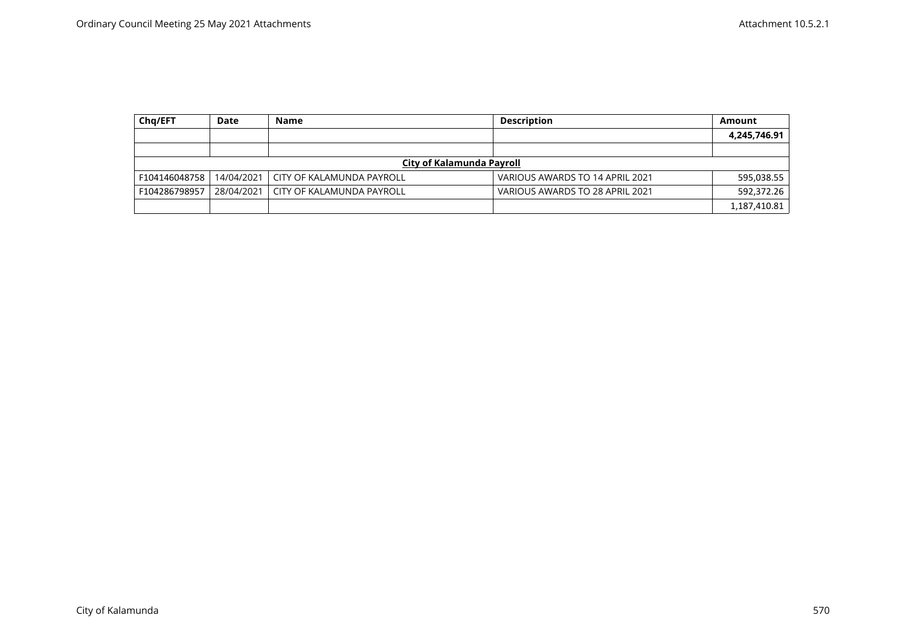| Chq/EFT | Date | Name | Description | Amount |
|---|---|---|---|---|
| | | | | **4,245,746.91** |
| | | | | |
| **City of Kalamunda Payroll** | | | | |
| F104146048758 | 14/04/2021 | CITY OF KALAMUNDA PAYROLL | VARIOUS AWARDS TO 14 APRIL 2021 | 595,038.55 |
| F104286798957 | 28/04/2021 | CITY OF KALAMUNDA PAYROLL | VARIOUS AWARDS TO 28 APRIL 2021 | 592,372.26 |
| | | | | 1,187,410.81 |